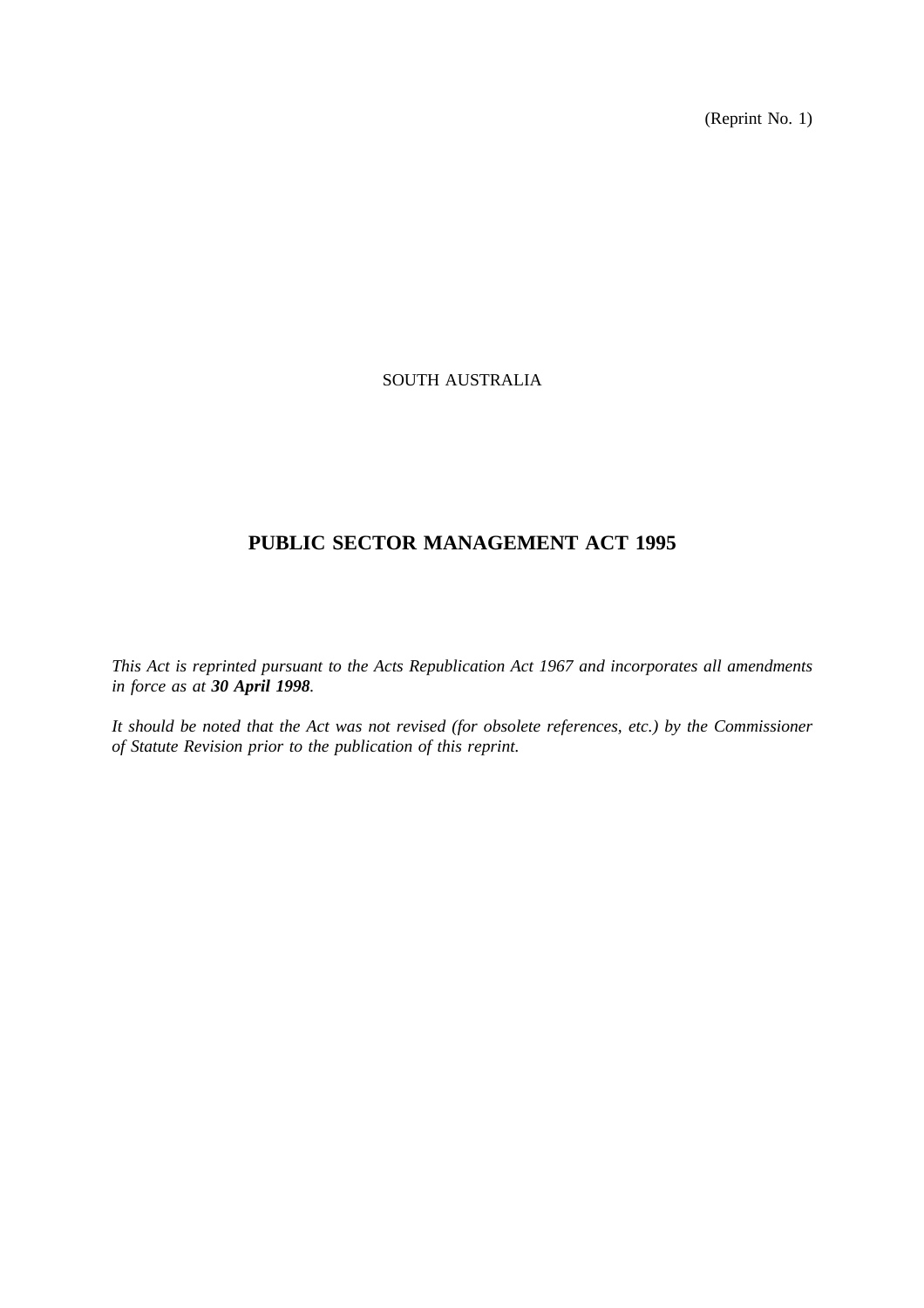(Reprint No. 1)

SOUTH AUSTRALIA

# PUBLIC SECTOR MANAGEMENT ACT 1995

*This Act is reprinted pursuant to the Acts Republication Act 1967 and incorporates all amendments in force as at **30 April 1998**.*

*It should be noted that the Act was not revised (for obsolete references, etc.) by the Commissioner of Statute Revision prior to the publication of this reprint.*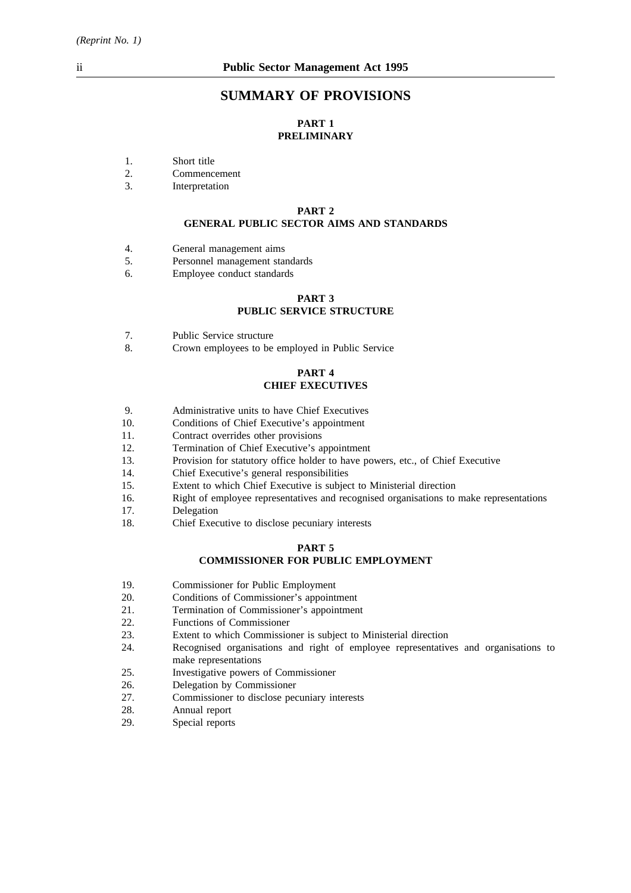# SUMMARY OF PROVISIONS

## PART 1
## PRELIMINARY

1. Short title
2. Commencement
3. Interpretation

## PART 2
## GENERAL PUBLIC SECTOR AIMS AND STANDARDS

4. General management aims
5. Personnel management standards
6. Employee conduct standards

## PART 3
## PUBLIC SERVICE STRUCTURE

7. Public Service structure
8. Crown employees to be employed in Public Service

## PART 4
## CHIEF EXECUTIVES

9. Administrative units to have Chief Executives
10. Conditions of Chief Executive's appointment
11. Contract overrides other provisions
12. Termination of Chief Executive's appointment
13. Provision for statutory office holder to have powers, etc., of Chief Executive
14. Chief Executive's general responsibilities
15. Extent to which Chief Executive is subject to Ministerial direction
16. Right of employee representatives and recognised organisations to make representations
17. Delegation
18. Chief Executive to disclose pecuniary interests

## PART 5
## COMMISSIONER FOR PUBLIC EMPLOYMENT

19. Commissioner for Public Employment
20. Conditions of Commissioner's appointment
21. Termination of Commissioner's appointment
22. Functions of Commissioner
23. Extent to which Commissioner is subject to Ministerial direction
24. Recognised organisations and right of employee representatives and organisations to make representations
25. Investigative powers of Commissioner
26. Delegation by Commissioner
27. Commissioner to disclose pecuniary interests
28. Annual report
29. Special reports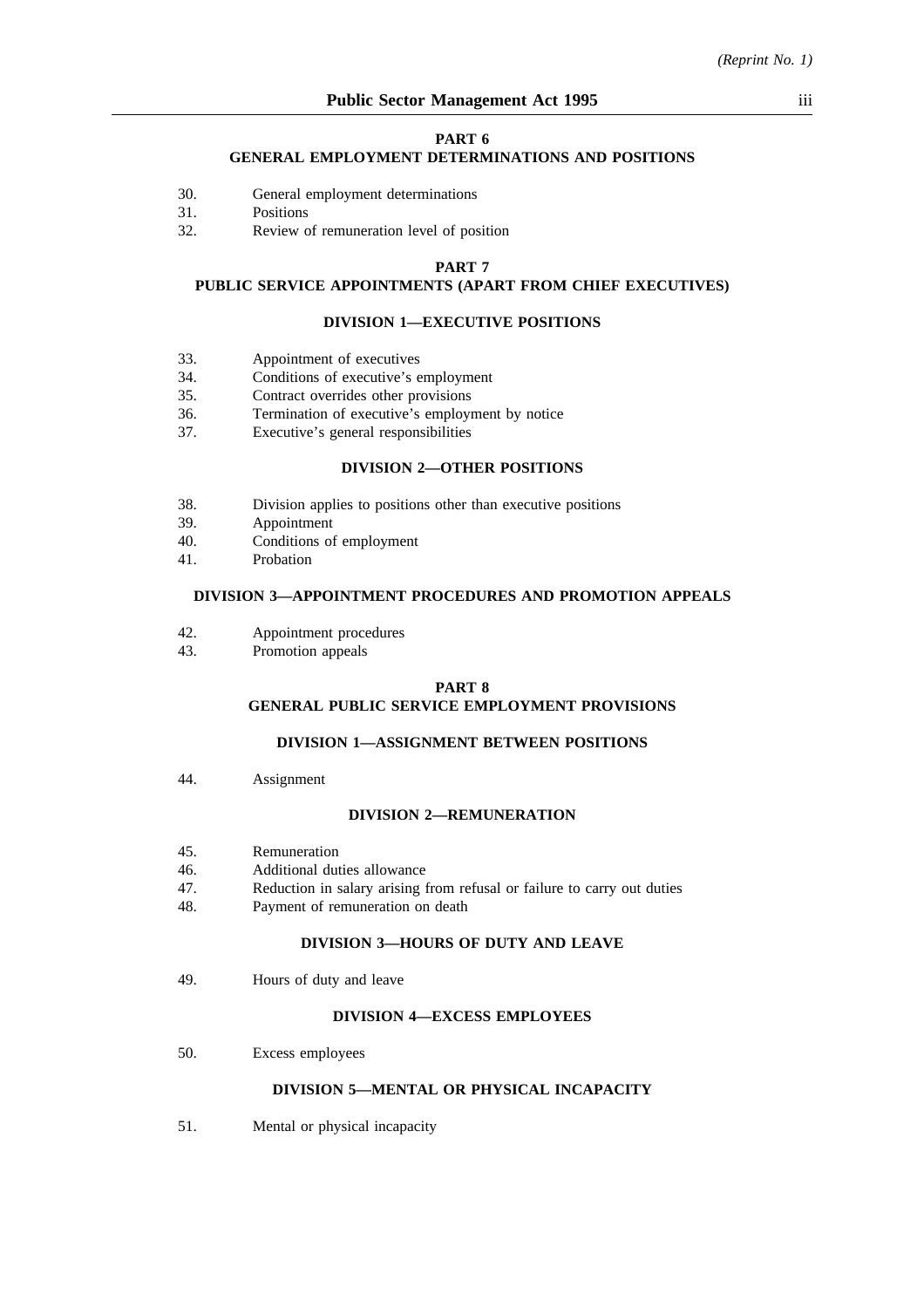## PART 6
## GENERAL EMPLOYMENT DETERMINATIONS AND POSITIONS

30. General employment determinations
31. Positions
32. Review of remuneration level of position

## PART 7
## PUBLIC SERVICE APPOINTMENTS (APART FROM CHIEF EXECUTIVES)

### DIVISION 1—EXECUTIVE POSITIONS

33. Appointment of executives
34. Conditions of executive's employment
35. Contract overrides other provisions
36. Termination of executive's employment by notice
37. Executive's general responsibilities

### DIVISION 2—OTHER POSITIONS

38. Division applies to positions other than executive positions
39. Appointment
40. Conditions of employment
41. Probation

### DIVISION 3—APPOINTMENT PROCEDURES AND PROMOTION APPEALS

42. Appointment procedures
43. Promotion appeals

## PART 8
## GENERAL PUBLIC SERVICE EMPLOYMENT PROVISIONS

### DIVISION 1—ASSIGNMENT BETWEEN POSITIONS

44. Assignment

### DIVISION 2—REMUNERATION

45. Remuneration
46. Additional duties allowance
47. Reduction in salary arising from refusal or failure to carry out duties
48. Payment of remuneration on death

### DIVISION 3—HOURS OF DUTY AND LEAVE

49. Hours of duty and leave

### DIVISION 4—EXCESS EMPLOYEES

50. Excess employees

### DIVISION 5—MENTAL OR PHYSICAL INCAPACITY

51. Mental or physical incapacity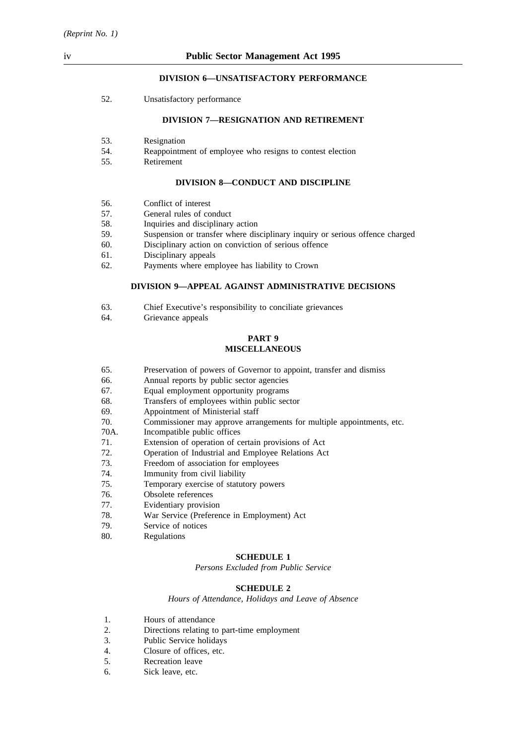#### DIVISION 6—UNSATISFACTORY PERFORMANCE

52. Unsatisfactory performance

#### DIVISION 7—RESIGNATION AND RETIREMENT

53. Resignation
54. Reappointment of employee who resigns to contest election
55. Retirement

#### DIVISION 8—CONDUCT AND DISCIPLINE

56. Conflict of interest
57. General rules of conduct
58. Inquiries and disciplinary action
59. Suspension or transfer where disciplinary inquiry or serious offence charged
60. Disciplinary action on conviction of serious offence
61. Disciplinary appeals
62. Payments where employee has liability to Crown

#### DIVISION 9—APPEAL AGAINST ADMINISTRATIVE DECISIONS

63. Chief Executive's responsibility to conciliate grievances
64. Grievance appeals

### PART 9
### MISCELLANEOUS

65. Preservation of powers of Governor to appoint, transfer and dismiss
66. Annual reports by public sector agencies
67. Equal employment opportunity programs
68. Transfers of employees within public sector
69. Appointment of Ministerial staff
70. Commissioner may approve arrangements for multiple appointments, etc.
70A. Incompatible public offices
71. Extension of operation of certain provisions of Act
72. Operation of Industrial and Employee Relations Act
73. Freedom of association for employees
74. Immunity from civil liability
75. Temporary exercise of statutory powers
76. Obsolete references
77. Evidentiary provision
78. War Service (Preference in Employment) Act
79. Service of notices
80. Regulations

### SCHEDULE 1

*Persons Excluded from Public Service*

### SCHEDULE 2

*Hours of Attendance, Holidays and Leave of Absence*

1. Hours of attendance
2. Directions relating to part-time employment
3. Public Service holidays
4. Closure of offices, etc.
5. Recreation leave
6. Sick leave, etc.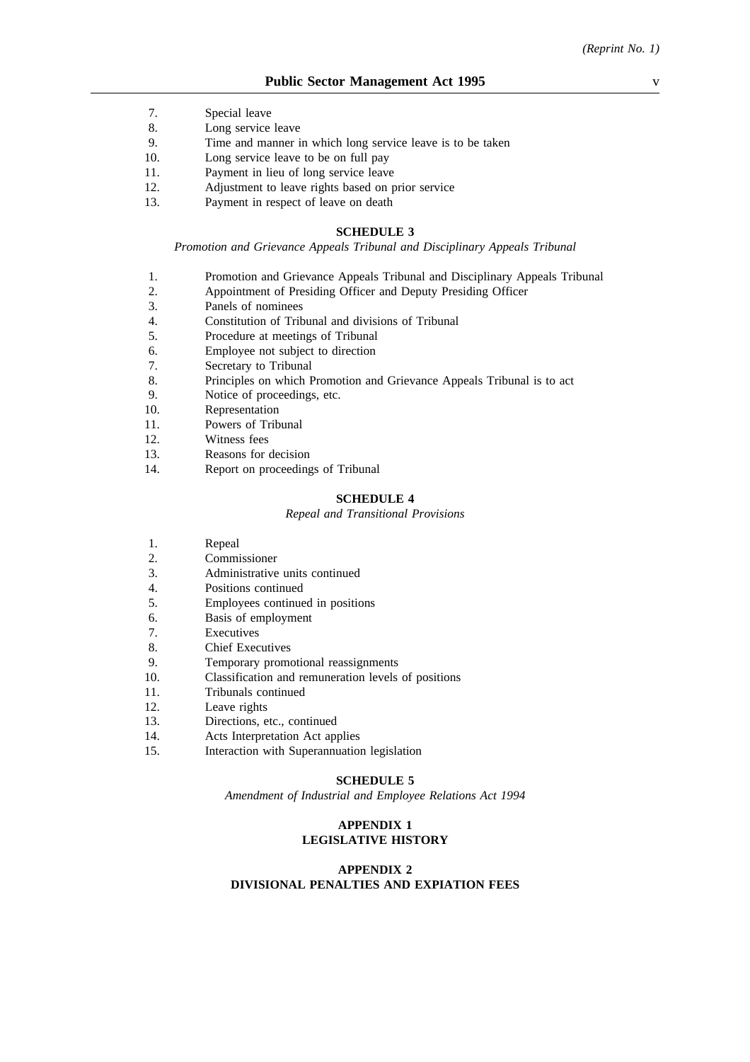7. Special leave
8. Long service leave
9. Time and manner in which long service leave is to be taken
10. Long service leave to be on full pay
11. Payment in lieu of long service leave
12. Adjustment to leave rights based on prior service
13. Payment in respect of leave on death

**SCHEDULE 3**

*Promotion and Grievance Appeals Tribunal and Disciplinary Appeals Tribunal*

1. Promotion and Grievance Appeals Tribunal and Disciplinary Appeals Tribunal
2. Appointment of Presiding Officer and Deputy Presiding Officer
3. Panels of nominees
4. Constitution of Tribunal and divisions of Tribunal
5. Procedure at meetings of Tribunal
6. Employee not subject to direction
7. Secretary to Tribunal
8. Principles on which Promotion and Grievance Appeals Tribunal is to act
9. Notice of proceedings, etc.
10. Representation
11. Powers of Tribunal
12. Witness fees
13. Reasons for decision
14. Report on proceedings of Tribunal

**SCHEDULE 4**

*Repeal and Transitional Provisions*

1. Repeal
2. Commissioner
3. Administrative units continued
4. Positions continued
5. Employees continued in positions
6. Basis of employment
7. Executives
8. Chief Executives
9. Temporary promotional reassignments
10. Classification and remuneration levels of positions
11. Tribunals continued
12. Leave rights
13. Directions, etc., continued
14. Acts Interpretation Act applies
15. Interaction with Superannuation legislation

**SCHEDULE 5**

*Amendment of Industrial and Employee Relations Act 1994*

**APPENDIX 1**
**LEGISLATIVE HISTORY**

**APPENDIX 2**
**DIVISIONAL PENALTIES AND EXPIATION FEES**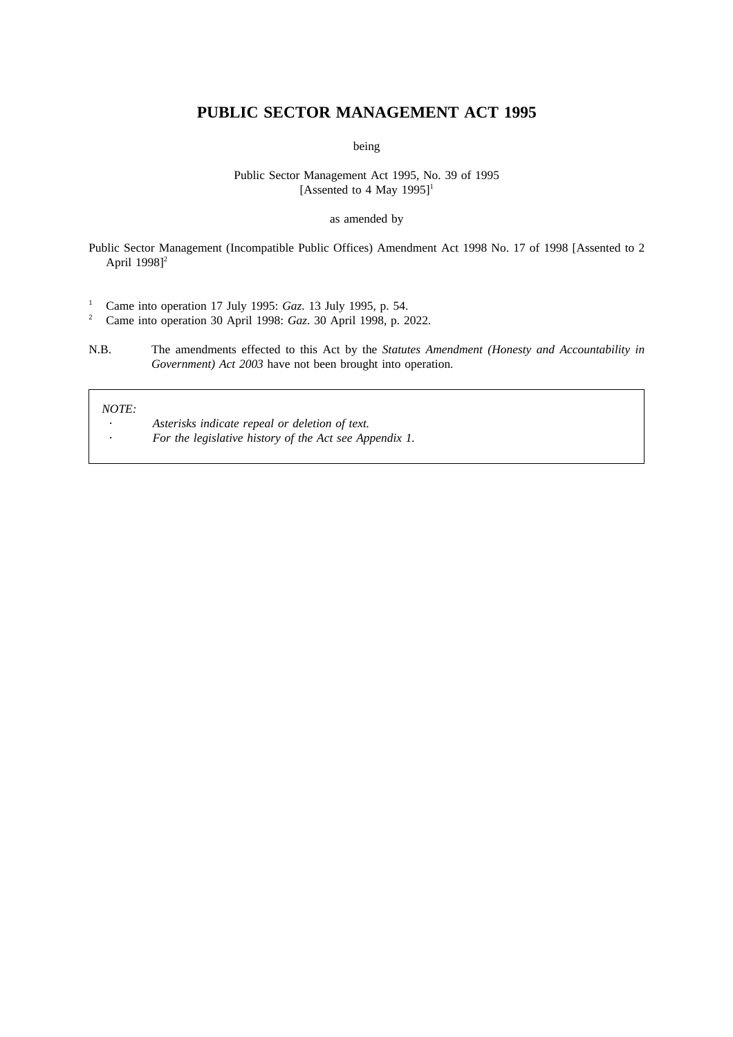# PUBLIC SECTOR MANAGEMENT ACT 1995

being

Public Sector Management Act 1995, No. 39 of 1995
[Assented to 4 May 1995][1]

as amended by

Public Sector Management (Incompatible Public Offices) Amendment Act 1998 No. 17 of 1998 [Assented to 2 April 1998][2]

[1] Came into operation 17 July 1995: *Gaz*. 13 July 1995, p. 54.

[2] Came into operation 30 April 1998: *Gaz*. 30 April 1998, p. 2022.

N.B. The amendments effected to this Act by the *Statutes Amendment (Honesty and Accountability in Government) Act 2003* have not been brought into operation.

*NOTE:*

- *Asterisks indicate repeal or deletion of text.*
- *For the legislative history of the Act see Appendix 1.*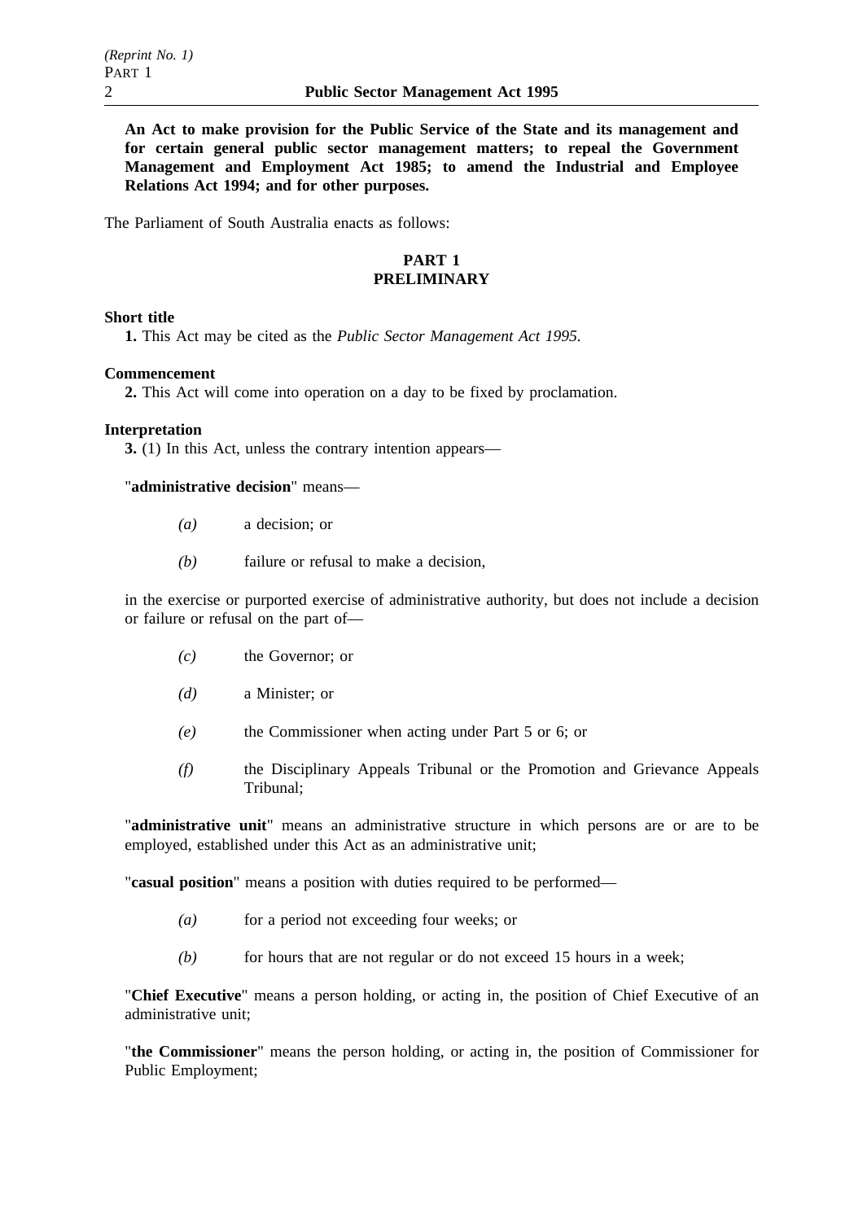**An Act to make provision for the Public Service of the State and its management and for certain general public sector management matters; to repeal the Government Management and Employment Act 1985; to amend the Industrial and Employee Relations Act 1994; and for other purposes.**

The Parliament of South Australia enacts as follows:

## PART 1
## PRELIMINARY

**Short title**

**1.** This Act may be cited as the *Public Sector Management Act 1995*.

**Commencement**

**2.** This Act will come into operation on a day to be fixed by proclamation.

**Interpretation**

**3.** (1) In this Act, unless the contrary intention appears—

"**administrative decision**" means—

*(a)* a decision; or

*(b)* failure or refusal to make a decision,

in the exercise or purported exercise of administrative authority, but does not include a decision or failure or refusal on the part of—

*(c)* the Governor; or

*(d)* a Minister; or

*(e)* the Commissioner when acting under Part 5 or 6; or

*(f)* the Disciplinary Appeals Tribunal or the Promotion and Grievance Appeals Tribunal;

"**administrative unit**" means an administrative structure in which persons are or are to be employed, established under this Act as an administrative unit;

"**casual position**" means a position with duties required to be performed—

*(a)* for a period not exceeding four weeks; or

*(b)* for hours that are not regular or do not exceed 15 hours in a week;

"**Chief Executive**" means a person holding, or acting in, the position of Chief Executive of an administrative unit;

"**the Commissioner**" means the person holding, or acting in, the position of Commissioner for Public Employment;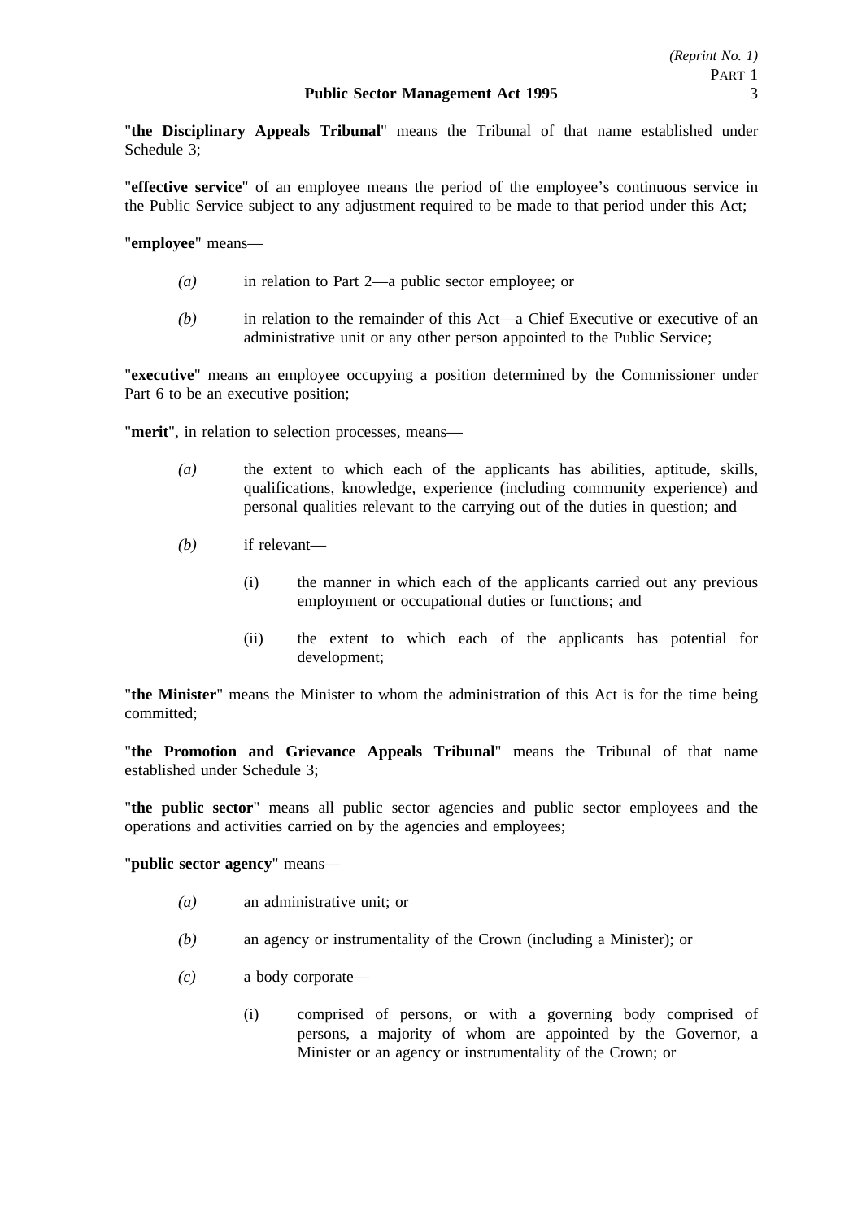"**the Disciplinary Appeals Tribunal**" means the Tribunal of that name established under Schedule 3;

"**effective service**" of an employee means the period of the employee's continuous service in the Public Service subject to any adjustment required to be made to that period under this Act;

"**employee**" means—

*(a)* in relation to Part 2—a public sector employee; or

*(b)* in relation to the remainder of this Act—a Chief Executive or executive of an administrative unit or any other person appointed to the Public Service;

"**executive**" means an employee occupying a position determined by the Commissioner under Part 6 to be an executive position;

"**merit**", in relation to selection processes, means—

*(a)* the extent to which each of the applicants has abilities, aptitude, skills, qualifications, knowledge, experience (including community experience) and personal qualities relevant to the carrying out of the duties in question; and

*(b)* if relevant—

(i) the manner in which each of the applicants carried out any previous employment or occupational duties or functions; and

(ii) the extent to which each of the applicants has potential for development;

"**the Minister**" means the Minister to whom the administration of this Act is for the time being committed;

"**the Promotion and Grievance Appeals Tribunal**" means the Tribunal of that name established under Schedule 3;

"**the public sector**" means all public sector agencies and public sector employees and the operations and activities carried on by the agencies and employees;

"**public sector agency**" means—

*(a)* an administrative unit; or

*(b)* an agency or instrumentality of the Crown (including a Minister); or

*(c)* a body corporate—

(i) comprised of persons, or with a governing body comprised of persons, a majority of whom are appointed by the Governor, a Minister or an agency or instrumentality of the Crown; or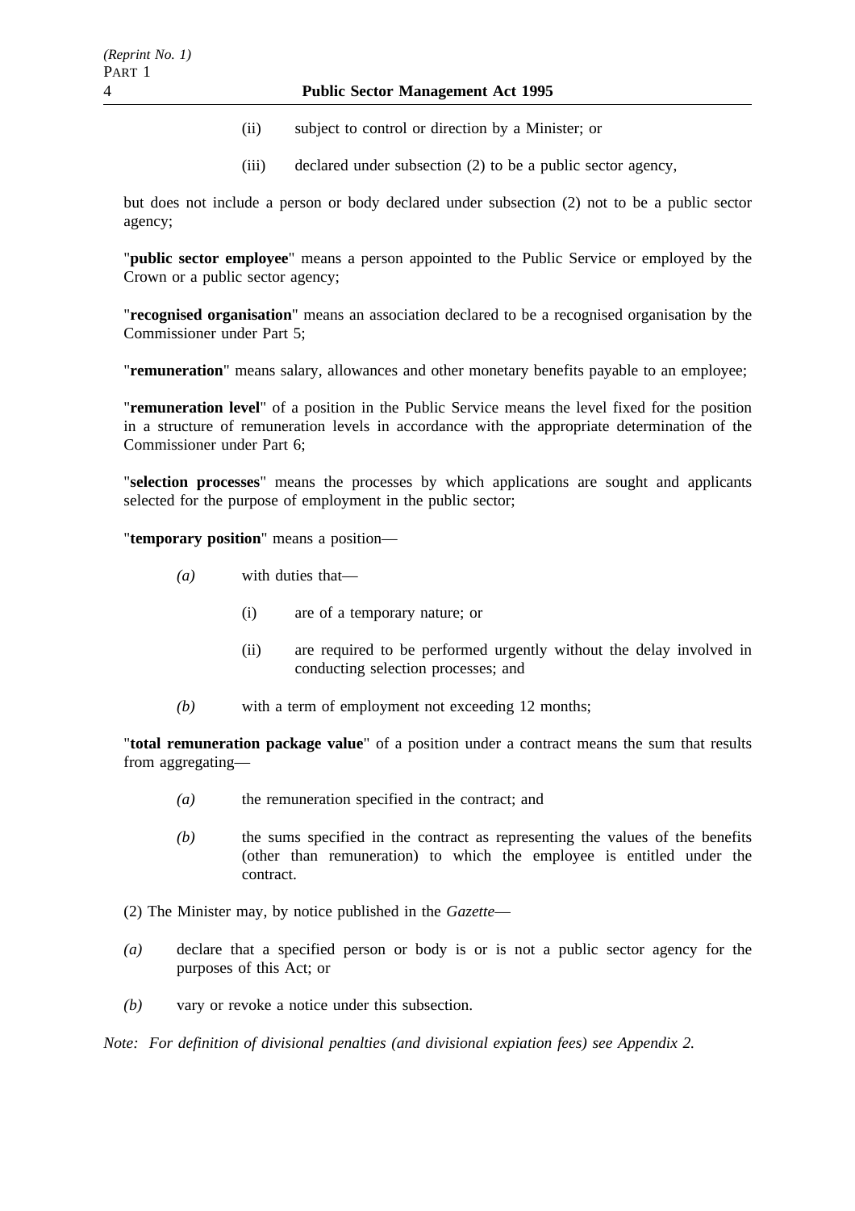(ii) subject to control or direction by a Minister; or

(iii) declared under subsection (2) to be a public sector agency,

but does not include a person or body declared under subsection (2) not to be a public sector agency;

"**public sector employee**" means a person appointed to the Public Service or employed by the Crown or a public sector agency;

"**recognised organisation**" means an association declared to be a recognised organisation by the Commissioner under Part 5;

"**remuneration**" means salary, allowances and other monetary benefits payable to an employee;

"**remuneration level**" of a position in the Public Service means the level fixed for the position in a structure of remuneration levels in accordance with the appropriate determination of the Commissioner under Part 6;

"**selection processes**" means the processes by which applications are sought and applicants selected for the purpose of employment in the public sector;

"**temporary position**" means a position—

*(a)* with duties that—

(i) are of a temporary nature; or

(ii) are required to be performed urgently without the delay involved in conducting selection processes; and

*(b)* with a term of employment not exceeding 12 months;

"**total remuneration package value**" of a position under a contract means the sum that results from aggregating—

*(a)* the remuneration specified in the contract; and

*(b)* the sums specified in the contract as representing the values of the benefits (other than remuneration) to which the employee is entitled under the contract.

(2) The Minister may, by notice published in the *Gazette*—

*(a)* declare that a specified person or body is or is not a public sector agency for the purposes of this Act; or

*(b)* vary or revoke a notice under this subsection.

*Note: For definition of divisional penalties (and divisional expiation fees) see Appendix 2.*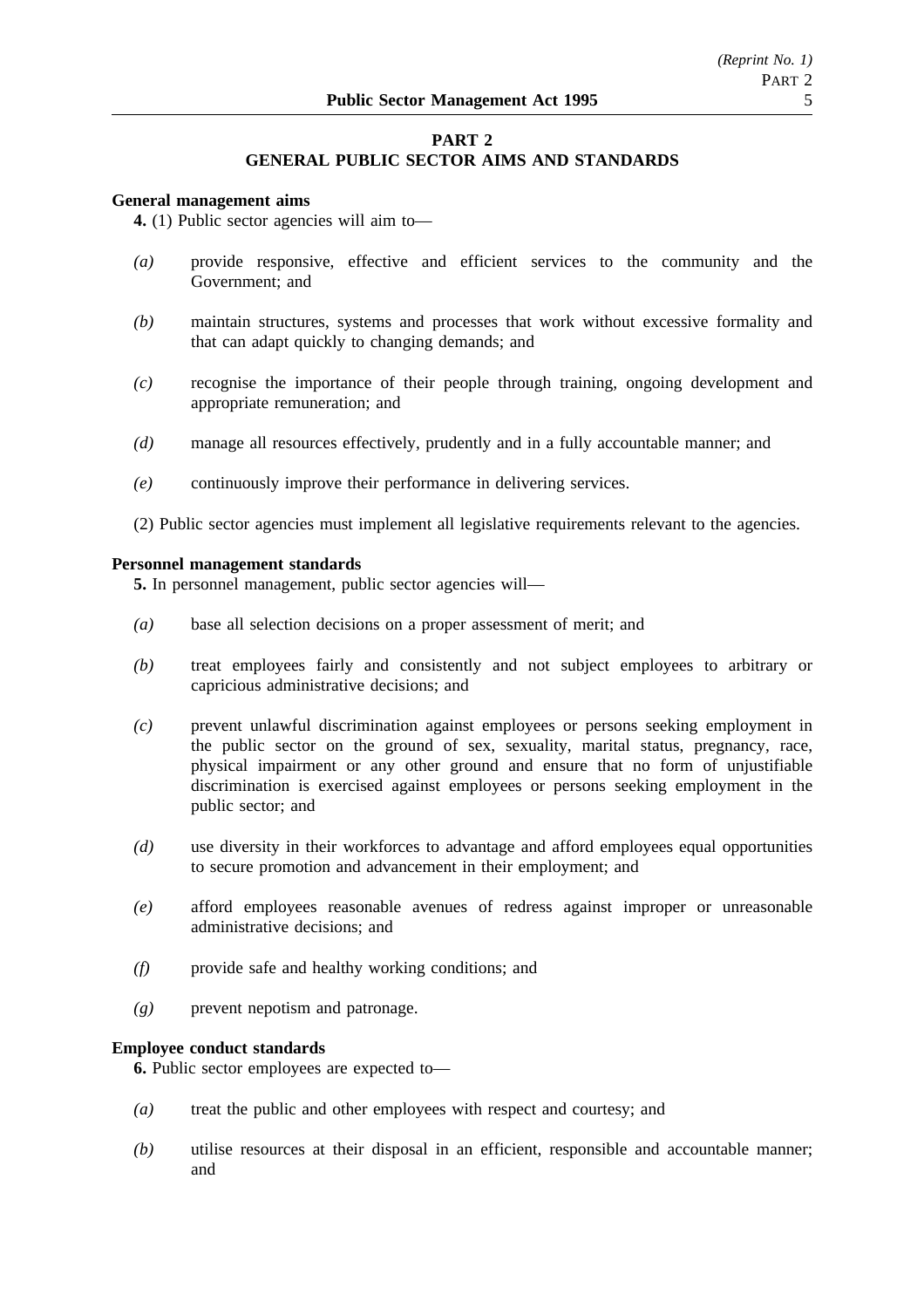## PART 2
## GENERAL PUBLIC SECTOR AIMS AND STANDARDS

**General management aims**

**4.** (1) Public sector agencies will aim to—

*(a)* provide responsive, effective and efficient services to the community and the Government; and

*(b)* maintain structures, systems and processes that work without excessive formality and that can adapt quickly to changing demands; and

*(c)* recognise the importance of their people through training, ongoing development and appropriate remuneration; and

*(d)* manage all resources effectively, prudently and in a fully accountable manner; and

*(e)* continuously improve their performance in delivering services.

(2) Public sector agencies must implement all legislative requirements relevant to the agencies.

**Personnel management standards**

**5.** In personnel management, public sector agencies will—

*(a)* base all selection decisions on a proper assessment of merit; and

*(b)* treat employees fairly and consistently and not subject employees to arbitrary or capricious administrative decisions; and

*(c)* prevent unlawful discrimination against employees or persons seeking employment in the public sector on the ground of sex, sexuality, marital status, pregnancy, race, physical impairment or any other ground and ensure that no form of unjustifiable discrimination is exercised against employees or persons seeking employment in the public sector; and

*(d)* use diversity in their workforces to advantage and afford employees equal opportunities to secure promotion and advancement in their employment; and

*(e)* afford employees reasonable avenues of redress against improper or unreasonable administrative decisions; and

*(f)* provide safe and healthy working conditions; and

*(g)* prevent nepotism and patronage.

**Employee conduct standards**

**6.** Public sector employees are expected to—

*(a)* treat the public and other employees with respect and courtesy; and

*(b)* utilise resources at their disposal in an efficient, responsible and accountable manner; and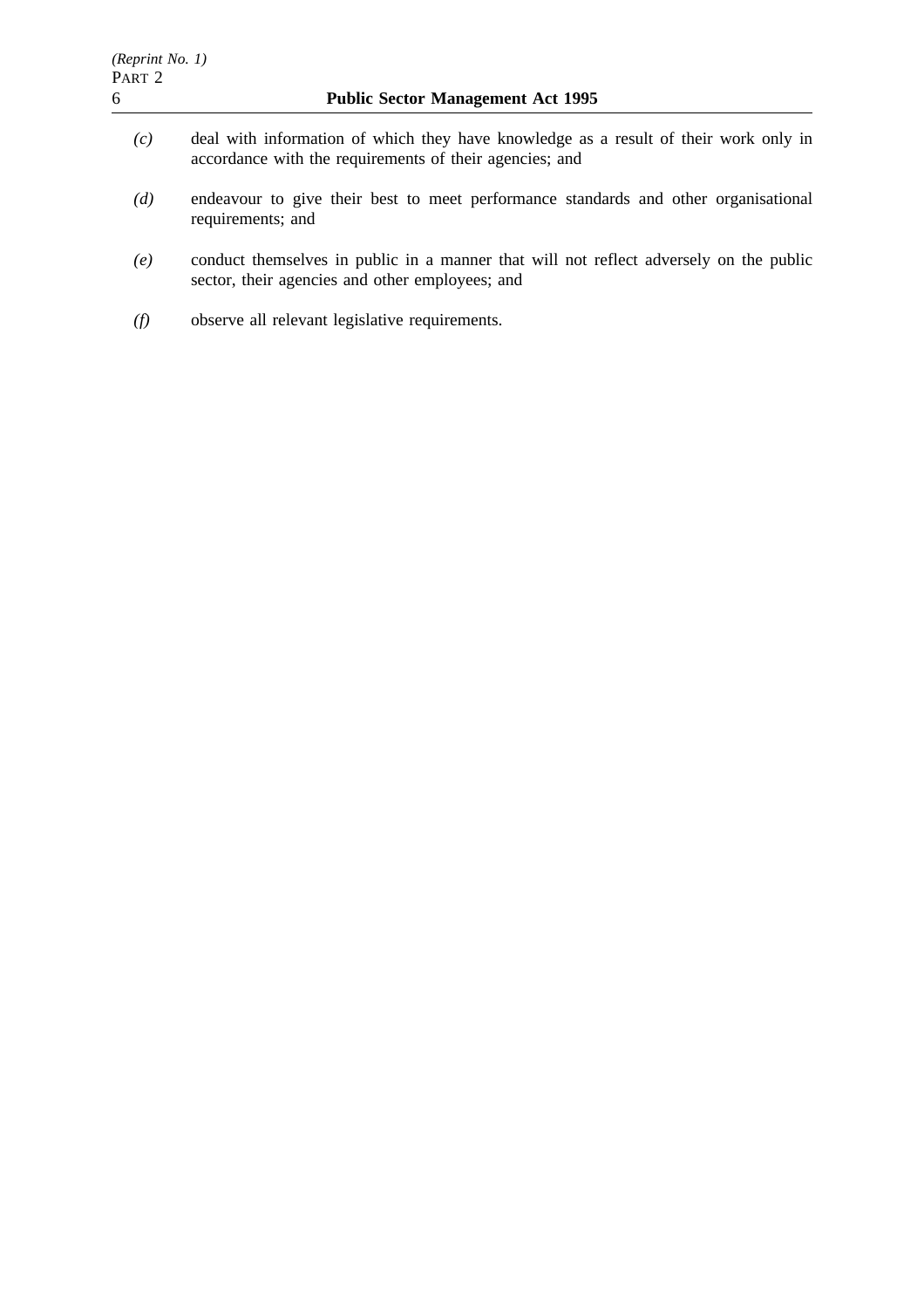*(c)* deal with information of which they have knowledge as a result of their work only in accordance with the requirements of their agencies; and

*(d)* endeavour to give their best to meet performance standards and other organisational requirements; and

*(e)* conduct themselves in public in a manner that will not reflect adversely on the public sector, their agencies and other employees; and

*(f)* observe all relevant legislative requirements.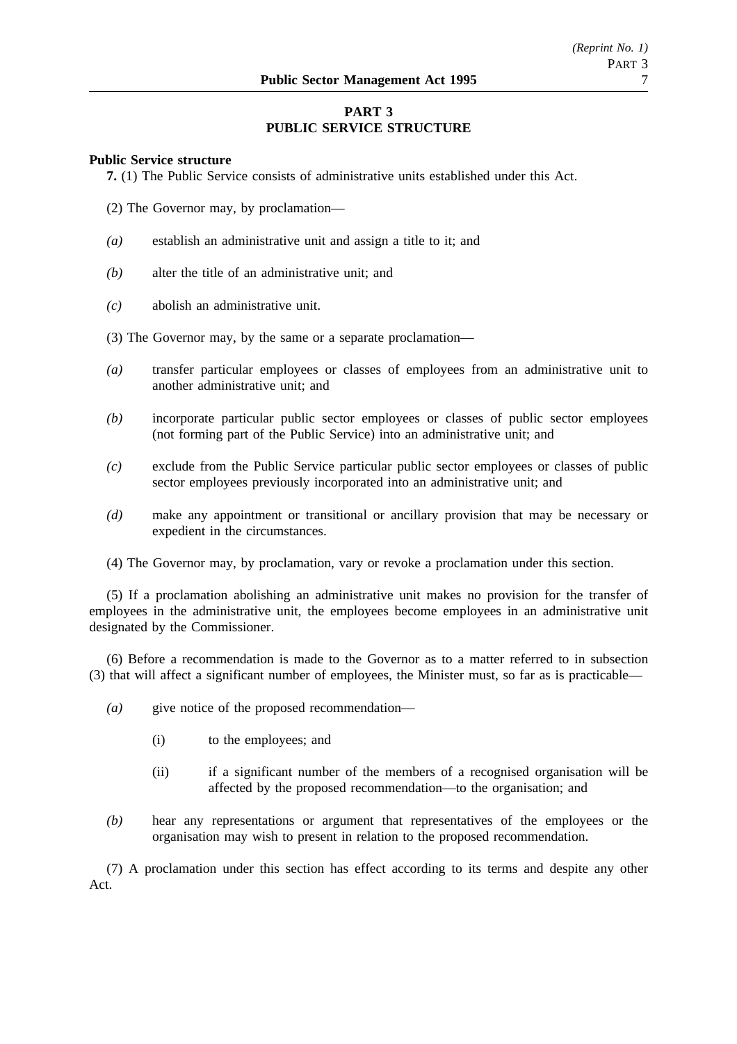## PART 3
## PUBLIC SERVICE STRUCTURE

**Public Service structure**

**7.** (1) The Public Service consists of administrative units established under this Act.

(2) The Governor may, by proclamation—

*(a)* establish an administrative unit and assign a title to it; and

*(b)* alter the title of an administrative unit; and

*(c)* abolish an administrative unit.

(3) The Governor may, by the same or a separate proclamation—

*(a)* transfer particular employees or classes of employees from an administrative unit to another administrative unit; and

*(b)* incorporate particular public sector employees or classes of public sector employees (not forming part of the Public Service) into an administrative unit; and

*(c)* exclude from the Public Service particular public sector employees or classes of public sector employees previously incorporated into an administrative unit; and

*(d)* make any appointment or transitional or ancillary provision that may be necessary or expedient in the circumstances.

(4) The Governor may, by proclamation, vary or revoke a proclamation under this section.

(5) If a proclamation abolishing an administrative unit makes no provision for the transfer of employees in the administrative unit, the employees become employees in an administrative unit designated by the Commissioner.

(6) Before a recommendation is made to the Governor as to a matter referred to in subsection (3) that will affect a significant number of employees, the Minister must, so far as is practicable—

*(a)* give notice of the proposed recommendation—

(i) to the employees; and

(ii) if a significant number of the members of a recognised organisation will be affected by the proposed recommendation—to the organisation; and

*(b)* hear any representations or argument that representatives of the employees or the organisation may wish to present in relation to the proposed recommendation.

(7) A proclamation under this section has effect according to its terms and despite any other Act.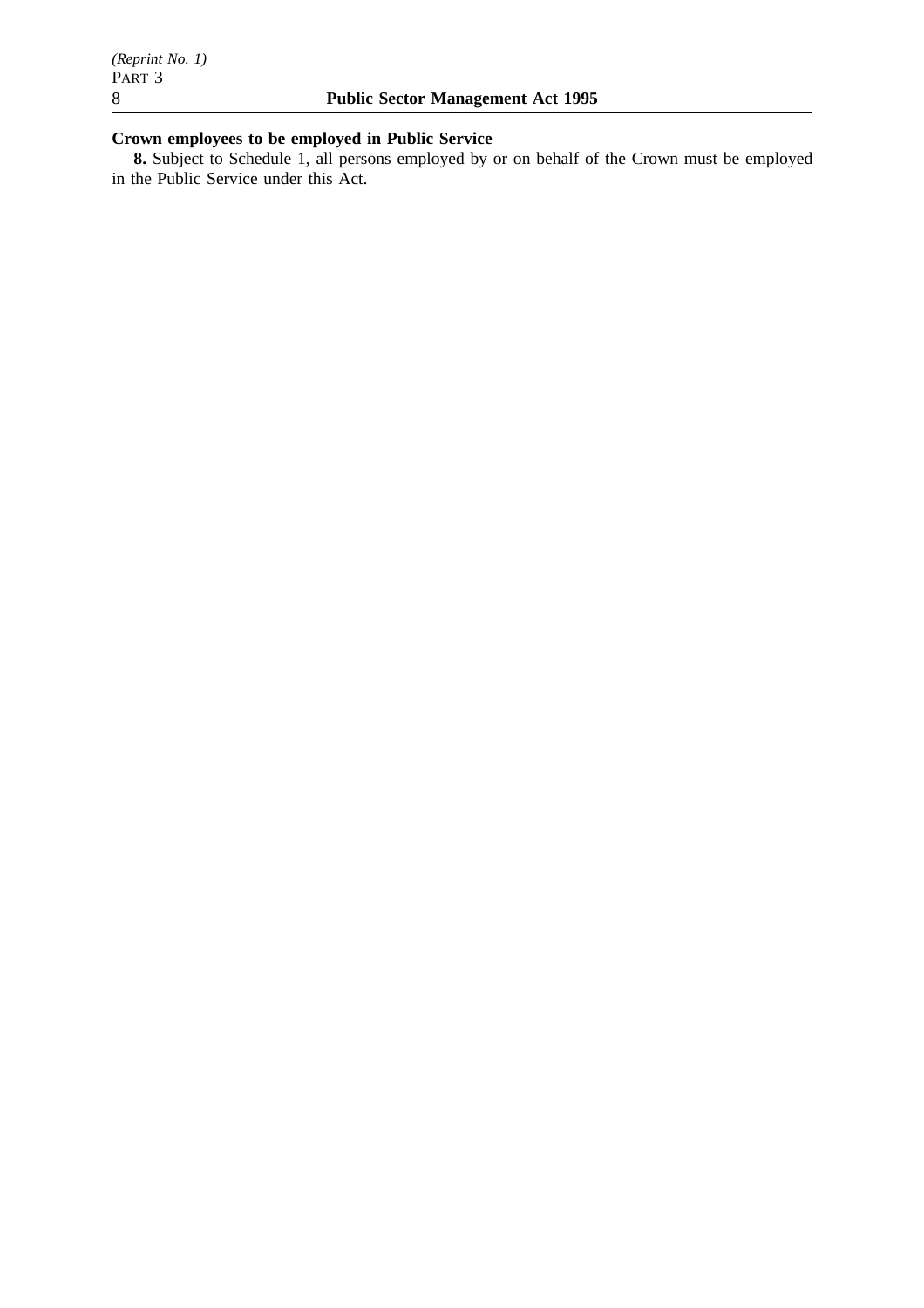**Crown employees to be employed in Public Service**

**8.** Subject to Schedule 1, all persons employed by or on behalf of the Crown must be employed in the Public Service under this Act.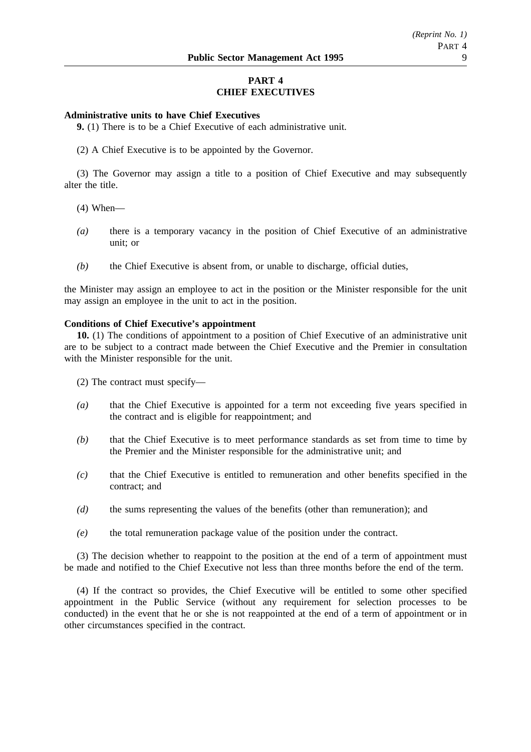## PART 4
## CHIEF EXECUTIVES

**Administrative units to have Chief Executives**

**9.** (1) There is to be a Chief Executive of each administrative unit.

(2) A Chief Executive is to be appointed by the Governor.

(3) The Governor may assign a title to a position of Chief Executive and may subsequently alter the title.

(4) When—

*(a)* there is a temporary vacancy in the position of Chief Executive of an administrative unit; or

*(b)* the Chief Executive is absent from, or unable to discharge, official duties,

the Minister may assign an employee to act in the position or the Minister responsible for the unit may assign an employee in the unit to act in the position.

**Conditions of Chief Executive's appointment**

**10.** (1) The conditions of appointment to a position of Chief Executive of an administrative unit are to be subject to a contract made between the Chief Executive and the Premier in consultation with the Minister responsible for the unit.

(2) The contract must specify—

*(a)* that the Chief Executive is appointed for a term not exceeding five years specified in the contract and is eligible for reappointment; and

*(b)* that the Chief Executive is to meet performance standards as set from time to time by the Premier and the Minister responsible for the administrative unit; and

*(c)* that the Chief Executive is entitled to remuneration and other benefits specified in the contract; and

*(d)* the sums representing the values of the benefits (other than remuneration); and

*(e)* the total remuneration package value of the position under the contract.

(3) The decision whether to reappoint to the position at the end of a term of appointment must be made and notified to the Chief Executive not less than three months before the end of the term.

(4) If the contract so provides, the Chief Executive will be entitled to some other specified appointment in the Public Service (without any requirement for selection processes to be conducted) in the event that he or she is not reappointed at the end of a term of appointment or in other circumstances specified in the contract.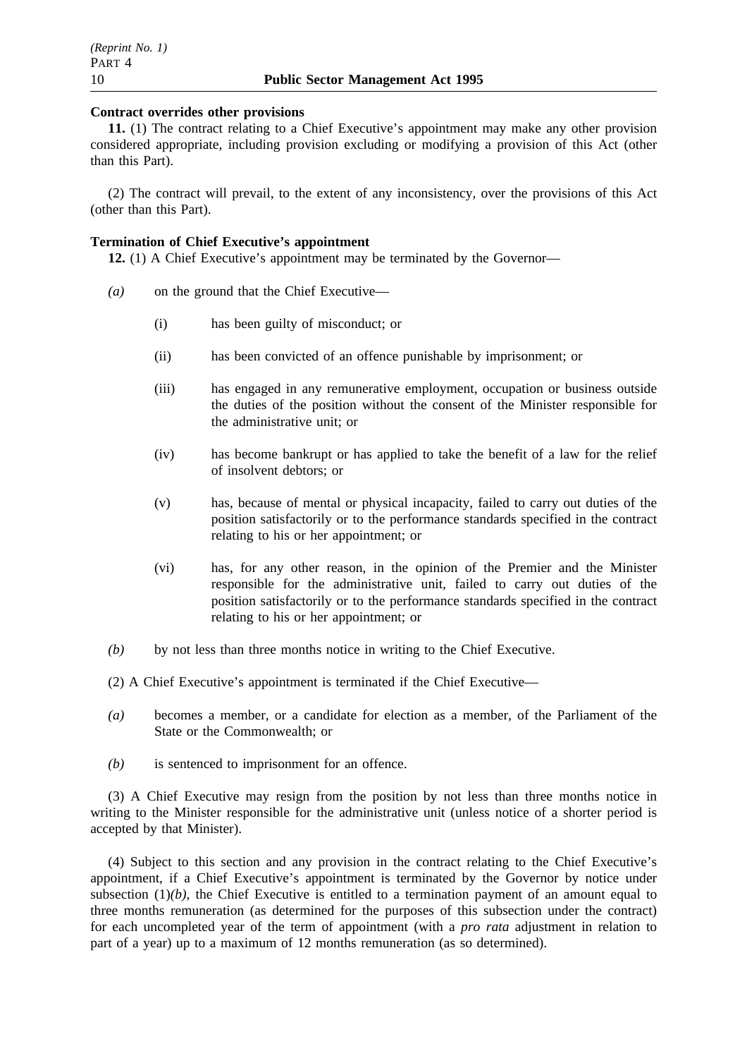**Contract overrides other provisions**

**11.** (1) The contract relating to a Chief Executive's appointment may make any other provision considered appropriate, including provision excluding or modifying a provision of this Act (other than this Part).

(2) The contract will prevail, to the extent of any inconsistency, over the provisions of this Act (other than this Part).

**Termination of Chief Executive's appointment**

**12.** (1) A Chief Executive's appointment may be terminated by the Governor—

*(a)* on the ground that the Chief Executive—

(i) has been guilty of misconduct; or

(ii) has been convicted of an offence punishable by imprisonment; or

(iii) has engaged in any remunerative employment, occupation or business outside the duties of the position without the consent of the Minister responsible for the administrative unit; or

(iv) has become bankrupt or has applied to take the benefit of a law for the relief of insolvent debtors; or

(v) has, because of mental or physical incapacity, failed to carry out duties of the position satisfactorily or to the performance standards specified in the contract relating to his or her appointment; or

(vi) has, for any other reason, in the opinion of the Premier and the Minister responsible for the administrative unit, failed to carry out duties of the position satisfactorily or to the performance standards specified in the contract relating to his or her appointment; or

*(b)* by not less than three months notice in writing to the Chief Executive.

(2) A Chief Executive's appointment is terminated if the Chief Executive—

*(a)* becomes a member, or a candidate for election as a member, of the Parliament of the State or the Commonwealth; or

*(b)* is sentenced to imprisonment for an offence.

(3) A Chief Executive may resign from the position by not less than three months notice in writing to the Minister responsible for the administrative unit (unless notice of a shorter period is accepted by that Minister).

(4) Subject to this section and any provision in the contract relating to the Chief Executive's appointment, if a Chief Executive's appointment is terminated by the Governor by notice under subsection (1)*(b)*, the Chief Executive is entitled to a termination payment of an amount equal to three months remuneration (as determined for the purposes of this subsection under the contract) for each uncompleted year of the term of appointment (with a *pro rata* adjustment in relation to part of a year) up to a maximum of 12 months remuneration (as so determined).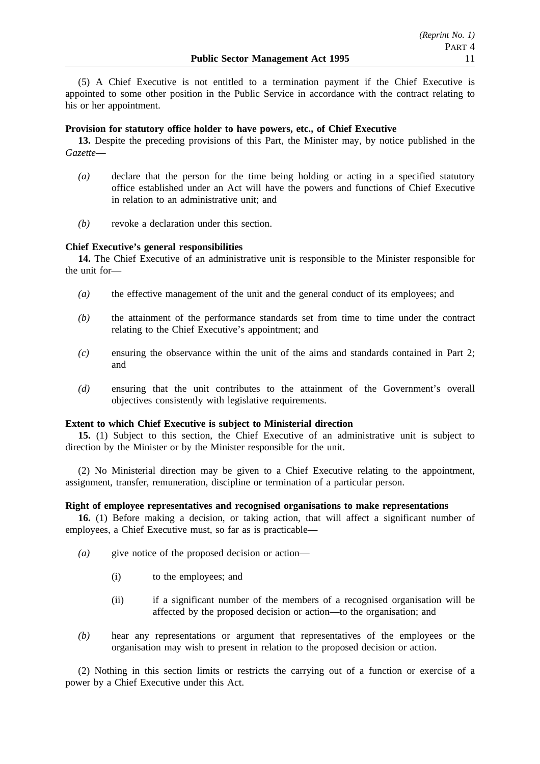(5) A Chief Executive is not entitled to a termination payment if the Chief Executive is appointed to some other position in the Public Service in accordance with the contract relating to his or her appointment.

**Provision for statutory office holder to have powers, etc., of Chief Executive**

**13.** Despite the preceding provisions of this Part, the Minister may, by notice published in the *Gazette*—

*(a)* declare that the person for the time being holding or acting in a specified statutory office established under an Act will have the powers and functions of Chief Executive in relation to an administrative unit; and

*(b)* revoke a declaration under this section.

**Chief Executive's general responsibilities**

**14.** The Chief Executive of an administrative unit is responsible to the Minister responsible for the unit for—

*(a)* the effective management of the unit and the general conduct of its employees; and

*(b)* the attainment of the performance standards set from time to time under the contract relating to the Chief Executive's appointment; and

*(c)* ensuring the observance within the unit of the aims and standards contained in Part 2; and

*(d)* ensuring that the unit contributes to the attainment of the Government's overall objectives consistently with legislative requirements.

**Extent to which Chief Executive is subject to Ministerial direction**

**15.** (1) Subject to this section, the Chief Executive of an administrative unit is subject to direction by the Minister or by the Minister responsible for the unit.

(2) No Ministerial direction may be given to a Chief Executive relating to the appointment, assignment, transfer, remuneration, discipline or termination of a particular person.

**Right of employee representatives and recognised organisations to make representations**

**16.** (1) Before making a decision, or taking action, that will affect a significant number of employees, a Chief Executive must, so far as is practicable—

*(a)* give notice of the proposed decision or action—

(i) to the employees; and

(ii) if a significant number of the members of a recognised organisation will be affected by the proposed decision or action—to the organisation; and

*(b)* hear any representations or argument that representatives of the employees or the organisation may wish to present in relation to the proposed decision or action.

(2) Nothing in this section limits or restricts the carrying out of a function or exercise of a power by a Chief Executive under this Act.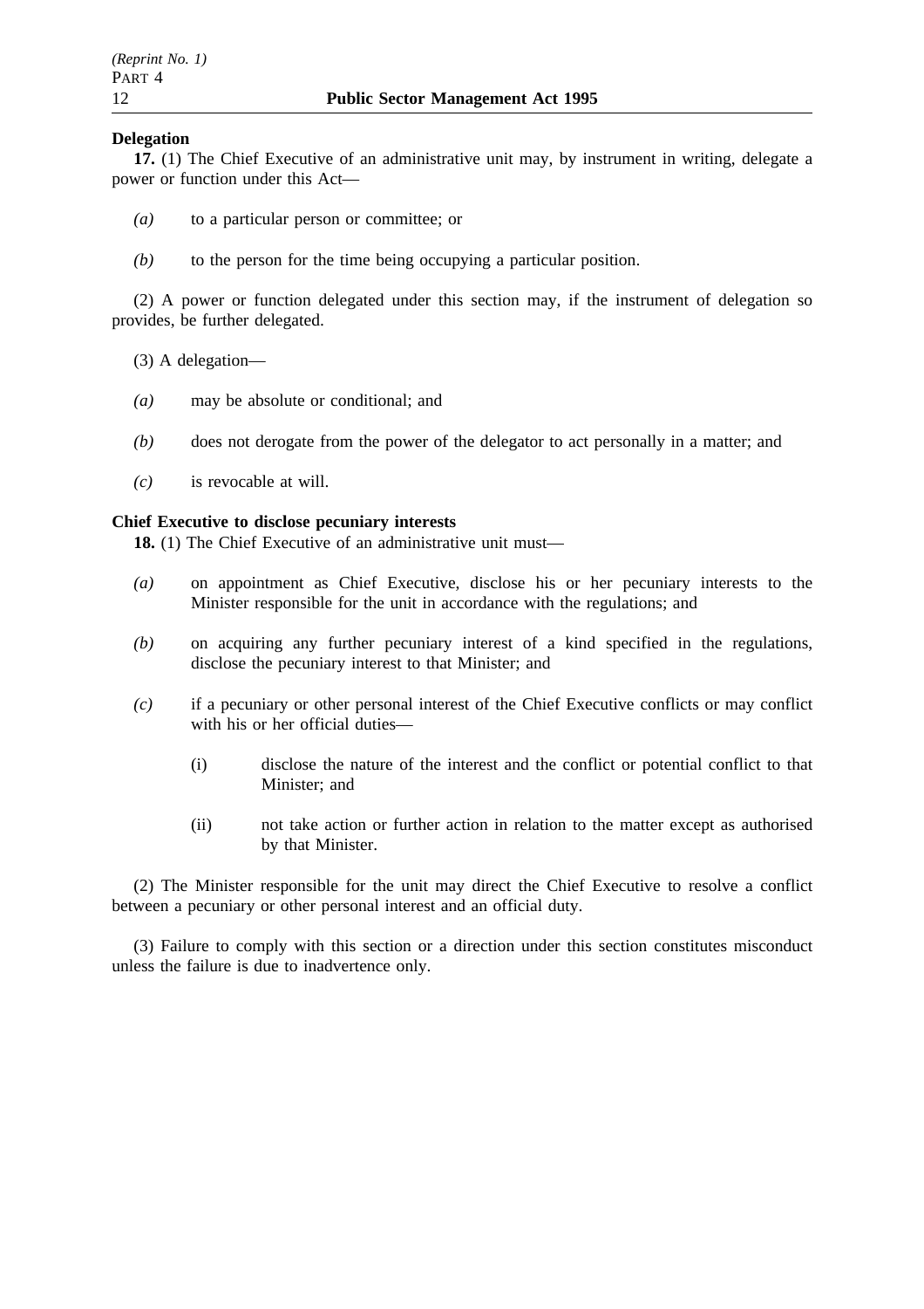**Delegation**

**17.** (1) The Chief Executive of an administrative unit may, by instrument in writing, delegate a power or function under this Act—

*(a)* to a particular person or committee; or

*(b)* to the person for the time being occupying a particular position.

(2) A power or function delegated under this section may, if the instrument of delegation so provides, be further delegated.

(3) A delegation—

*(a)* may be absolute or conditional; and

*(b)* does not derogate from the power of the delegator to act personally in a matter; and

*(c)* is revocable at will.

**Chief Executive to disclose pecuniary interests**

**18.** (1) The Chief Executive of an administrative unit must—

*(a)* on appointment as Chief Executive, disclose his or her pecuniary interests to the Minister responsible for the unit in accordance with the regulations; and

*(b)* on acquiring any further pecuniary interest of a kind specified in the regulations, disclose the pecuniary interest to that Minister; and

*(c)* if a pecuniary or other personal interest of the Chief Executive conflicts or may conflict with his or her official duties—

(i) disclose the nature of the interest and the conflict or potential conflict to that Minister; and

(ii) not take action or further action in relation to the matter except as authorised by that Minister.

(2) The Minister responsible for the unit may direct the Chief Executive to resolve a conflict between a pecuniary or other personal interest and an official duty.

(3) Failure to comply with this section or a direction under this section constitutes misconduct unless the failure is due to inadvertence only.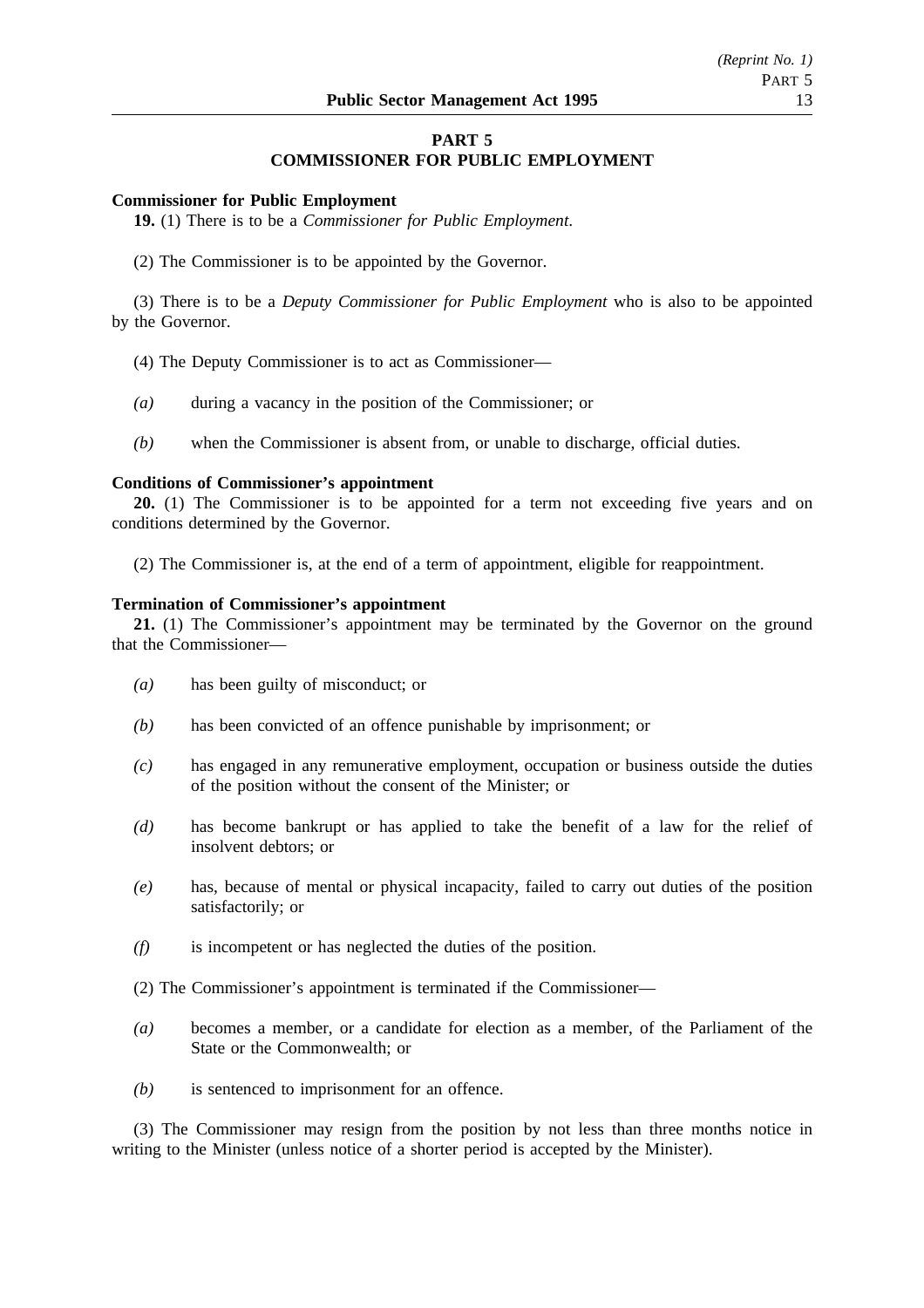## PART 5
## COMMISSIONER FOR PUBLIC EMPLOYMENT

**Commissioner for Public Employment**

**19.** (1) There is to be a *Commissioner for Public Employment*.

(2) The Commissioner is to be appointed by the Governor.

(3) There is to be a *Deputy Commissioner for Public Employment* who is also to be appointed by the Governor.

(4) The Deputy Commissioner is to act as Commissioner—

*(a)* during a vacancy in the position of the Commissioner; or

*(b)* when the Commissioner is absent from, or unable to discharge, official duties.

**Conditions of Commissioner's appointment**

**20.** (1) The Commissioner is to be appointed for a term not exceeding five years and on conditions determined by the Governor.

(2) The Commissioner is, at the end of a term of appointment, eligible for reappointment.

**Termination of Commissioner's appointment**

**21.** (1) The Commissioner's appointment may be terminated by the Governor on the ground that the Commissioner—

*(a)* has been guilty of misconduct; or

*(b)* has been convicted of an offence punishable by imprisonment; or

*(c)* has engaged in any remunerative employment, occupation or business outside the duties of the position without the consent of the Minister; or

*(d)* has become bankrupt or has applied to take the benefit of a law for the relief of insolvent debtors; or

*(e)* has, because of mental or physical incapacity, failed to carry out duties of the position satisfactorily; or

*(f)* is incompetent or has neglected the duties of the position.

(2) The Commissioner's appointment is terminated if the Commissioner—

*(a)* becomes a member, or a candidate for election as a member, of the Parliament of the State or the Commonwealth; or

*(b)* is sentenced to imprisonment for an offence.

(3) The Commissioner may resign from the position by not less than three months notice in writing to the Minister (unless notice of a shorter period is accepted by the Minister).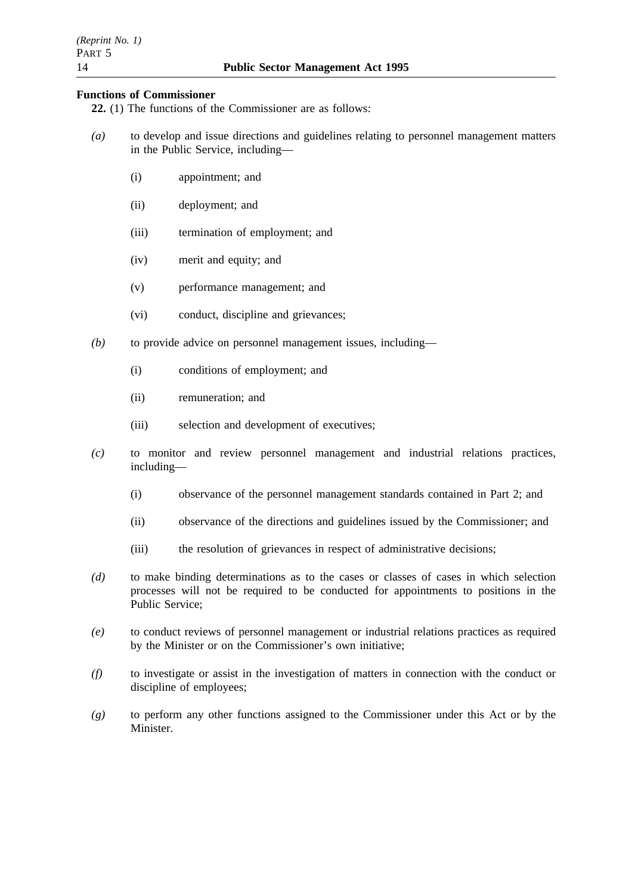**Functions of Commissioner**

**22.** (1) The functions of the Commissioner are as follows:

*(a)* to develop and issue directions and guidelines relating to personnel management matters in the Public Service, including—

  (i) appointment; and

  (ii) deployment; and

  (iii) termination of employment; and

  (iv) merit and equity; and

  (v) performance management; and

  (vi) conduct, discipline and grievances;

*(b)* to provide advice on personnel management issues, including—

  (i) conditions of employment; and

  (ii) remuneration; and

  (iii) selection and development of executives;

*(c)* to monitor and review personnel management and industrial relations practices, including—

  (i) observance of the personnel management standards contained in Part 2; and

  (ii) observance of the directions and guidelines issued by the Commissioner; and

  (iii) the resolution of grievances in respect of administrative decisions;

*(d)* to make binding determinations as to the cases or classes of cases in which selection processes will not be required to be conducted for appointments to positions in the Public Service;

*(e)* to conduct reviews of personnel management or industrial relations practices as required by the Minister or on the Commissioner's own initiative;

*(f)* to investigate or assist in the investigation of matters in connection with the conduct or discipline of employees;

*(g)* to perform any other functions assigned to the Commissioner under this Act or by the Minister.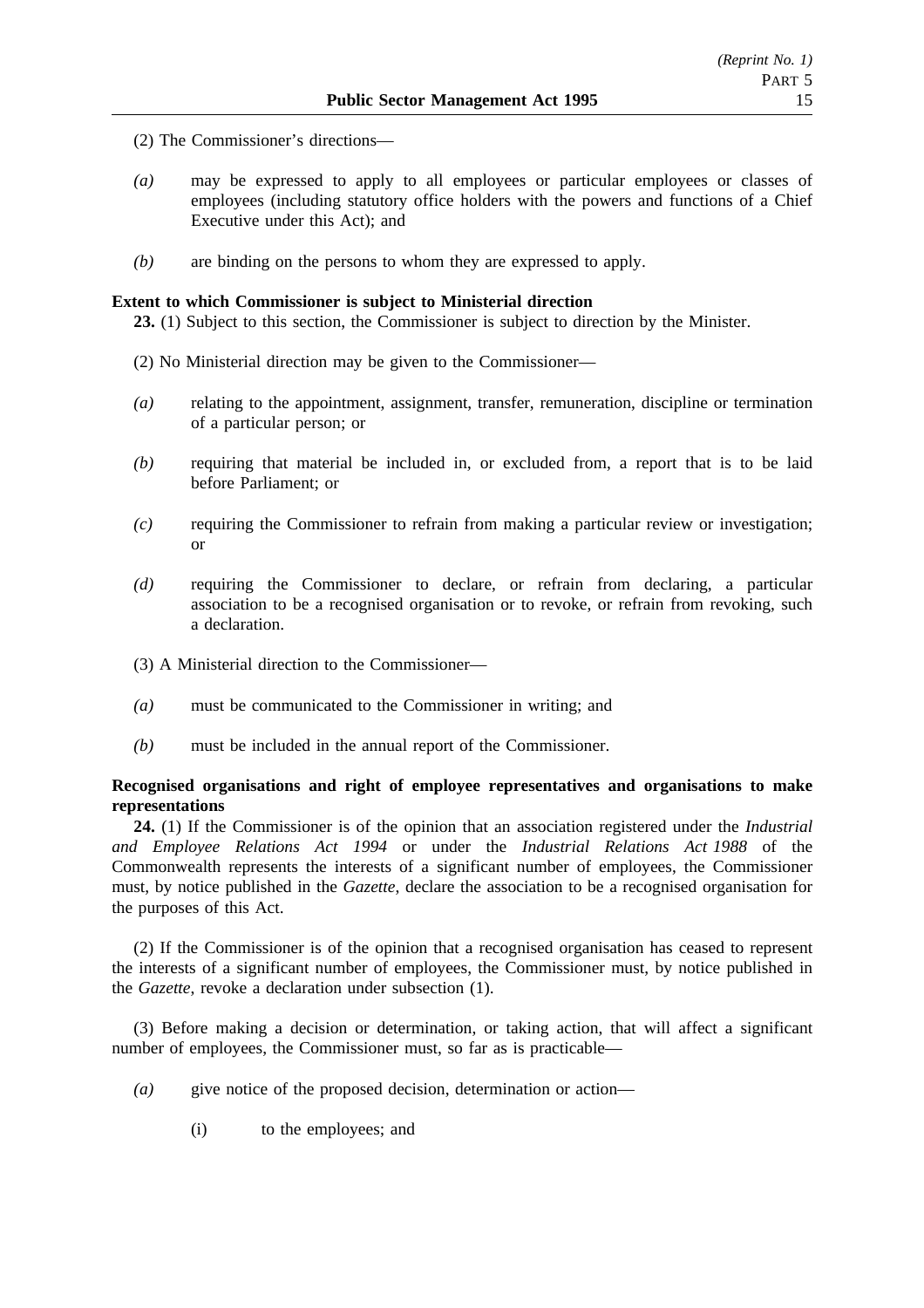(2) The Commissioner's directions—

*(a)* may be expressed to apply to all employees or particular employees or classes of employees (including statutory office holders with the powers and functions of a Chief Executive under this Act); and

*(b)* are binding on the persons to whom they are expressed to apply.

**Extent to which Commissioner is subject to Ministerial direction**

**23.** (1) Subject to this section, the Commissioner is subject to direction by the Minister.

(2) No Ministerial direction may be given to the Commissioner—

*(a)* relating to the appointment, assignment, transfer, remuneration, discipline or termination of a particular person; or

*(b)* requiring that material be included in, or excluded from, a report that is to be laid before Parliament; or

*(c)* requiring the Commissioner to refrain from making a particular review or investigation; or

*(d)* requiring the Commissioner to declare, or refrain from declaring, a particular association to be a recognised organisation or to revoke, or refrain from revoking, such a declaration.

(3) A Ministerial direction to the Commissioner—

*(a)* must be communicated to the Commissioner in writing; and

*(b)* must be included in the annual report of the Commissioner.

**Recognised organisations and right of employee representatives and organisations to make representations**

**24.** (1) If the Commissioner is of the opinion that an association registered under the *Industrial and Employee Relations Act 1994* or under the *Industrial Relations Act 1988* of the Commonwealth represents the interests of a significant number of employees, the Commissioner must, by notice published in the *Gazette*, declare the association to be a recognised organisation for the purposes of this Act.

(2) If the Commissioner is of the opinion that a recognised organisation has ceased to represent the interests of a significant number of employees, the Commissioner must, by notice published in the *Gazette*, revoke a declaration under subsection (1).

(3) Before making a decision or determination, or taking action, that will affect a significant number of employees, the Commissioner must, so far as is practicable—

*(a)* give notice of the proposed decision, determination or action—

(i) to the employees; and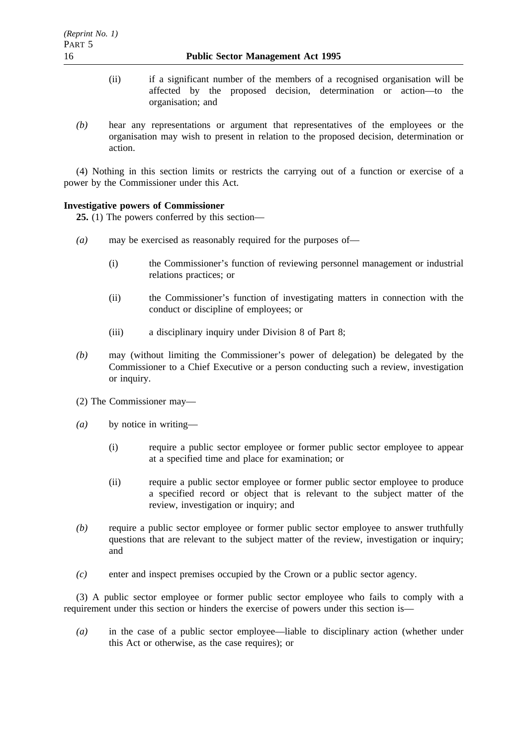(ii) if a significant number of the members of a recognised organisation will be affected by the proposed decision, determination or action—to the organisation; and

*(b)* hear any representations or argument that representatives of the employees or the organisation may wish to present in relation to the proposed decision, determination or action.

(4) Nothing in this section limits or restricts the carrying out of a function or exercise of a power by the Commissioner under this Act.

**Investigative powers of Commissioner**

**25.** (1) The powers conferred by this section—

*(a)* may be exercised as reasonably required for the purposes of—

(i) the Commissioner's function of reviewing personnel management or industrial relations practices; or

(ii) the Commissioner's function of investigating matters in connection with the conduct or discipline of employees; or

(iii) a disciplinary inquiry under Division 8 of Part 8;

*(b)* may (without limiting the Commissioner's power of delegation) be delegated by the Commissioner to a Chief Executive or a person conducting such a review, investigation or inquiry.

(2) The Commissioner may—

*(a)* by notice in writing—

(i) require a public sector employee or former public sector employee to appear at a specified time and place for examination; or

(ii) require a public sector employee or former public sector employee to produce a specified record or object that is relevant to the subject matter of the review, investigation or inquiry; and

*(b)* require a public sector employee or former public sector employee to answer truthfully questions that are relevant to the subject matter of the review, investigation or inquiry; and

*(c)* enter and inspect premises occupied by the Crown or a public sector agency.

(3) A public sector employee or former public sector employee who fails to comply with a requirement under this section or hinders the exercise of powers under this section is—

*(a)* in the case of a public sector employee—liable to disciplinary action (whether under this Act or otherwise, as the case requires); or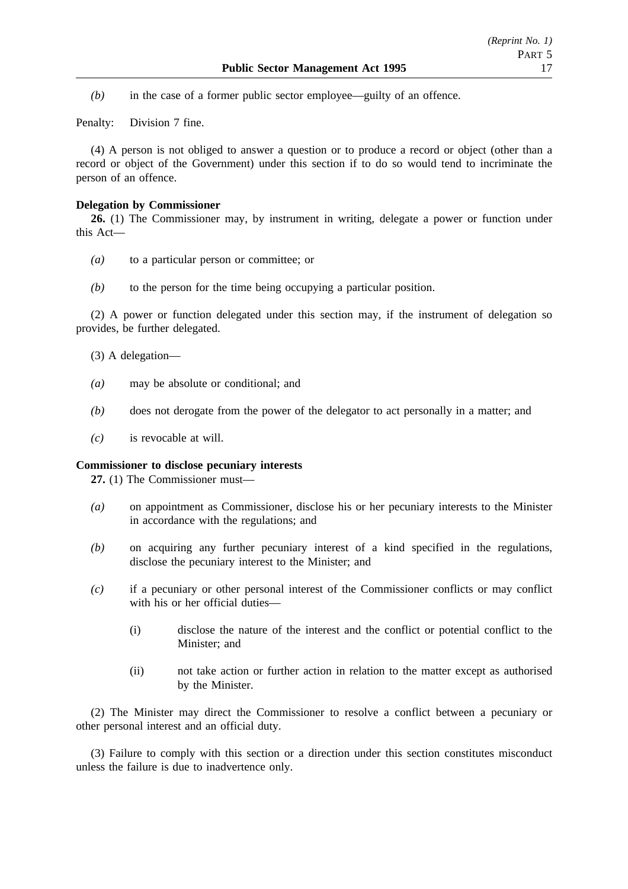*(b)* in the case of a former public sector employee—guilty of an offence.

Penalty: Division 7 fine.

(4) A person is not obliged to answer a question or to produce a record or object (other than a record or object of the Government) under this section if to do so would tend to incriminate the person of an offence.

**Delegation by Commissioner**

**26.** (1) The Commissioner may, by instrument in writing, delegate a power or function under this Act—

*(a)* to a particular person or committee; or

*(b)* to the person for the time being occupying a particular position.

(2) A power or function delegated under this section may, if the instrument of delegation so provides, be further delegated.

(3) A delegation—

*(a)* may be absolute or conditional; and

*(b)* does not derogate from the power of the delegator to act personally in a matter; and

*(c)* is revocable at will.

**Commissioner to disclose pecuniary interests**

**27.** (1) The Commissioner must—

*(a)* on appointment as Commissioner, disclose his or her pecuniary interests to the Minister in accordance with the regulations; and

*(b)* on acquiring any further pecuniary interest of a kind specified in the regulations, disclose the pecuniary interest to the Minister; and

*(c)* if a pecuniary or other personal interest of the Commissioner conflicts or may conflict with his or her official duties—

(i) disclose the nature of the interest and the conflict or potential conflict to the Minister; and

(ii) not take action or further action in relation to the matter except as authorised by the Minister.

(2) The Minister may direct the Commissioner to resolve a conflict between a pecuniary or other personal interest and an official duty.

(3) Failure to comply with this section or a direction under this section constitutes misconduct unless the failure is due to inadvertence only.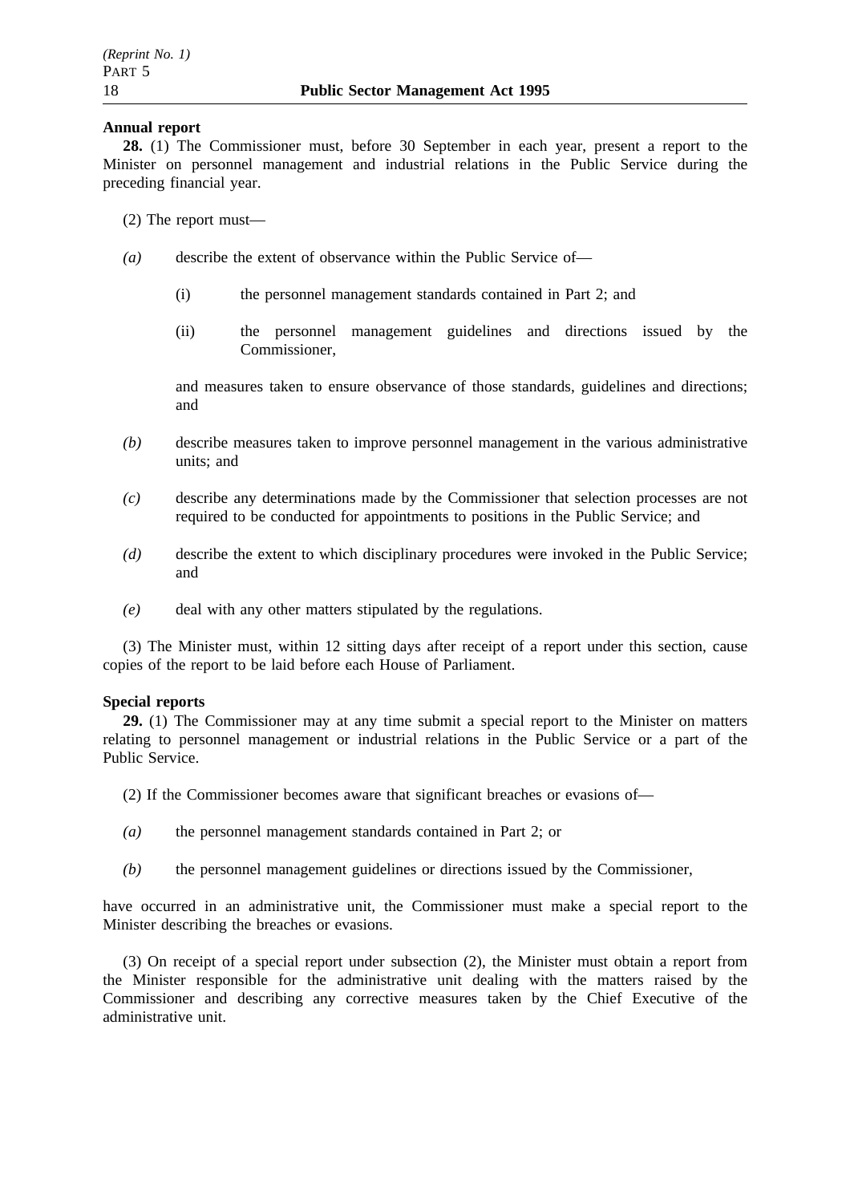**Annual report**

**28.** (1) The Commissioner must, before 30 September in each year, present a report to the Minister on personnel management and industrial relations in the Public Service during the preceding financial year.

(2) The report must—

*(a)* describe the extent of observance within the Public Service of—

(i) the personnel management standards contained in Part 2; and

(ii) the personnel management guidelines and directions issued by the Commissioner,

and measures taken to ensure observance of those standards, guidelines and directions; and

*(b)* describe measures taken to improve personnel management in the various administrative units; and

*(c)* describe any determinations made by the Commissioner that selection processes are not required to be conducted for appointments to positions in the Public Service; and

*(d)* describe the extent to which disciplinary procedures were invoked in the Public Service; and

*(e)* deal with any other matters stipulated by the regulations.

(3) The Minister must, within 12 sitting days after receipt of a report under this section, cause copies of the report to be laid before each House of Parliament.

**Special reports**

**29.** (1) The Commissioner may at any time submit a special report to the Minister on matters relating to personnel management or industrial relations in the Public Service or a part of the Public Service.

(2) If the Commissioner becomes aware that significant breaches or evasions of—

*(a)* the personnel management standards contained in Part 2; or

*(b)* the personnel management guidelines or directions issued by the Commissioner,

have occurred in an administrative unit, the Commissioner must make a special report to the Minister describing the breaches or evasions.

(3) On receipt of a special report under subsection (2), the Minister must obtain a report from the Minister responsible for the administrative unit dealing with the matters raised by the Commissioner and describing any corrective measures taken by the Chief Executive of the administrative unit.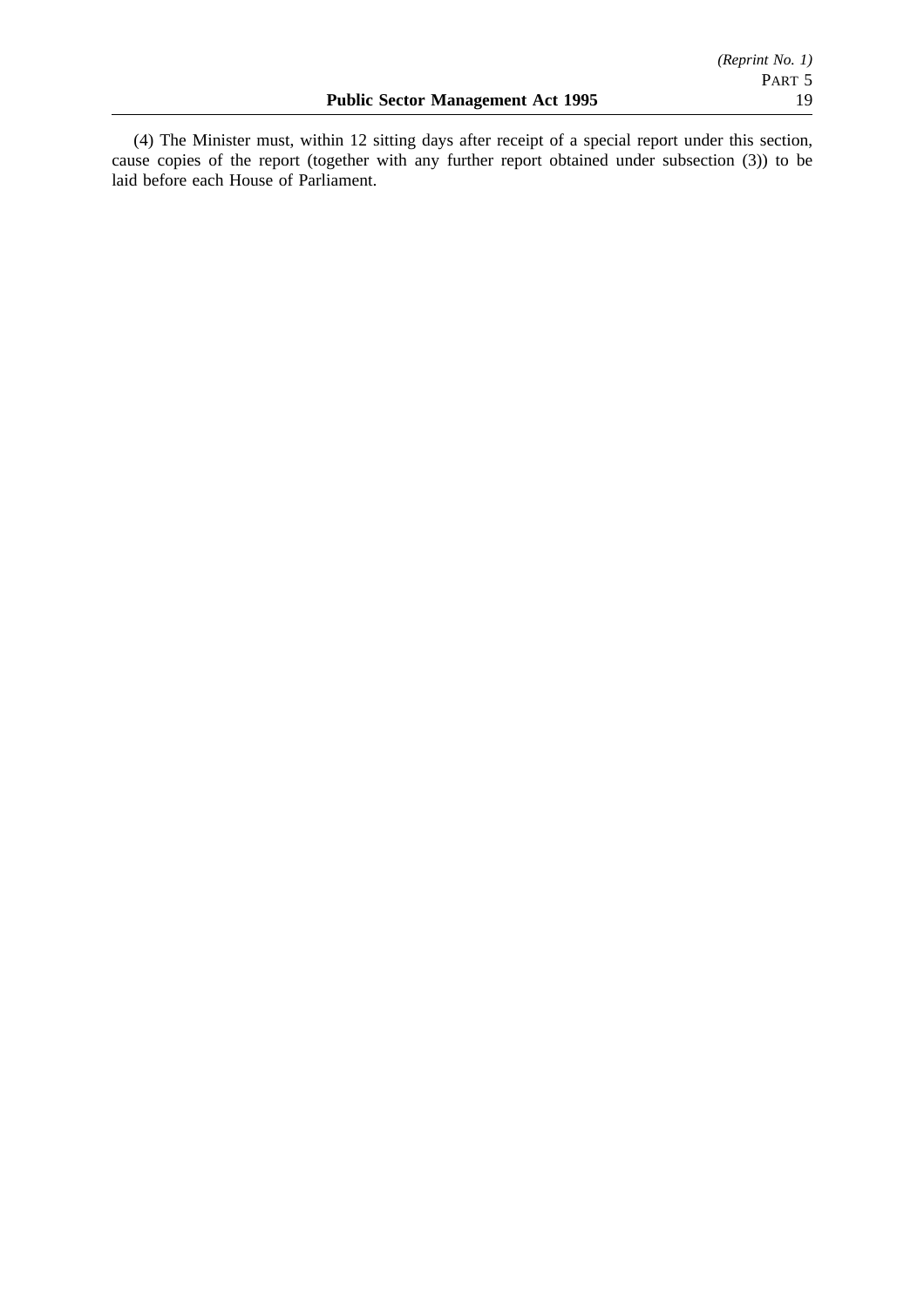(4) The Minister must, within 12 sitting days after receipt of a special report under this section, cause copies of the report (together with any further report obtained under subsection (3)) to be laid before each House of Parliament.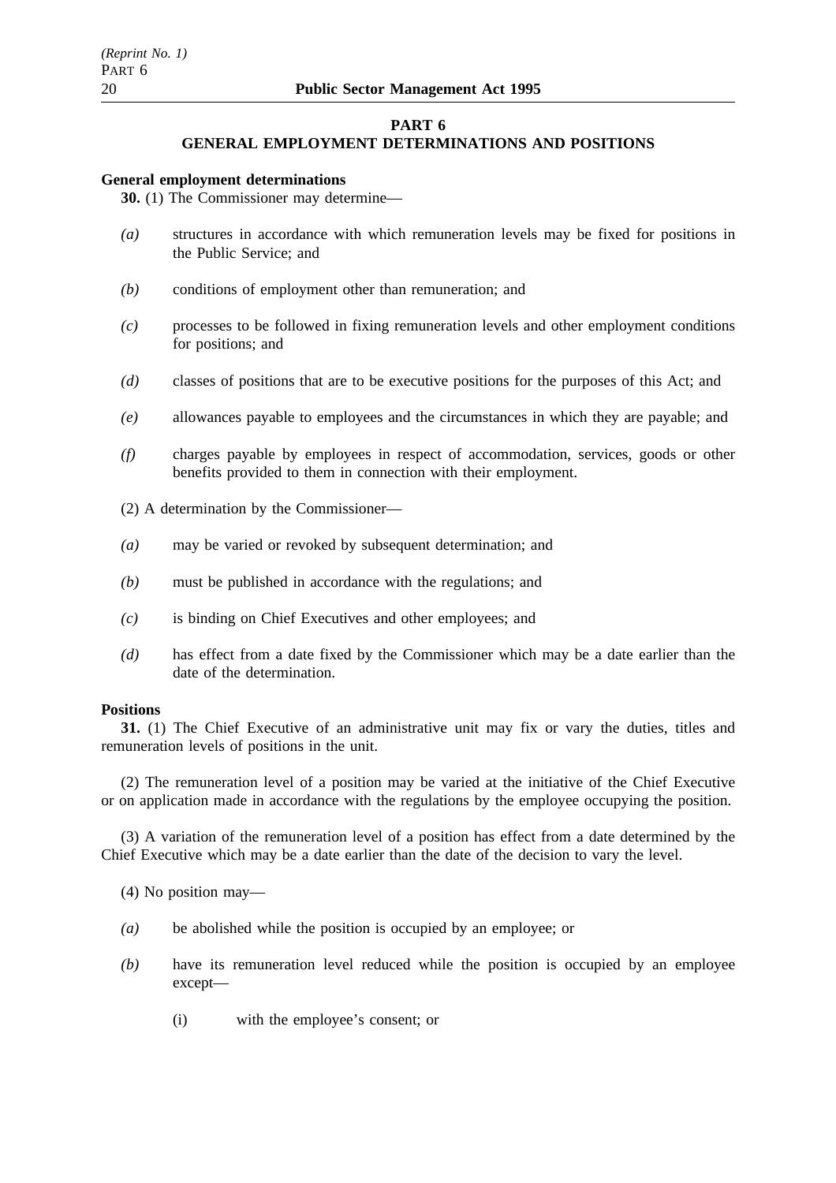# PART 6
## GENERAL EMPLOYMENT DETERMINATIONS AND POSITIONS

**General employment determinations**

**30.** (1) The Commissioner may determine—

*(a)* structures in accordance with which remuneration levels may be fixed for positions in the Public Service; and

*(b)* conditions of employment other than remuneration; and

*(c)* processes to be followed in fixing remuneration levels and other employment conditions for positions; and

*(d)* classes of positions that are to be executive positions for the purposes of this Act; and

*(e)* allowances payable to employees and the circumstances in which they are payable; and

*(f)* charges payable by employees in respect of accommodation, services, goods or other benefits provided to them in connection with their employment.

(2) A determination by the Commissioner—

*(a)* may be varied or revoked by subsequent determination; and

*(b)* must be published in accordance with the regulations; and

*(c)* is binding on Chief Executives and other employees; and

*(d)* has effect from a date fixed by the Commissioner which may be a date earlier than the date of the determination.

**Positions**

**31.** (1) The Chief Executive of an administrative unit may fix or vary the duties, titles and remuneration levels of positions in the unit.

(2) The remuneration level of a position may be varied at the initiative of the Chief Executive or on application made in accordance with the regulations by the employee occupying the position.

(3) A variation of the remuneration level of a position has effect from a date determined by the Chief Executive which may be a date earlier than the date of the decision to vary the level.

(4) No position may—

*(a)* be abolished while the position is occupied by an employee; or

*(b)* have its remuneration level reduced while the position is occupied by an employee except—

(i) with the employee's consent; or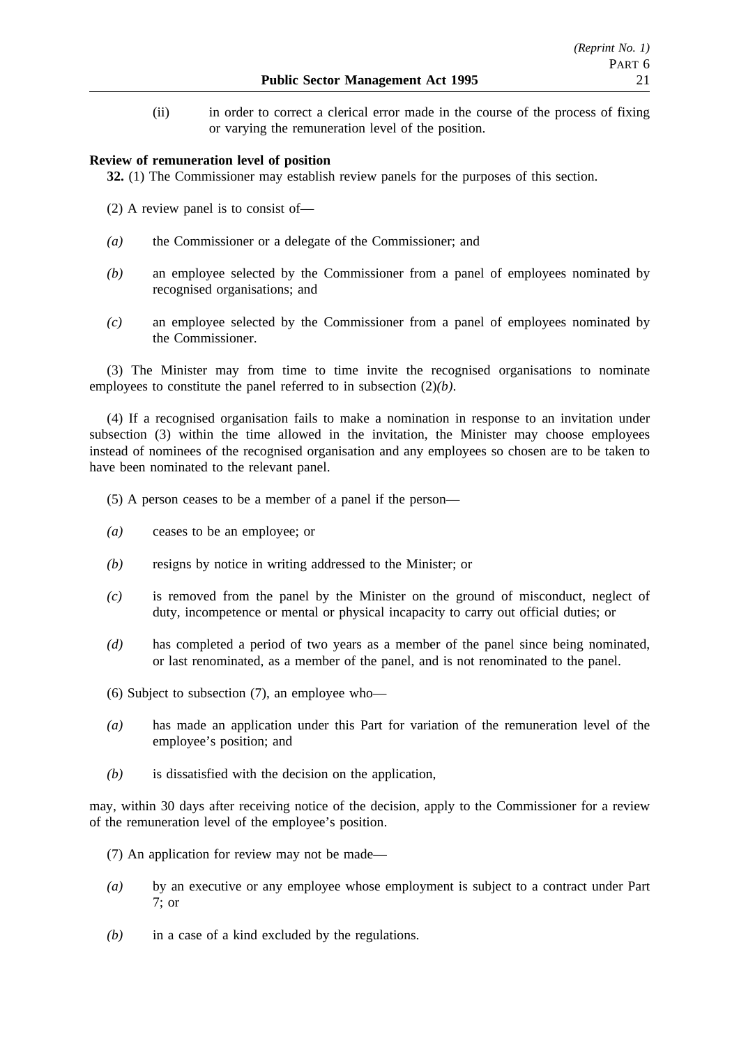(ii) in order to correct a clerical error made in the course of the process of fixing or varying the remuneration level of the position.

**Review of remuneration level of position**

**32.** (1) The Commissioner may establish review panels for the purposes of this section.

(2) A review panel is to consist of—

*(a)* the Commissioner or a delegate of the Commissioner; and

*(b)* an employee selected by the Commissioner from a panel of employees nominated by recognised organisations; and

*(c)* an employee selected by the Commissioner from a panel of employees nominated by the Commissioner.

(3) The Minister may from time to time invite the recognised organisations to nominate employees to constitute the panel referred to in subsection (2)*(b)*.

(4) If a recognised organisation fails to make a nomination in response to an invitation under subsection (3) within the time allowed in the invitation, the Minister may choose employees instead of nominees of the recognised organisation and any employees so chosen are to be taken to have been nominated to the relevant panel.

(5) A person ceases to be a member of a panel if the person—

*(a)* ceases to be an employee; or

*(b)* resigns by notice in writing addressed to the Minister; or

*(c)* is removed from the panel by the Minister on the ground of misconduct, neglect of duty, incompetence or mental or physical incapacity to carry out official duties; or

*(d)* has completed a period of two years as a member of the panel since being nominated, or last renominated, as a member of the panel, and is not renominated to the panel.

(6) Subject to subsection (7), an employee who—

*(a)* has made an application under this Part for variation of the remuneration level of the employee's position; and

*(b)* is dissatisfied with the decision on the application,

may, within 30 days after receiving notice of the decision, apply to the Commissioner for a review of the remuneration level of the employee's position.

(7) An application for review may not be made—

*(a)* by an executive or any employee whose employment is subject to a contract under Part 7; or

*(b)* in a case of a kind excluded by the regulations.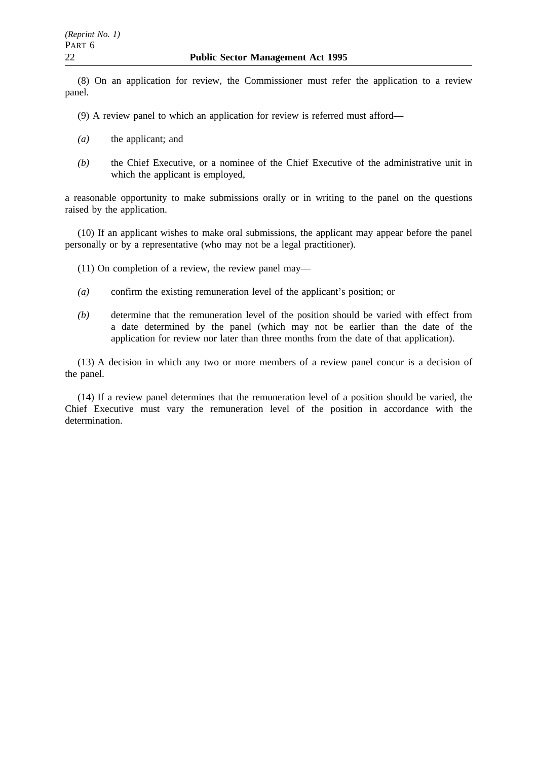(8) On an application for review, the Commissioner must refer the application to a review panel.

(9) A review panel to which an application for review is referred must afford—

*(a)* the applicant; and

*(b)* the Chief Executive, or a nominee of the Chief Executive of the administrative unit in which the applicant is employed,

a reasonable opportunity to make submissions orally or in writing to the panel on the questions raised by the application.

(10) If an applicant wishes to make oral submissions, the applicant may appear before the panel personally or by a representative (who may not be a legal practitioner).

(11) On completion of a review, the review panel may—

*(a)* confirm the existing remuneration level of the applicant's position; or

*(b)* determine that the remuneration level of the position should be varied with effect from a date determined by the panel (which may not be earlier than the date of the application for review nor later than three months from the date of that application).

(13) A decision in which any two or more members of a review panel concur is a decision of the panel.

(14) If a review panel determines that the remuneration level of a position should be varied, the Chief Executive must vary the remuneration level of the position in accordance with the determination.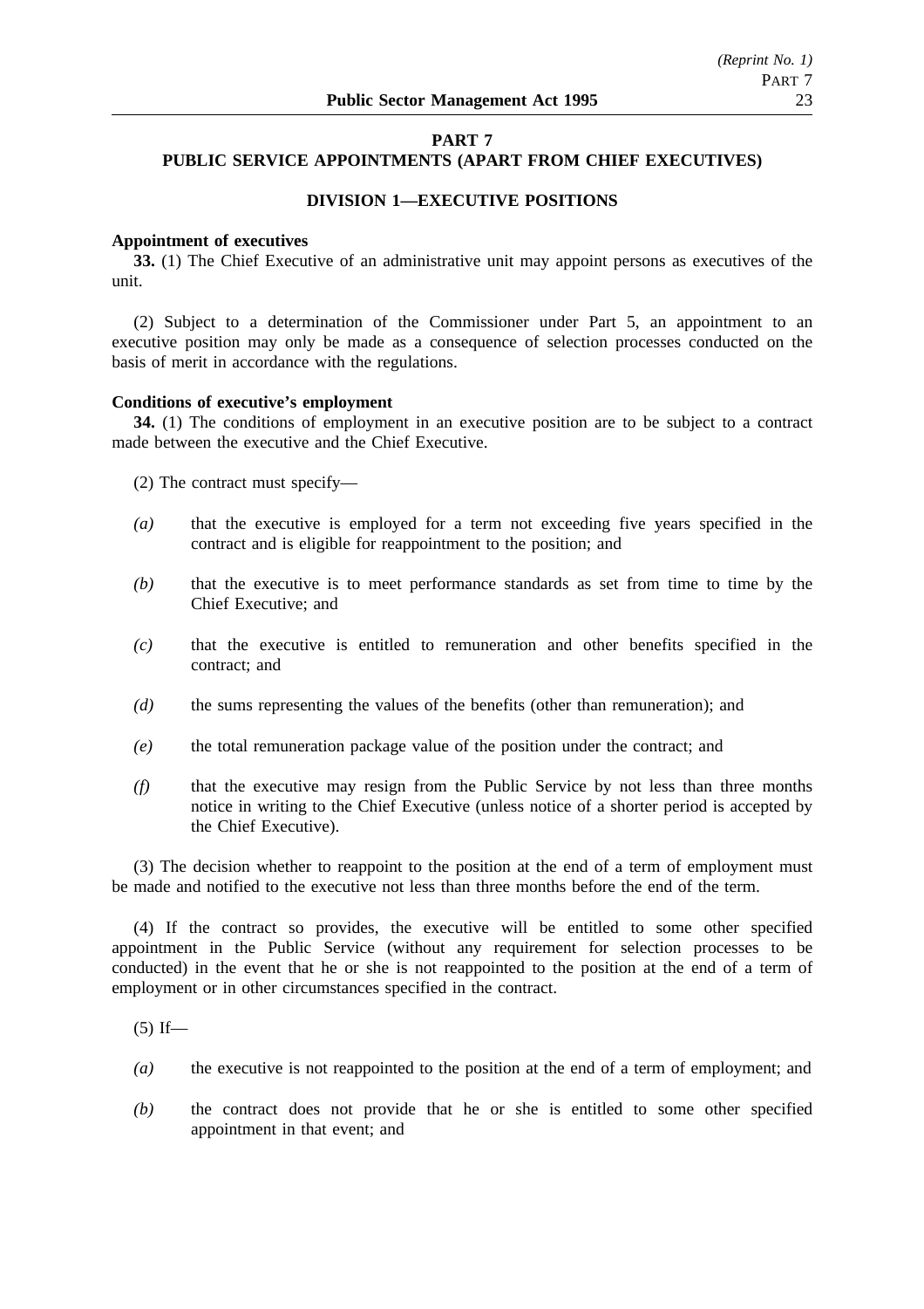## PART 7
## PUBLIC SERVICE APPOINTMENTS (APART FROM CHIEF EXECUTIVES)

### DIVISION 1—EXECUTIVE POSITIONS

**Appointment of executives**

**33.** (1) The Chief Executive of an administrative unit may appoint persons as executives of the unit.

(2) Subject to a determination of the Commissioner under Part 5, an appointment to an executive position may only be made as a consequence of selection processes conducted on the basis of merit in accordance with the regulations.

**Conditions of executive's employment**

**34.** (1) The conditions of employment in an executive position are to be subject to a contract made between the executive and the Chief Executive.

(2) The contract must specify—

*(a)* that the executive is employed for a term not exceeding five years specified in the contract and is eligible for reappointment to the position; and

*(b)* that the executive is to meet performance standards as set from time to time by the Chief Executive; and

*(c)* that the executive is entitled to remuneration and other benefits specified in the contract; and

*(d)* the sums representing the values of the benefits (other than remuneration); and

*(e)* the total remuneration package value of the position under the contract; and

*(f)* that the executive may resign from the Public Service by not less than three months notice in writing to the Chief Executive (unless notice of a shorter period is accepted by the Chief Executive).

(3) The decision whether to reappoint to the position at the end of a term of employment must be made and notified to the executive not less than three months before the end of the term.

(4) If the contract so provides, the executive will be entitled to some other specified appointment in the Public Service (without any requirement for selection processes to be conducted) in the event that he or she is not reappointed to the position at the end of a term of employment or in other circumstances specified in the contract.

(5) If—

*(a)* the executive is not reappointed to the position at the end of a term of employment; and

*(b)* the contract does not provide that he or she is entitled to some other specified appointment in that event; and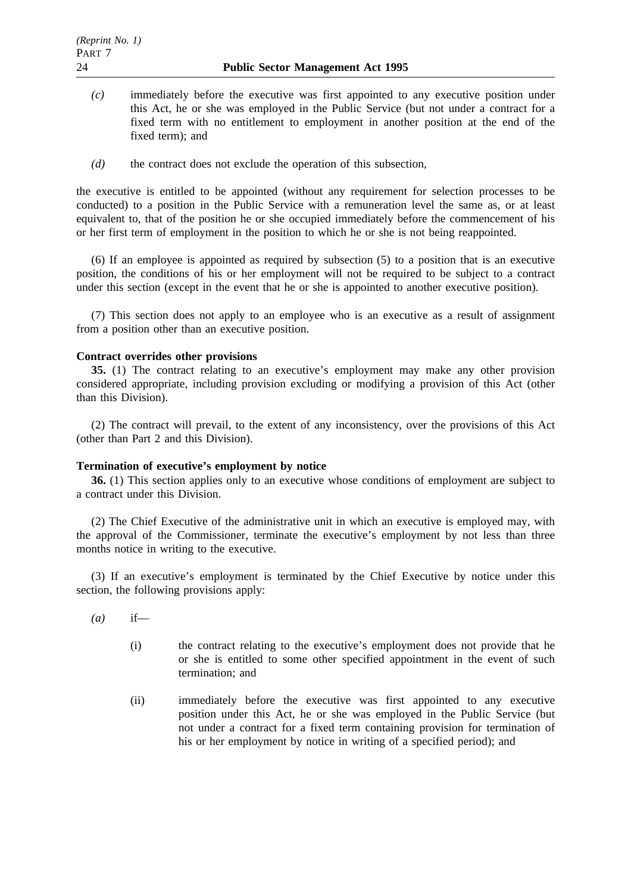- *(c)* immediately before the executive was first appointed to any executive position under this Act, he or she was employed in the Public Service (but not under a contract for a fixed term with no entitlement to employment in another position at the end of the fixed term); and
- *(d)* the contract does not exclude the operation of this subsection,

the executive is entitled to be appointed (without any requirement for selection processes to be conducted) to a position in the Public Service with a remuneration level the same as, or at least equivalent to, that of the position he or she occupied immediately before the commencement of his or her first term of employment in the position to which he or she is not being reappointed.

(6) If an employee is appointed as required by subsection (5) to a position that is an executive position, the conditions of his or her employment will not be required to be subject to a contract under this section (except in the event that he or she is appointed to another executive position).

(7) This section does not apply to an employee who is an executive as a result of assignment from a position other than an executive position.

**Contract overrides other provisions**

**35.** (1) The contract relating to an executive's employment may make any other provision considered appropriate, including provision excluding or modifying a provision of this Act (other than this Division).

(2) The contract will prevail, to the extent of any inconsistency, over the provisions of this Act (other than Part 2 and this Division).

**Termination of executive's employment by notice**

**36.** (1) This section applies only to an executive whose conditions of employment are subject to a contract under this Division.

(2) The Chief Executive of the administrative unit in which an executive is employed may, with the approval of the Commissioner, terminate the executive's employment by not less than three months notice in writing to the executive.

(3) If an executive's employment is terminated by the Chief Executive by notice under this section, the following provisions apply:

- *(a)* if—
  - (i) the contract relating to the executive's employment does not provide that he or she is entitled to some other specified appointment in the event of such termination; and
  - (ii) immediately before the executive was first appointed to any executive position under this Act, he or she was employed in the Public Service (but not under a contract for a fixed term containing provision for termination of his or her employment by notice in writing of a specified period); and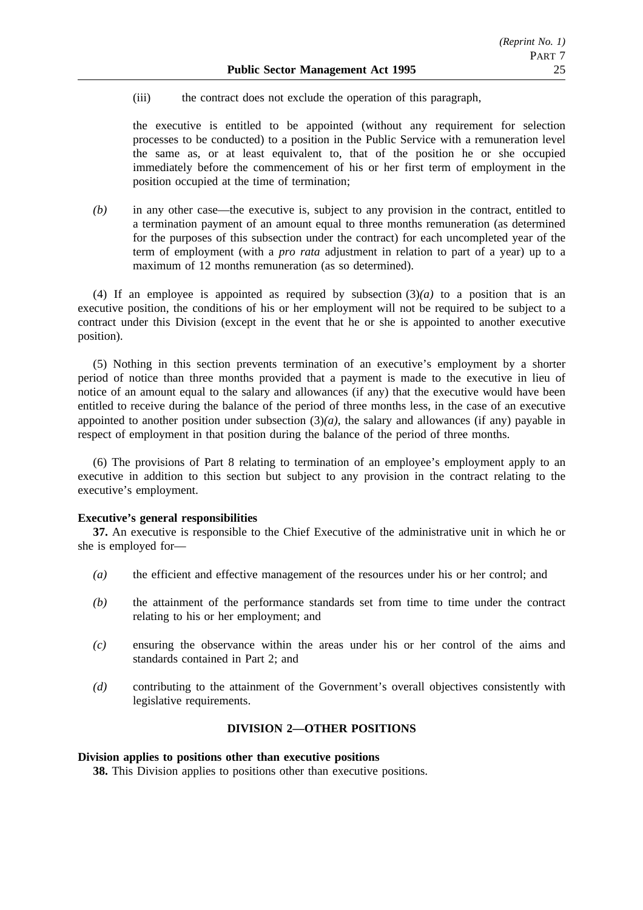(iii) the contract does not exclude the operation of this paragraph,

the executive is entitled to be appointed (without any requirement for selection processes to be conducted) to a position in the Public Service with a remuneration level the same as, or at least equivalent to, that of the position he or she occupied immediately before the commencement of his or her first term of employment in the position occupied at the time of termination;

*(b)* in any other case—the executive is, subject to any provision in the contract, entitled to a termination payment of an amount equal to three months remuneration (as determined for the purposes of this subsection under the contract) for each uncompleted year of the term of employment (with a *pro rata* adjustment in relation to part of a year) up to a maximum of 12 months remuneration (as so determined).

(4) If an employee is appointed as required by subsection (3)*(a)* to a position that is an executive position, the conditions of his or her employment will not be required to be subject to a contract under this Division (except in the event that he or she is appointed to another executive position).

(5) Nothing in this section prevents termination of an executive's employment by a shorter period of notice than three months provided that a payment is made to the executive in lieu of notice of an amount equal to the salary and allowances (if any) that the executive would have been entitled to receive during the balance of the period of three months less, in the case of an executive appointed to another position under subsection (3)*(a)*, the salary and allowances (if any) payable in respect of employment in that position during the balance of the period of three months.

(6) The provisions of Part 8 relating to termination of an employee's employment apply to an executive in addition to this section but subject to any provision in the contract relating to the executive's employment.

**Executive's general responsibilities**

**37.** An executive is responsible to the Chief Executive of the administrative unit in which he or she is employed for—

*(a)* the efficient and effective management of the resources under his or her control; and

*(b)* the attainment of the performance standards set from time to time under the contract relating to his or her employment; and

*(c)* ensuring the observance within the areas under his or her control of the aims and standards contained in Part 2; and

*(d)* contributing to the attainment of the Government's overall objectives consistently with legislative requirements.

## DIVISION 2—OTHER POSITIONS

**Division applies to positions other than executive positions**

**38.** This Division applies to positions other than executive positions.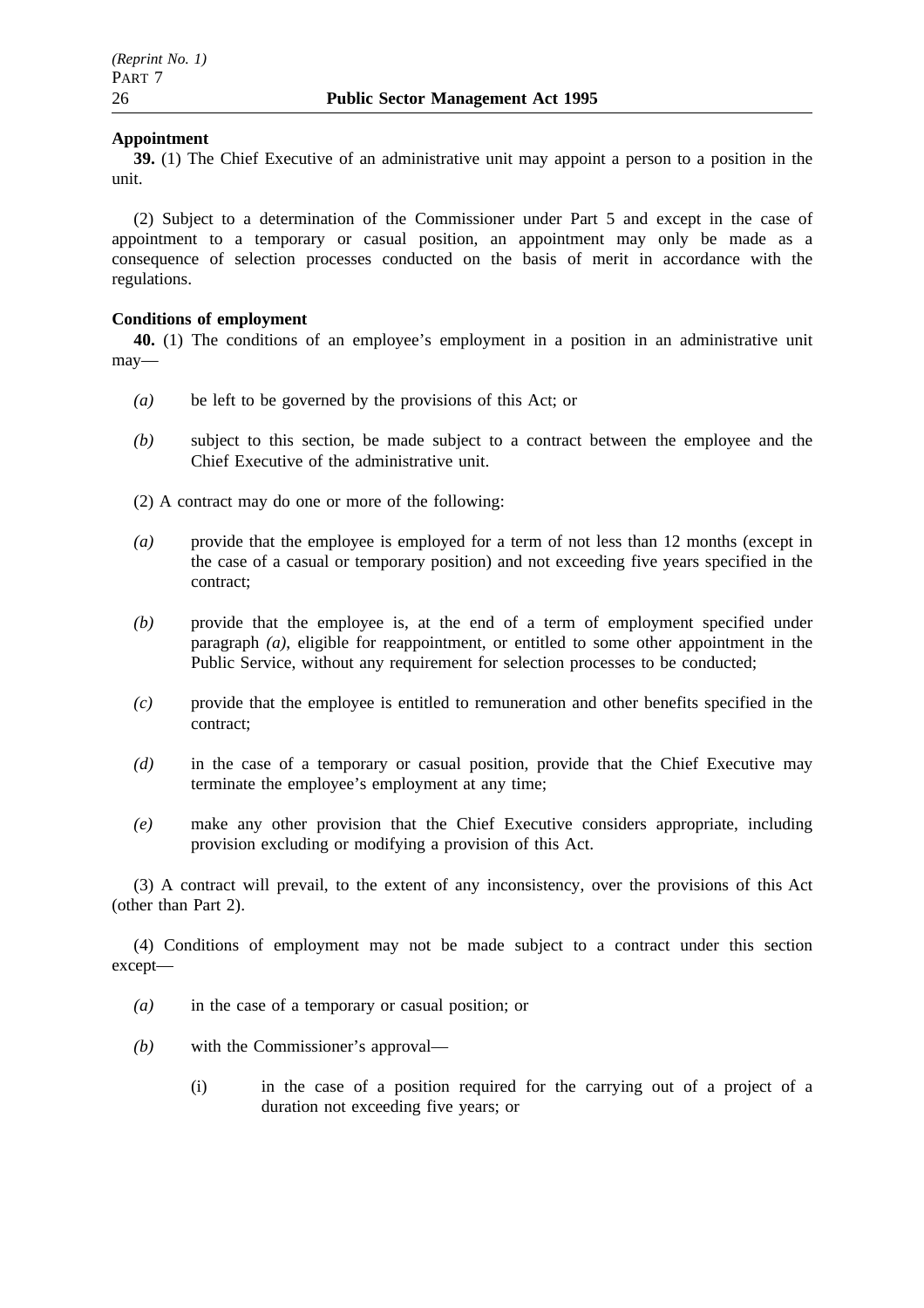**Appointment**

**39.** (1) The Chief Executive of an administrative unit may appoint a person to a position in the unit.

(2) Subject to a determination of the Commissioner under Part 5 and except in the case of appointment to a temporary or casual position, an appointment may only be made as a consequence of selection processes conducted on the basis of merit in accordance with the regulations.

**Conditions of employment**

**40.** (1) The conditions of an employee's employment in a position in an administrative unit may—

*(a)* be left to be governed by the provisions of this Act; or

*(b)* subject to this section, be made subject to a contract between the employee and the Chief Executive of the administrative unit.

(2) A contract may do one or more of the following:

*(a)* provide that the employee is employed for a term of not less than 12 months (except in the case of a casual or temporary position) and not exceeding five years specified in the contract;

*(b)* provide that the employee is, at the end of a term of employment specified under paragraph *(a)*, eligible for reappointment, or entitled to some other appointment in the Public Service, without any requirement for selection processes to be conducted;

*(c)* provide that the employee is entitled to remuneration and other benefits specified in the contract;

*(d)* in the case of a temporary or casual position, provide that the Chief Executive may terminate the employee's employment at any time;

*(e)* make any other provision that the Chief Executive considers appropriate, including provision excluding or modifying a provision of this Act.

(3) A contract will prevail, to the extent of any inconsistency, over the provisions of this Act (other than Part 2).

(4) Conditions of employment may not be made subject to a contract under this section except—

*(a)* in the case of a temporary or casual position; or

*(b)* with the Commissioner's approval—

(i) in the case of a position required for the carrying out of a project of a duration not exceeding five years; or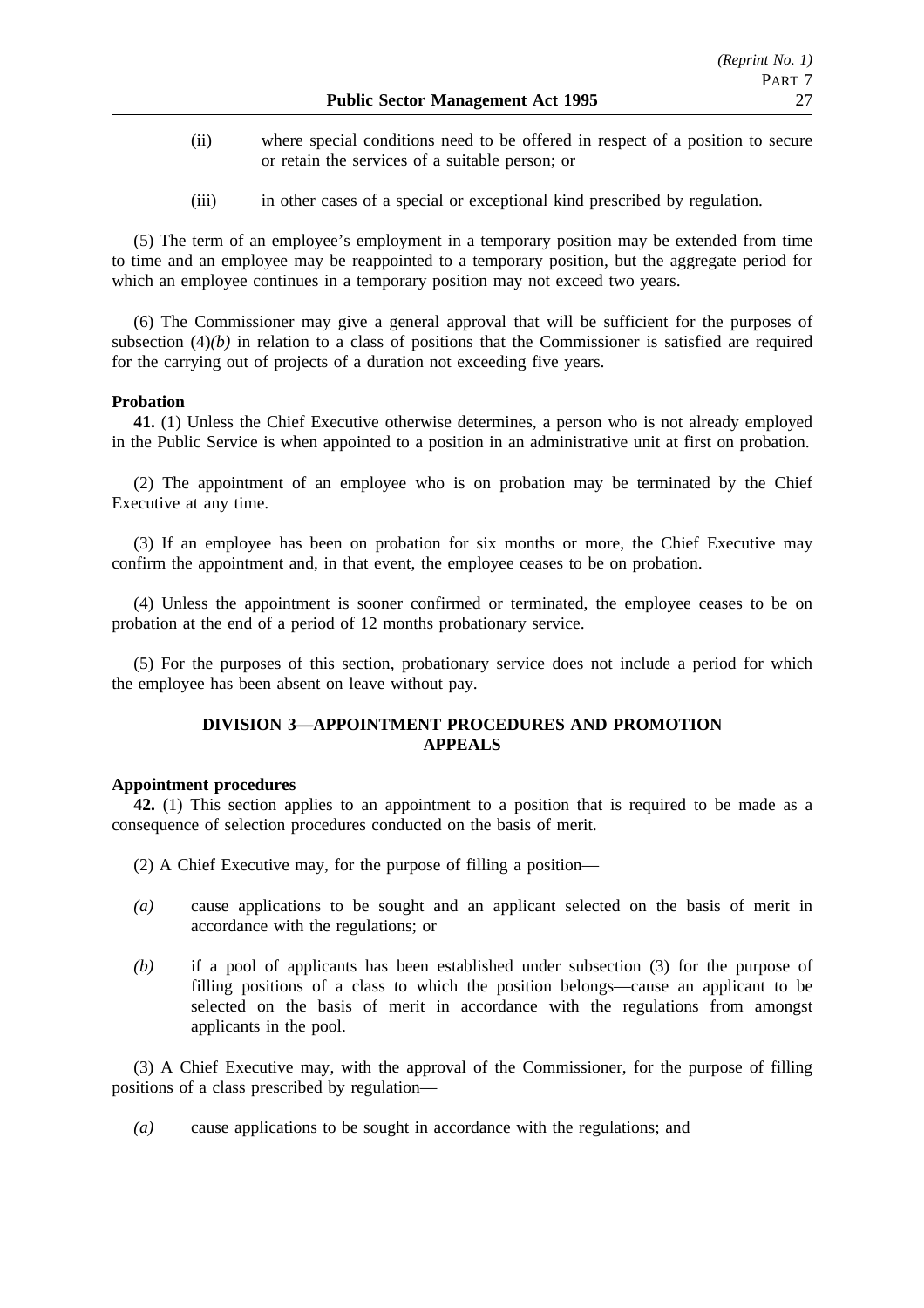(ii) where special conditions need to be offered in respect of a position to secure or retain the services of a suitable person; or

(iii) in other cases of a special or exceptional kind prescribed by regulation.

(5) The term of an employee's employment in a temporary position may be extended from time to time and an employee may be reappointed to a temporary position, but the aggregate period for which an employee continues in a temporary position may not exceed two years.

(6) The Commissioner may give a general approval that will be sufficient for the purposes of subsection (4)*(b)* in relation to a class of positions that the Commissioner is satisfied are required for the carrying out of projects of a duration not exceeding five years.

**Probation**

**41.** (1) Unless the Chief Executive otherwise determines, a person who is not already employed in the Public Service is when appointed to a position in an administrative unit at first on probation.

(2) The appointment of an employee who is on probation may be terminated by the Chief Executive at any time.

(3) If an employee has been on probation for six months or more, the Chief Executive may confirm the appointment and, in that event, the employee ceases to be on probation.

(4) Unless the appointment is sooner confirmed or terminated, the employee ceases to be on probation at the end of a period of 12 months probationary service.

(5) For the purposes of this section, probationary service does not include a period for which the employee has been absent on leave without pay.

## DIVISION 3—APPOINTMENT PROCEDURES AND PROMOTION APPEALS

**Appointment procedures**

**42.** (1) This section applies to an appointment to a position that is required to be made as a consequence of selection procedures conducted on the basis of merit.

(2) A Chief Executive may, for the purpose of filling a position—

*(a)* cause applications to be sought and an applicant selected on the basis of merit in accordance with the regulations; or

*(b)* if a pool of applicants has been established under subsection (3) for the purpose of filling positions of a class to which the position belongs—cause an applicant to be selected on the basis of merit in accordance with the regulations from amongst applicants in the pool.

(3) A Chief Executive may, with the approval of the Commissioner, for the purpose of filling positions of a class prescribed by regulation—

*(a)* cause applications to be sought in accordance with the regulations; and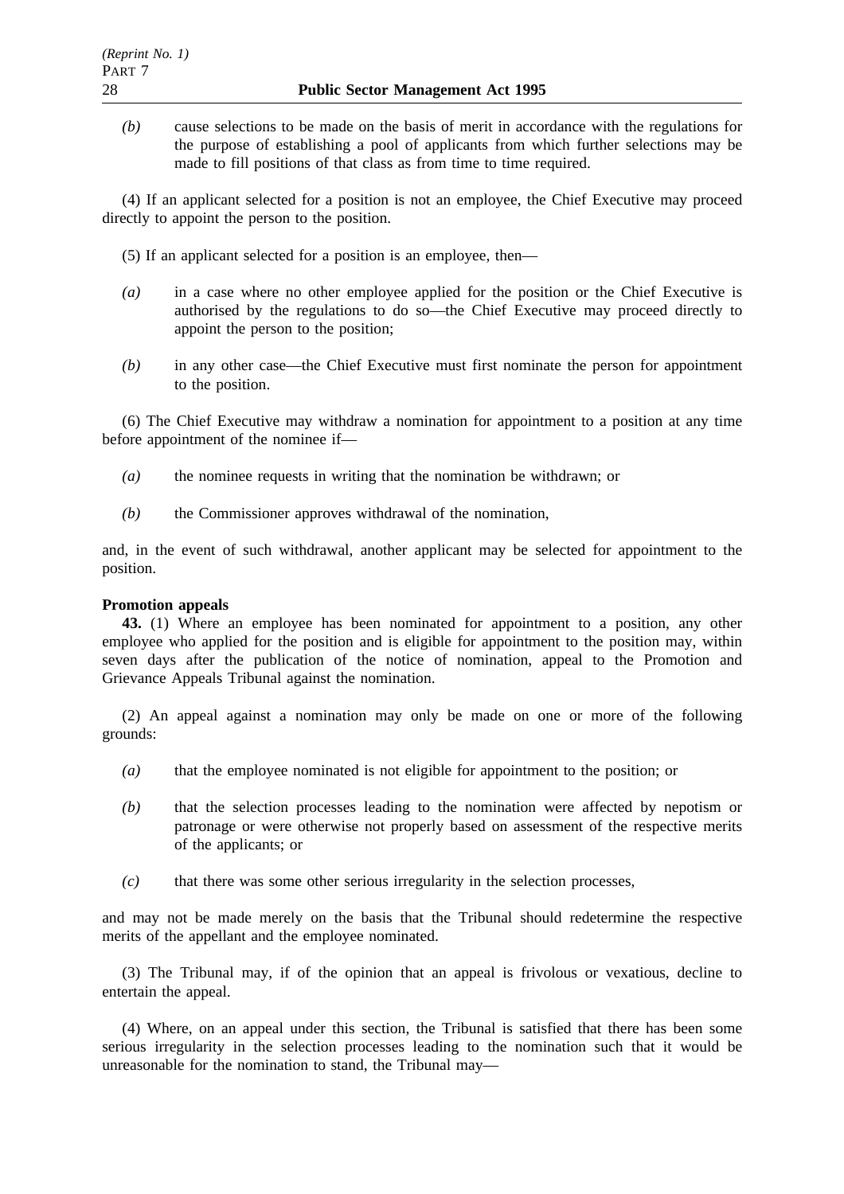*(b)* cause selections to be made on the basis of merit in accordance with the regulations for the purpose of establishing a pool of applicants from which further selections may be made to fill positions of that class as from time to time required.

(4) If an applicant selected for a position is not an employee, the Chief Executive may proceed directly to appoint the person to the position.

(5) If an applicant selected for a position is an employee, then—

*(a)* in a case where no other employee applied for the position or the Chief Executive is authorised by the regulations to do so—the Chief Executive may proceed directly to appoint the person to the position;

*(b)* in any other case—the Chief Executive must first nominate the person for appointment to the position.

(6) The Chief Executive may withdraw a nomination for appointment to a position at any time before appointment of the nominee if—

*(a)* the nominee requests in writing that the nomination be withdrawn; or

*(b)* the Commissioner approves withdrawal of the nomination,

and, in the event of such withdrawal, another applicant may be selected for appointment to the position.

**Promotion appeals**

**43.** (1) Where an employee has been nominated for appointment to a position, any other employee who applied for the position and is eligible for appointment to the position may, within seven days after the publication of the notice of nomination, appeal to the Promotion and Grievance Appeals Tribunal against the nomination.

(2) An appeal against a nomination may only be made on one or more of the following grounds:

*(a)* that the employee nominated is not eligible for appointment to the position; or

*(b)* that the selection processes leading to the nomination were affected by nepotism or patronage or were otherwise not properly based on assessment of the respective merits of the applicants; or

*(c)* that there was some other serious irregularity in the selection processes,

and may not be made merely on the basis that the Tribunal should redetermine the respective merits of the appellant and the employee nominated.

(3) The Tribunal may, if of the opinion that an appeal is frivolous or vexatious, decline to entertain the appeal.

(4) Where, on an appeal under this section, the Tribunal is satisfied that there has been some serious irregularity in the selection processes leading to the nomination such that it would be unreasonable for the nomination to stand, the Tribunal may—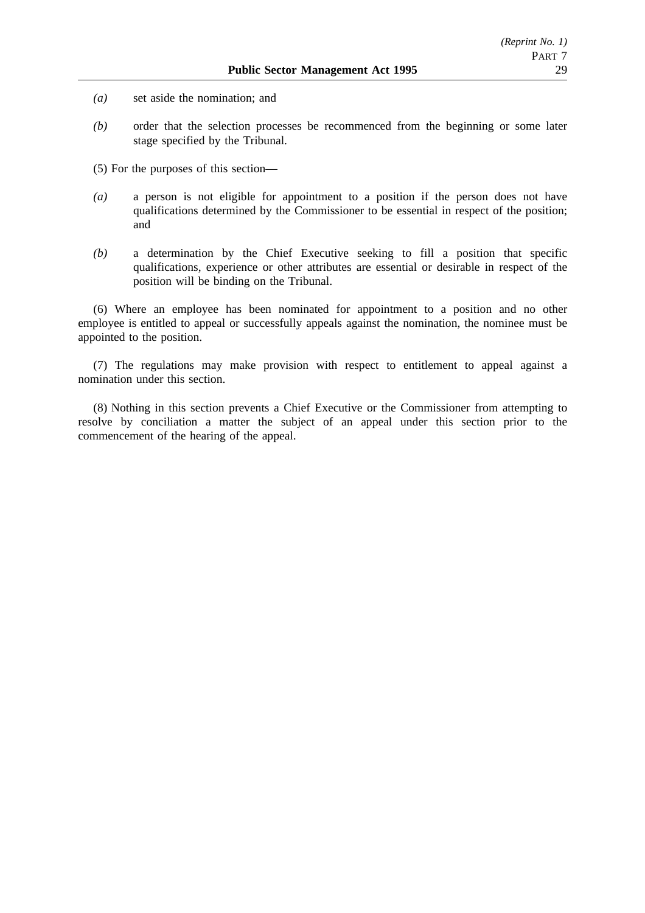*(a)* set aside the nomination; and

*(b)* order that the selection processes be recommenced from the beginning or some later stage specified by the Tribunal.

(5) For the purposes of this section—

*(a)* a person is not eligible for appointment to a position if the person does not have qualifications determined by the Commissioner to be essential in respect of the position; and

*(b)* a determination by the Chief Executive seeking to fill a position that specific qualifications, experience or other attributes are essential or desirable in respect of the position will be binding on the Tribunal.

(6) Where an employee has been nominated for appointment to a position and no other employee is entitled to appeal or successfully appeals against the nomination, the nominee must be appointed to the position.

(7) The regulations may make provision with respect to entitlement to appeal against a nomination under this section.

(8) Nothing in this section prevents a Chief Executive or the Commissioner from attempting to resolve by conciliation a matter the subject of an appeal under this section prior to the commencement of the hearing of the appeal.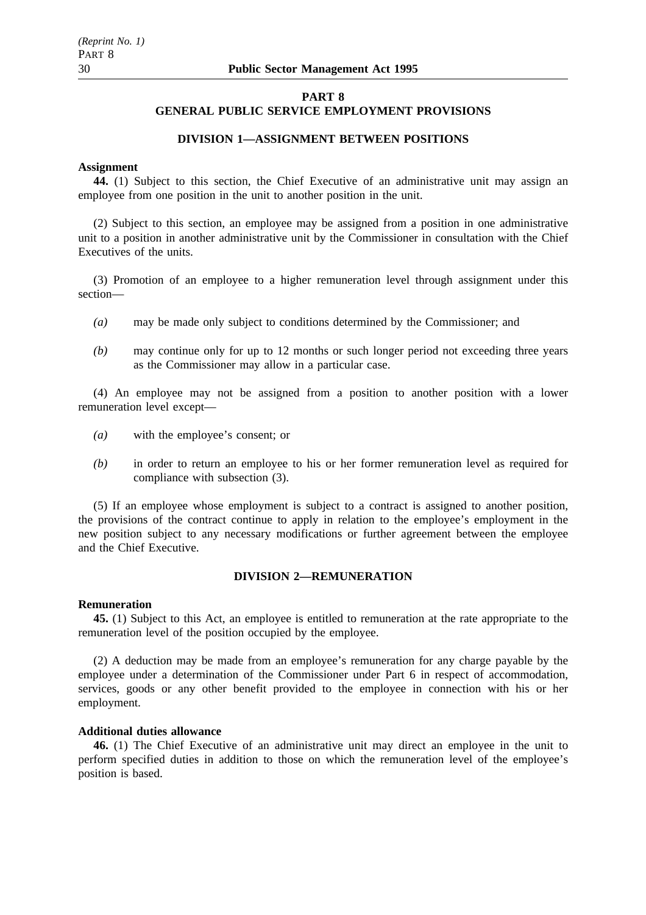## PART 8
## GENERAL PUBLIC SERVICE EMPLOYMENT PROVISIONS

### DIVISION 1—ASSIGNMENT BETWEEN POSITIONS

**Assignment**

**44.** (1) Subject to this section, the Chief Executive of an administrative unit may assign an employee from one position in the unit to another position in the unit.

(2) Subject to this section, an employee may be assigned from a position in one administrative unit to a position in another administrative unit by the Commissioner in consultation with the Chief Executives of the units.

(3) Promotion of an employee to a higher remuneration level through assignment under this section—

*(a)* may be made only subject to conditions determined by the Commissioner; and

*(b)* may continue only for up to 12 months or such longer period not exceeding three years as the Commissioner may allow in a particular case.

(4) An employee may not be assigned from a position to another position with a lower remuneration level except—

*(a)* with the employee's consent; or

*(b)* in order to return an employee to his or her former remuneration level as required for compliance with subsection (3).

(5) If an employee whose employment is subject to a contract is assigned to another position, the provisions of the contract continue to apply in relation to the employee's employment in the new position subject to any necessary modifications or further agreement between the employee and the Chief Executive.

### DIVISION 2—REMUNERATION

**Remuneration**

**45.** (1) Subject to this Act, an employee is entitled to remuneration at the rate appropriate to the remuneration level of the position occupied by the employee.

(2) A deduction may be made from an employee's remuneration for any charge payable by the employee under a determination of the Commissioner under Part 6 in respect of accommodation, services, goods or any other benefit provided to the employee in connection with his or her employment.

**Additional duties allowance**

**46.** (1) The Chief Executive of an administrative unit may direct an employee in the unit to perform specified duties in addition to those on which the remuneration level of the employee's position is based.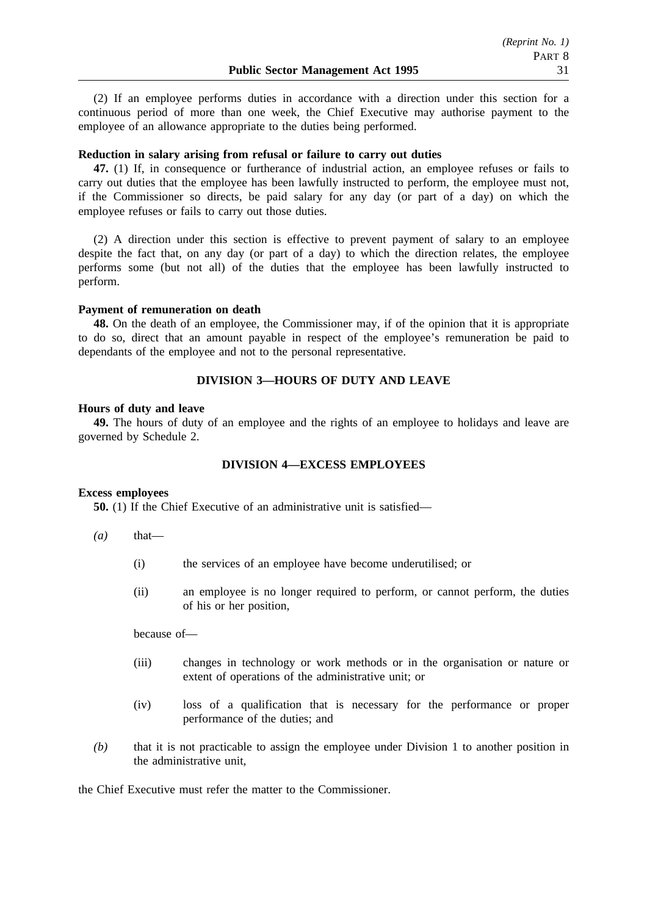(2) If an employee performs duties in accordance with a direction under this section for a continuous period of more than one week, the Chief Executive may authorise payment to the employee of an allowance appropriate to the duties being performed.

**Reduction in salary arising from refusal or failure to carry out duties**

**47.** (1) If, in consequence or furtherance of industrial action, an employee refuses or fails to carry out duties that the employee has been lawfully instructed to perform, the employee must not, if the Commissioner so directs, be paid salary for any day (or part of a day) on which the employee refuses or fails to carry out those duties.

(2) A direction under this section is effective to prevent payment of salary to an employee despite the fact that, on any day (or part of a day) to which the direction relates, the employee performs some (but not all) of the duties that the employee has been lawfully instructed to perform.

**Payment of remuneration on death**

**48.** On the death of an employee, the Commissioner may, if of the opinion that it is appropriate to do so, direct that an amount payable in respect of the employee's remuneration be paid to dependants of the employee and not to the personal representative.

## DIVISION 3—HOURS OF DUTY AND LEAVE

**Hours of duty and leave**

**49.** The hours of duty of an employee and the rights of an employee to holidays and leave are governed by Schedule 2.

## DIVISION 4—EXCESS EMPLOYEES

**Excess employees**

**50.** (1) If the Chief Executive of an administrative unit is satisfied—

*(a)* that—

(i) the services of an employee have become underutilised; or

(ii) an employee is no longer required to perform, or cannot perform, the duties of his or her position,

because of—

(iii) changes in technology or work methods or in the organisation or nature or extent of operations of the administrative unit; or

(iv) loss of a qualification that is necessary for the performance or proper performance of the duties; and

*(b)* that it is not practicable to assign the employee under Division 1 to another position in the administrative unit,

the Chief Executive must refer the matter to the Commissioner.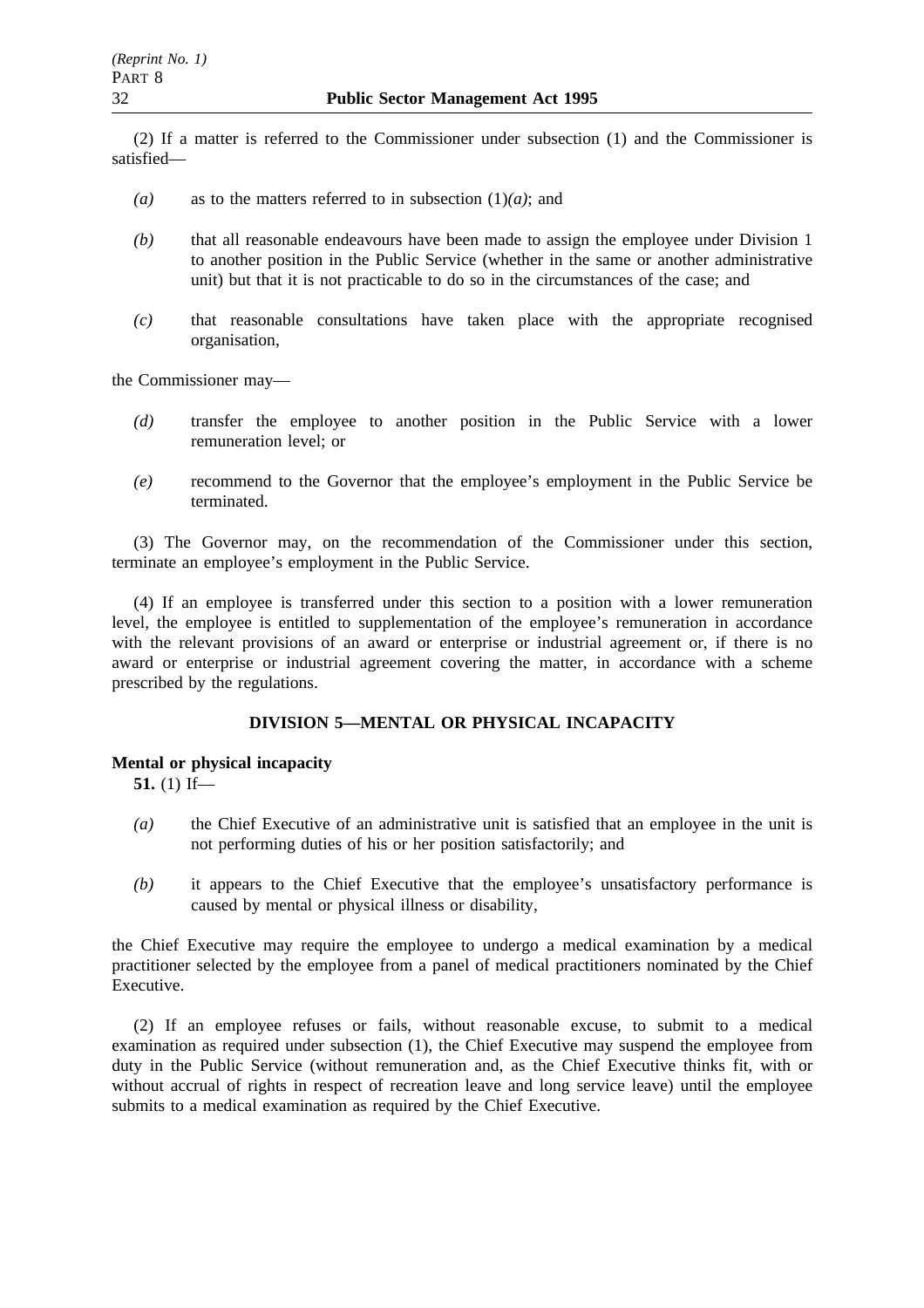(2) If a matter is referred to the Commissioner under subsection (1) and the Commissioner is satisfied—

*(a)* as to the matters referred to in subsection (1)*(a)*; and

*(b)* that all reasonable endeavours have been made to assign the employee under Division 1 to another position in the Public Service (whether in the same or another administrative unit) but that it is not practicable to do so in the circumstances of the case; and

*(c)* that reasonable consultations have taken place with the appropriate recognised organisation,

the Commissioner may—

*(d)* transfer the employee to another position in the Public Service with a lower remuneration level; or

*(e)* recommend to the Governor that the employee's employment in the Public Service be terminated.

(3) The Governor may, on the recommendation of the Commissioner under this section, terminate an employee's employment in the Public Service.

(4) If an employee is transferred under this section to a position with a lower remuneration level, the employee is entitled to supplementation of the employee's remuneration in accordance with the relevant provisions of an award or enterprise or industrial agreement or, if there is no award or enterprise or industrial agreement covering the matter, in accordance with a scheme prescribed by the regulations.

## DIVISION 5—MENTAL OR PHYSICAL INCAPACITY

**Mental or physical incapacity**

**51.** (1) If—

*(a)* the Chief Executive of an administrative unit is satisfied that an employee in the unit is not performing duties of his or her position satisfactorily; and

*(b)* it appears to the Chief Executive that the employee's unsatisfactory performance is caused by mental or physical illness or disability,

the Chief Executive may require the employee to undergo a medical examination by a medical practitioner selected by the employee from a panel of medical practitioners nominated by the Chief Executive.

(2) If an employee refuses or fails, without reasonable excuse, to submit to a medical examination as required under subsection (1), the Chief Executive may suspend the employee from duty in the Public Service (without remuneration and, as the Chief Executive thinks fit, with or without accrual of rights in respect of recreation leave and long service leave) until the employee submits to a medical examination as required by the Chief Executive.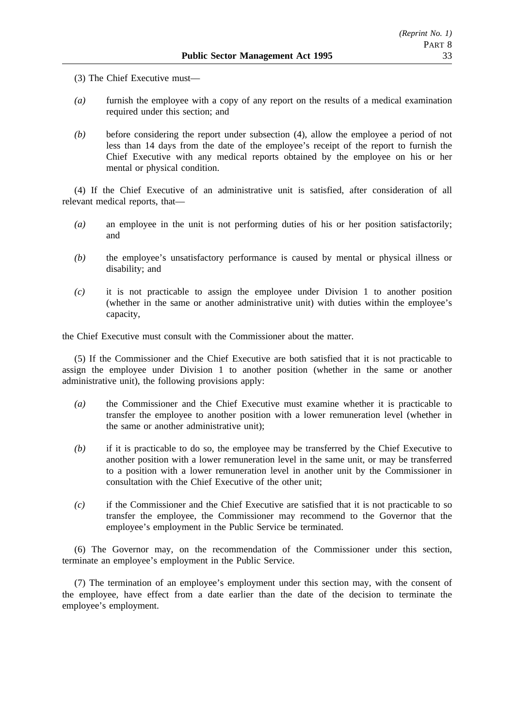(3) The Chief Executive must—

*(a)* furnish the employee with a copy of any report on the results of a medical examination required under this section; and

*(b)* before considering the report under subsection (4), allow the employee a period of not less than 14 days from the date of the employee's receipt of the report to furnish the Chief Executive with any medical reports obtained by the employee on his or her mental or physical condition.

(4) If the Chief Executive of an administrative unit is satisfied, after consideration of all relevant medical reports, that—

*(a)* an employee in the unit is not performing duties of his or her position satisfactorily; and

*(b)* the employee's unsatisfactory performance is caused by mental or physical illness or disability; and

*(c)* it is not practicable to assign the employee under Division 1 to another position (whether in the same or another administrative unit) with duties within the employee's capacity,

the Chief Executive must consult with the Commissioner about the matter.

(5) If the Commissioner and the Chief Executive are both satisfied that it is not practicable to assign the employee under Division 1 to another position (whether in the same or another administrative unit), the following provisions apply:

*(a)* the Commissioner and the Chief Executive must examine whether it is practicable to transfer the employee to another position with a lower remuneration level (whether in the same or another administrative unit);

*(b)* if it is practicable to do so, the employee may be transferred by the Chief Executive to another position with a lower remuneration level in the same unit, or may be transferred to a position with a lower remuneration level in another unit by the Commissioner in consultation with the Chief Executive of the other unit;

*(c)* if the Commissioner and the Chief Executive are satisfied that it is not practicable to so transfer the employee, the Commissioner may recommend to the Governor that the employee's employment in the Public Service be terminated.

(6) The Governor may, on the recommendation of the Commissioner under this section, terminate an employee's employment in the Public Service.

(7) The termination of an employee's employment under this section may, with the consent of the employee, have effect from a date earlier than the date of the decision to terminate the employee's employment.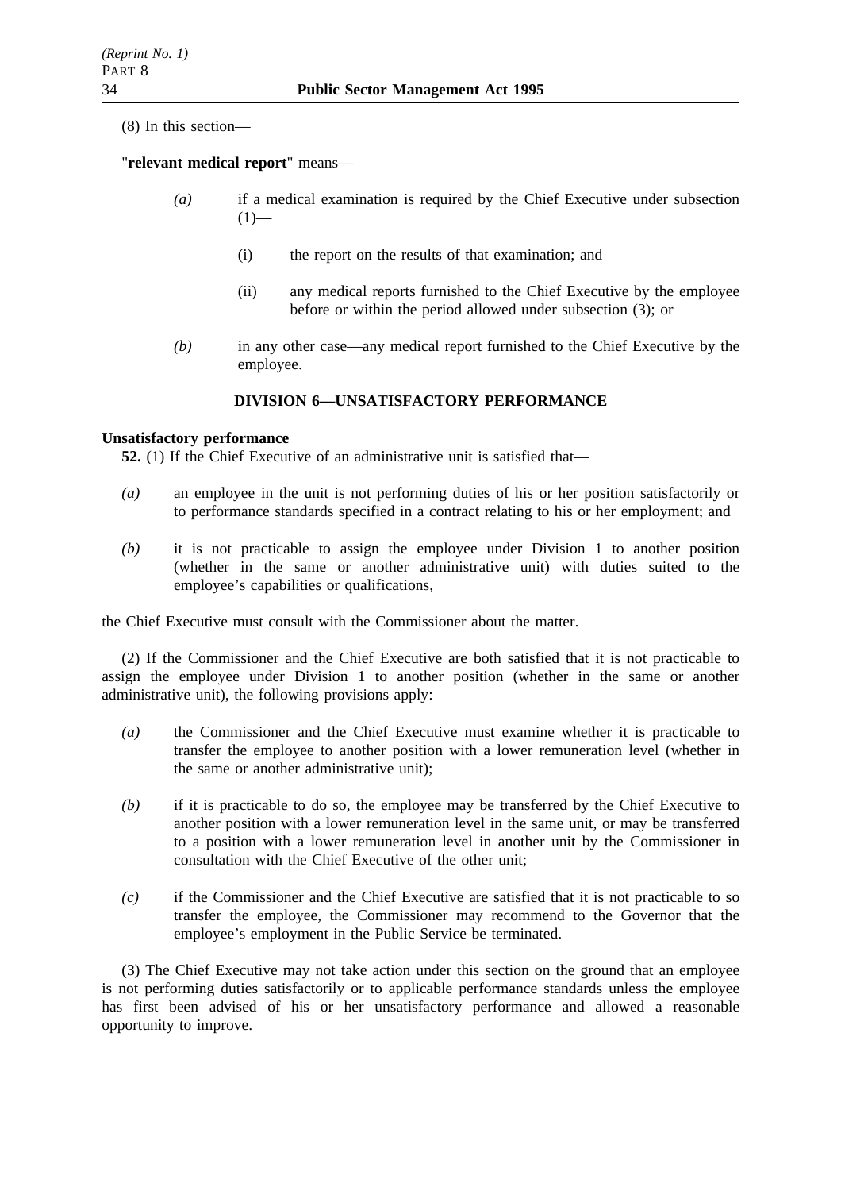(8) In this section—

"**relevant medical report**" means—

- *(a)* if a medical examination is required by the Chief Executive under subsection (1)—
  - (i) the report on the results of that examination; and
  - (ii) any medical reports furnished to the Chief Executive by the employee before or within the period allowed under subsection (3); or
- *(b)* in any other case—any medical report furnished to the Chief Executive by the employee.

## DIVISION 6—UNSATISFACTORY PERFORMANCE

**Unsatisfactory performance**

**52.** (1) If the Chief Executive of an administrative unit is satisfied that—

- *(a)* an employee in the unit is not performing duties of his or her position satisfactorily or to performance standards specified in a contract relating to his or her employment; and
- *(b)* it is not practicable to assign the employee under Division 1 to another position (whether in the same or another administrative unit) with duties suited to the employee's capabilities or qualifications,

the Chief Executive must consult with the Commissioner about the matter.

(2) If the Commissioner and the Chief Executive are both satisfied that it is not practicable to assign the employee under Division 1 to another position (whether in the same or another administrative unit), the following provisions apply:

- *(a)* the Commissioner and the Chief Executive must examine whether it is practicable to transfer the employee to another position with a lower remuneration level (whether in the same or another administrative unit);
- *(b)* if it is practicable to do so, the employee may be transferred by the Chief Executive to another position with a lower remuneration level in the same unit, or may be transferred to a position with a lower remuneration level in another unit by the Commissioner in consultation with the Chief Executive of the other unit;
- *(c)* if the Commissioner and the Chief Executive are satisfied that it is not practicable to so transfer the employee, the Commissioner may recommend to the Governor that the employee's employment in the Public Service be terminated.

(3) The Chief Executive may not take action under this section on the ground that an employee is not performing duties satisfactorily or to applicable performance standards unless the employee has first been advised of his or her unsatisfactory performance and allowed a reasonable opportunity to improve.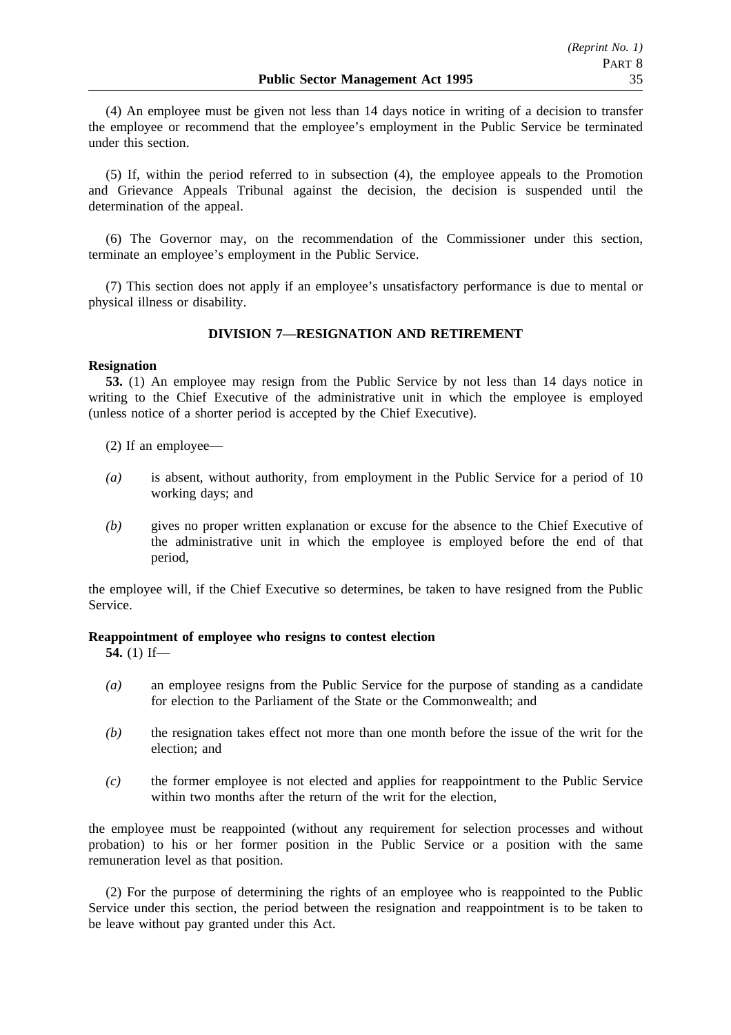(4) An employee must be given not less than 14 days notice in writing of a decision to transfer the employee or recommend that the employee's employment in the Public Service be terminated under this section.

(5) If, within the period referred to in subsection (4), the employee appeals to the Promotion and Grievance Appeals Tribunal against the decision, the decision is suspended until the determination of the appeal.

(6) The Governor may, on the recommendation of the Commissioner under this section, terminate an employee's employment in the Public Service.

(7) This section does not apply if an employee's unsatisfactory performance is due to mental or physical illness or disability.

## DIVISION 7—RESIGNATION AND RETIREMENT

**Resignation**

**53.** (1) An employee may resign from the Public Service by not less than 14 days notice in writing to the Chief Executive of the administrative unit in which the employee is employed (unless notice of a shorter period is accepted by the Chief Executive).

(2) If an employee—

*(a)* is absent, without authority, from employment in the Public Service for a period of 10 working days; and

*(b)* gives no proper written explanation or excuse for the absence to the Chief Executive of the administrative unit in which the employee is employed before the end of that period,

the employee will, if the Chief Executive so determines, be taken to have resigned from the Public Service.

**Reappointment of employee who resigns to contest election**

**54.** (1) If—

*(a)* an employee resigns from the Public Service for the purpose of standing as a candidate for election to the Parliament of the State or the Commonwealth; and

*(b)* the resignation takes effect not more than one month before the issue of the writ for the election; and

*(c)* the former employee is not elected and applies for reappointment to the Public Service within two months after the return of the writ for the election,

the employee must be reappointed (without any requirement for selection processes and without probation) to his or her former position in the Public Service or a position with the same remuneration level as that position.

(2) For the purpose of determining the rights of an employee who is reappointed to the Public Service under this section, the period between the resignation and reappointment is to be taken to be leave without pay granted under this Act.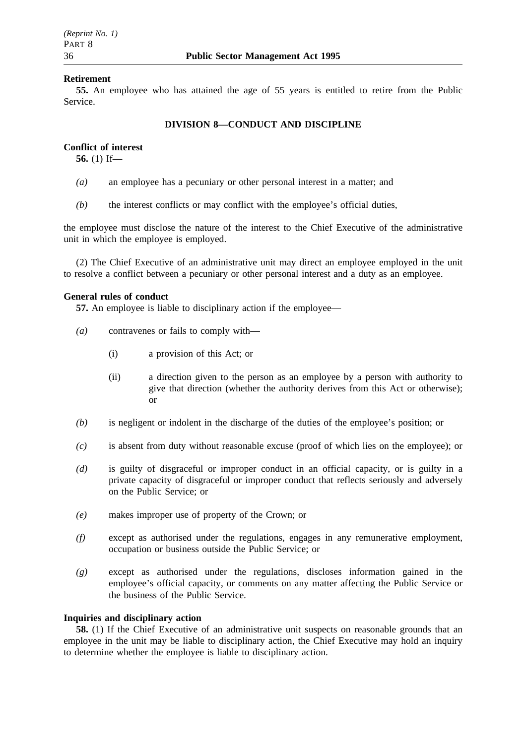**Retirement**

**55.** An employee who has attained the age of 55 years is entitled to retire from the Public Service.

## DIVISION 8—CONDUCT AND DISCIPLINE

**Conflict of interest**

**56.** (1) If—

*(a)* an employee has a pecuniary or other personal interest in a matter; and

*(b)* the interest conflicts or may conflict with the employee's official duties,

the employee must disclose the nature of the interest to the Chief Executive of the administrative unit in which the employee is employed.

(2) The Chief Executive of an administrative unit may direct an employee employed in the unit to resolve a conflict between a pecuniary or other personal interest and a duty as an employee.

**General rules of conduct**

**57.** An employee is liable to disciplinary action if the employee—

*(a)* contravenes or fails to comply with—

(i) a provision of this Act; or

(ii) a direction given to the person as an employee by a person with authority to give that direction (whether the authority derives from this Act or otherwise); or

*(b)* is negligent or indolent in the discharge of the duties of the employee's position; or

*(c)* is absent from duty without reasonable excuse (proof of which lies on the employee); or

*(d)* is guilty of disgraceful or improper conduct in an official capacity, or is guilty in a private capacity of disgraceful or improper conduct that reflects seriously and adversely on the Public Service; or

*(e)* makes improper use of property of the Crown; or

*(f)* except as authorised under the regulations, engages in any remunerative employment, occupation or business outside the Public Service; or

*(g)* except as authorised under the regulations, discloses information gained in the employee's official capacity, or comments on any matter affecting the Public Service or the business of the Public Service.

**Inquiries and disciplinary action**

**58.** (1) If the Chief Executive of an administrative unit suspects on reasonable grounds that an employee in the unit may be liable to disciplinary action, the Chief Executive may hold an inquiry to determine whether the employee is liable to disciplinary action.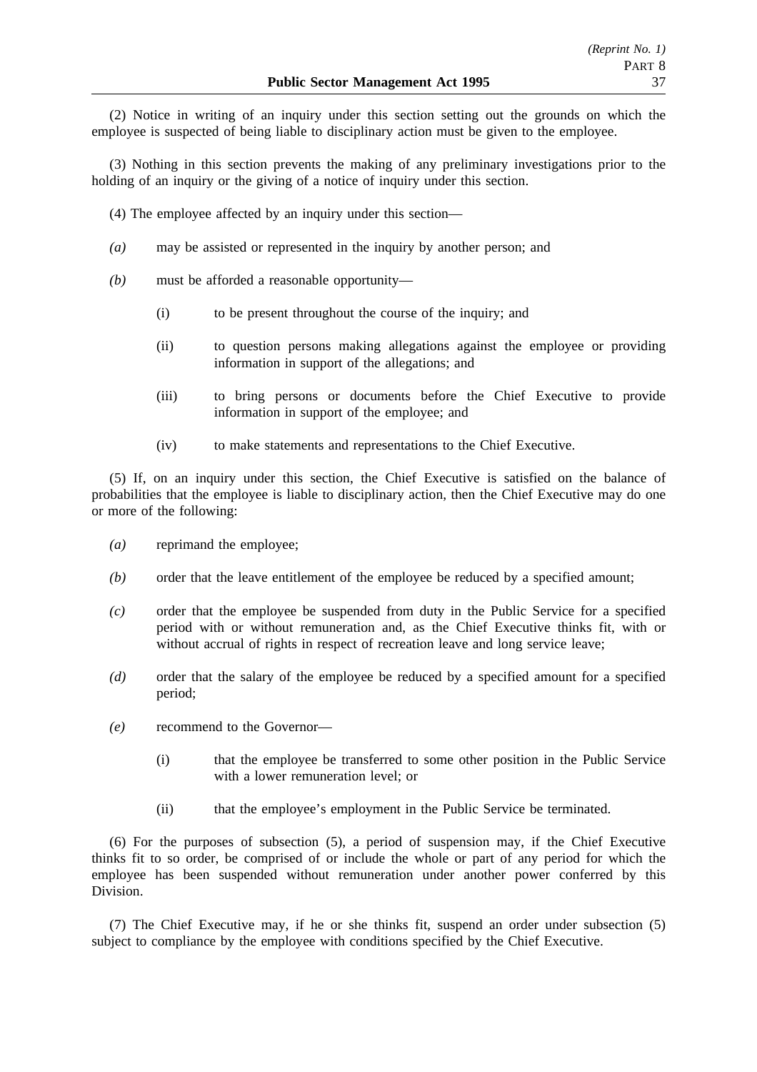(2) Notice in writing of an inquiry under this section setting out the grounds on which the employee is suspected of being liable to disciplinary action must be given to the employee.

(3) Nothing in this section prevents the making of any preliminary investigations prior to the holding of an inquiry or the giving of a notice of inquiry under this section.

(4) The employee affected by an inquiry under this section—

*(a)* may be assisted or represented in the inquiry by another person; and

*(b)* must be afforded a reasonable opportunity—

(i) to be present throughout the course of the inquiry; and

(ii) to question persons making allegations against the employee or providing information in support of the allegations; and

(iii) to bring persons or documents before the Chief Executive to provide information in support of the employee; and

(iv) to make statements and representations to the Chief Executive.

(5) If, on an inquiry under this section, the Chief Executive is satisfied on the balance of probabilities that the employee is liable to disciplinary action, then the Chief Executive may do one or more of the following:

*(a)* reprimand the employee;

*(b)* order that the leave entitlement of the employee be reduced by a specified amount;

*(c)* order that the employee be suspended from duty in the Public Service for a specified period with or without remuneration and, as the Chief Executive thinks fit, with or without accrual of rights in respect of recreation leave and long service leave;

*(d)* order that the salary of the employee be reduced by a specified amount for a specified period;

*(e)* recommend to the Governor—

(i) that the employee be transferred to some other position in the Public Service with a lower remuneration level; or

(ii) that the employee's employment in the Public Service be terminated.

(6) For the purposes of subsection (5), a period of suspension may, if the Chief Executive thinks fit to so order, be comprised of or include the whole or part of any period for which the employee has been suspended without remuneration under another power conferred by this Division.

(7) The Chief Executive may, if he or she thinks fit, suspend an order under subsection (5) subject to compliance by the employee with conditions specified by the Chief Executive.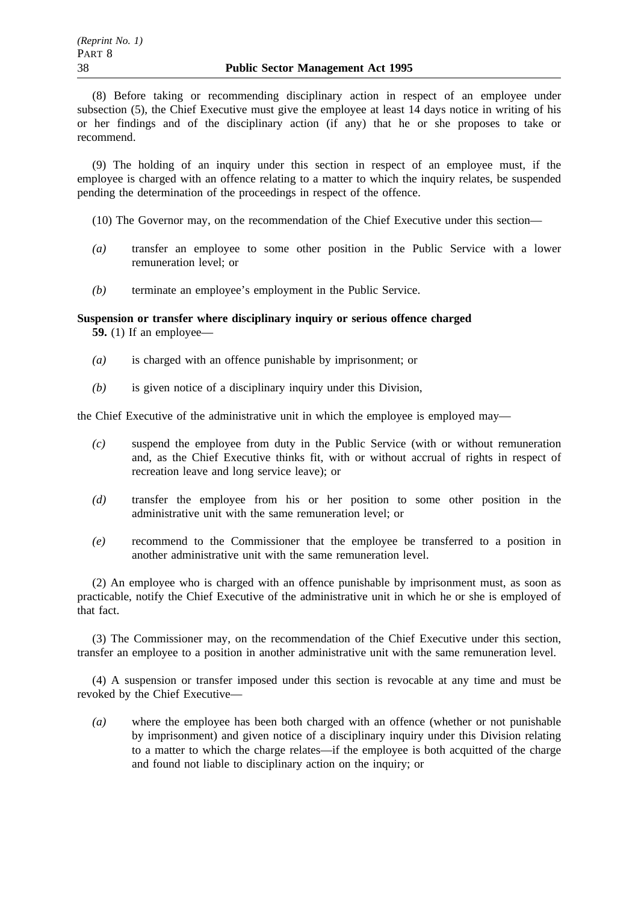(8) Before taking or recommending disciplinary action in respect of an employee under subsection (5), the Chief Executive must give the employee at least 14 days notice in writing of his or her findings and of the disciplinary action (if any) that he or she proposes to take or recommend.

(9) The holding of an inquiry under this section in respect of an employee must, if the employee is charged with an offence relating to a matter to which the inquiry relates, be suspended pending the determination of the proceedings in respect of the offence.

(10) The Governor may, on the recommendation of the Chief Executive under this section—

*(a)* transfer an employee to some other position in the Public Service with a lower remuneration level; or

*(b)* terminate an employee's employment in the Public Service.

**Suspension or transfer where disciplinary inquiry or serious offence charged**

**59.** (1) If an employee—

*(a)* is charged with an offence punishable by imprisonment; or

*(b)* is given notice of a disciplinary inquiry under this Division,

the Chief Executive of the administrative unit in which the employee is employed may—

*(c)* suspend the employee from duty in the Public Service (with or without remuneration and, as the Chief Executive thinks fit, with or without accrual of rights in respect of recreation leave and long service leave); or

*(d)* transfer the employee from his or her position to some other position in the administrative unit with the same remuneration level; or

*(e)* recommend to the Commissioner that the employee be transferred to a position in another administrative unit with the same remuneration level.

(2) An employee who is charged with an offence punishable by imprisonment must, as soon as practicable, notify the Chief Executive of the administrative unit in which he or she is employed of that fact.

(3) The Commissioner may, on the recommendation of the Chief Executive under this section, transfer an employee to a position in another administrative unit with the same remuneration level.

(4) A suspension or transfer imposed under this section is revocable at any time and must be revoked by the Chief Executive—

*(a)* where the employee has been both charged with an offence (whether or not punishable by imprisonment) and given notice of a disciplinary inquiry under this Division relating to a matter to which the charge relates—if the employee is both acquitted of the charge and found not liable to disciplinary action on the inquiry; or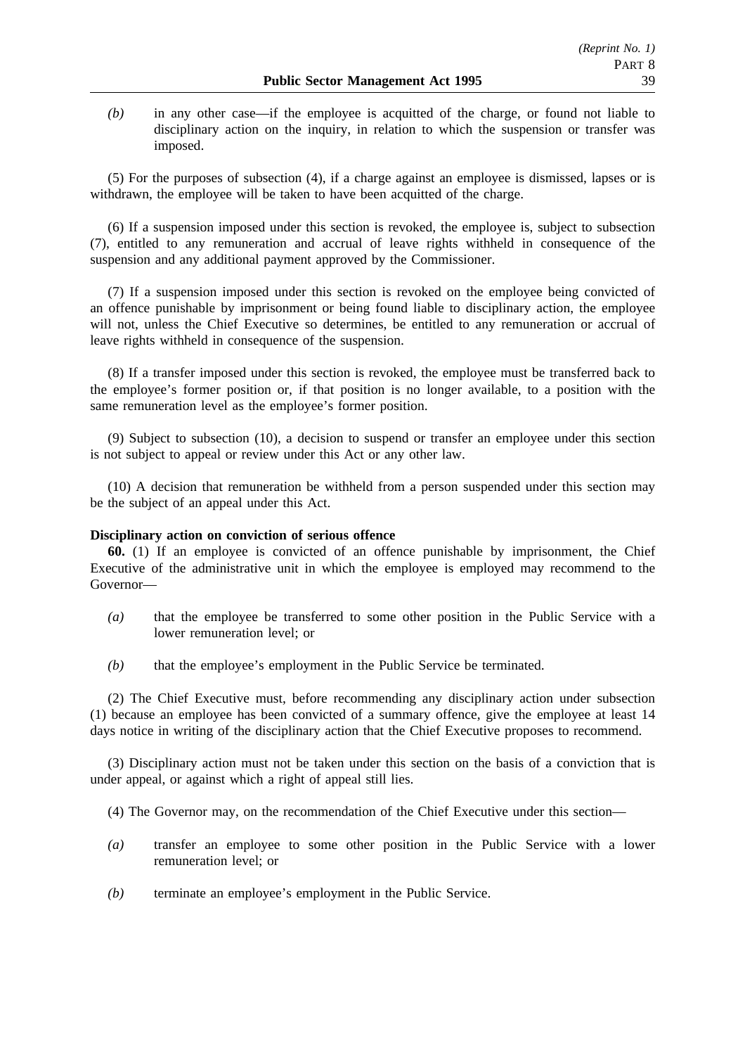*(b)* in any other case—if the employee is acquitted of the charge, or found not liable to disciplinary action on the inquiry, in relation to which the suspension or transfer was imposed.

(5) For the purposes of subsection (4), if a charge against an employee is dismissed, lapses or is withdrawn, the employee will be taken to have been acquitted of the charge.

(6) If a suspension imposed under this section is revoked, the employee is, subject to subsection (7), entitled to any remuneration and accrual of leave rights withheld in consequence of the suspension and any additional payment approved by the Commissioner.

(7) If a suspension imposed under this section is revoked on the employee being convicted of an offence punishable by imprisonment or being found liable to disciplinary action, the employee will not, unless the Chief Executive so determines, be entitled to any remuneration or accrual of leave rights withheld in consequence of the suspension.

(8) If a transfer imposed under this section is revoked, the employee must be transferred back to the employee's former position or, if that position is no longer available, to a position with the same remuneration level as the employee's former position.

(9) Subject to subsection (10), a decision to suspend or transfer an employee under this section is not subject to appeal or review under this Act or any other law.

(10) A decision that remuneration be withheld from a person suspended under this section may be the subject of an appeal under this Act.

**Disciplinary action on conviction of serious offence**

**60.** (1) If an employee is convicted of an offence punishable by imprisonment, the Chief Executive of the administrative unit in which the employee is employed may recommend to the Governor—

*(a)* that the employee be transferred to some other position in the Public Service with a lower remuneration level; or

*(b)* that the employee's employment in the Public Service be terminated.

(2) The Chief Executive must, before recommending any disciplinary action under subsection (1) because an employee has been convicted of a summary offence, give the employee at least 14 days notice in writing of the disciplinary action that the Chief Executive proposes to recommend.

(3) Disciplinary action must not be taken under this section on the basis of a conviction that is under appeal, or against which a right of appeal still lies.

(4) The Governor may, on the recommendation of the Chief Executive under this section—

*(a)* transfer an employee to some other position in the Public Service with a lower remuneration level; or

*(b)* terminate an employee's employment in the Public Service.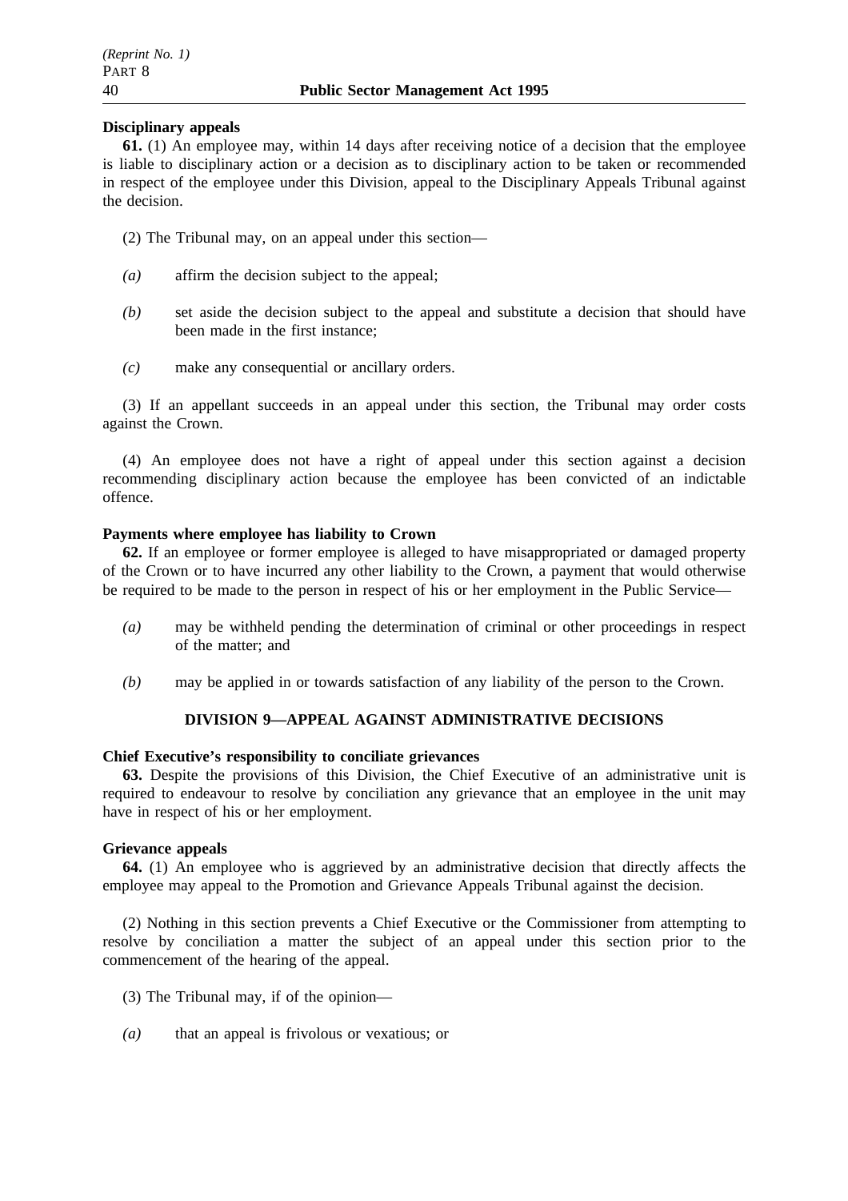**Disciplinary appeals**

**61.** (1) An employee may, within 14 days after receiving notice of a decision that the employee is liable to disciplinary action or a decision as to disciplinary action to be taken or recommended in respect of the employee under this Division, appeal to the Disciplinary Appeals Tribunal against the decision.

(2) The Tribunal may, on an appeal under this section—

*(a)* affirm the decision subject to the appeal;

*(b)* set aside the decision subject to the appeal and substitute a decision that should have been made in the first instance;

*(c)* make any consequential or ancillary orders.

(3) If an appellant succeeds in an appeal under this section, the Tribunal may order costs against the Crown.

(4) An employee does not have a right of appeal under this section against a decision recommending disciplinary action because the employee has been convicted of an indictable offence.

**Payments where employee has liability to Crown**

**62.** If an employee or former employee is alleged to have misappropriated or damaged property of the Crown or to have incurred any other liability to the Crown, a payment that would otherwise be required to be made to the person in respect of his or her employment in the Public Service—

*(a)* may be withheld pending the determination of criminal or other proceedings in respect of the matter; and

*(b)* may be applied in or towards satisfaction of any liability of the person to the Crown.

## DIVISION 9—APPEAL AGAINST ADMINISTRATIVE DECISIONS

**Chief Executive's responsibility to conciliate grievances**

**63.** Despite the provisions of this Division, the Chief Executive of an administrative unit is required to endeavour to resolve by conciliation any grievance that an employee in the unit may have in respect of his or her employment.

**Grievance appeals**

**64.** (1) An employee who is aggrieved by an administrative decision that directly affects the employee may appeal to the Promotion and Grievance Appeals Tribunal against the decision.

(2) Nothing in this section prevents a Chief Executive or the Commissioner from attempting to resolve by conciliation a matter the subject of an appeal under this section prior to the commencement of the hearing of the appeal.

(3) The Tribunal may, if of the opinion—

*(a)* that an appeal is frivolous or vexatious; or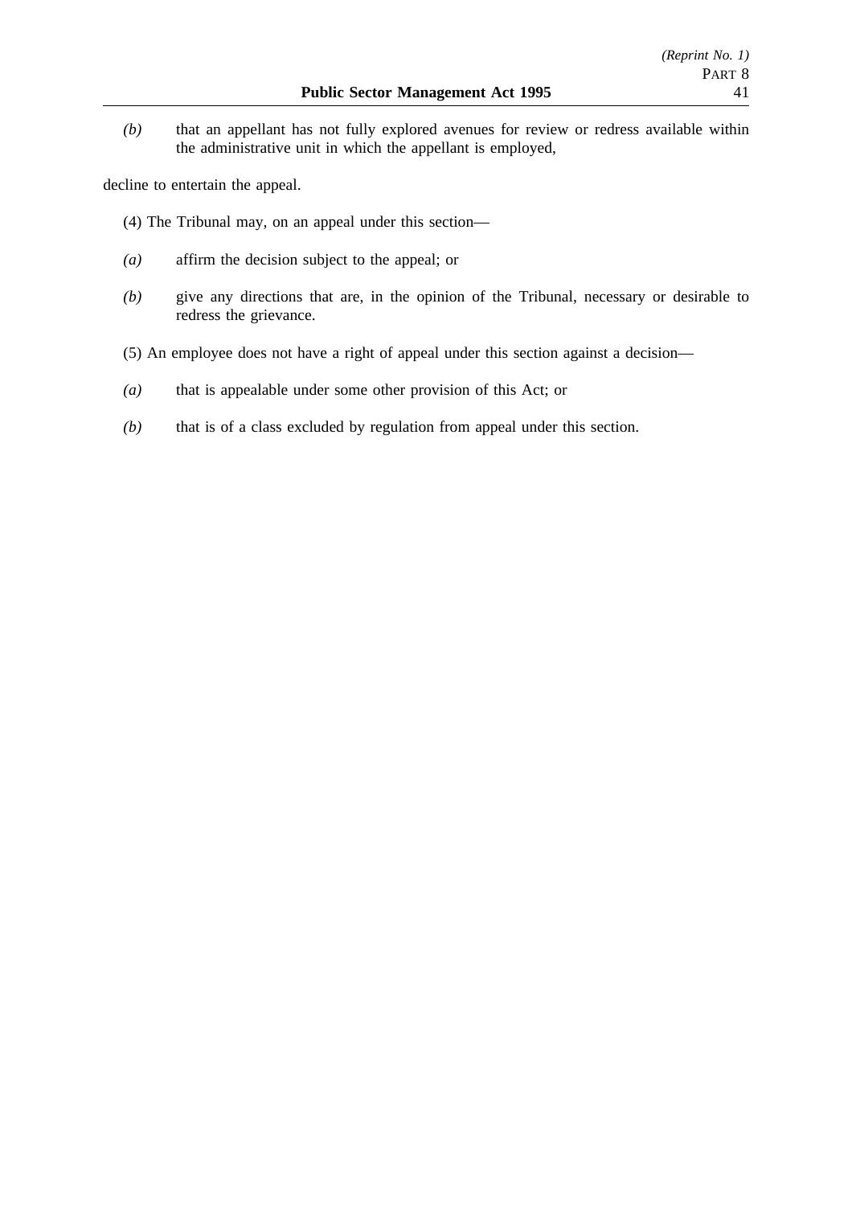*(b)* that an appellant has not fully explored avenues for review or redress available within the administrative unit in which the appellant is employed,

decline to entertain the appeal.

(4) The Tribunal may, on an appeal under this section—

*(a)* affirm the decision subject to the appeal; or

*(b)* give any directions that are, in the opinion of the Tribunal, necessary or desirable to redress the grievance.

(5) An employee does not have a right of appeal under this section against a decision—

*(a)* that is appealable under some other provision of this Act; or

*(b)* that is of a class excluded by regulation from appeal under this section.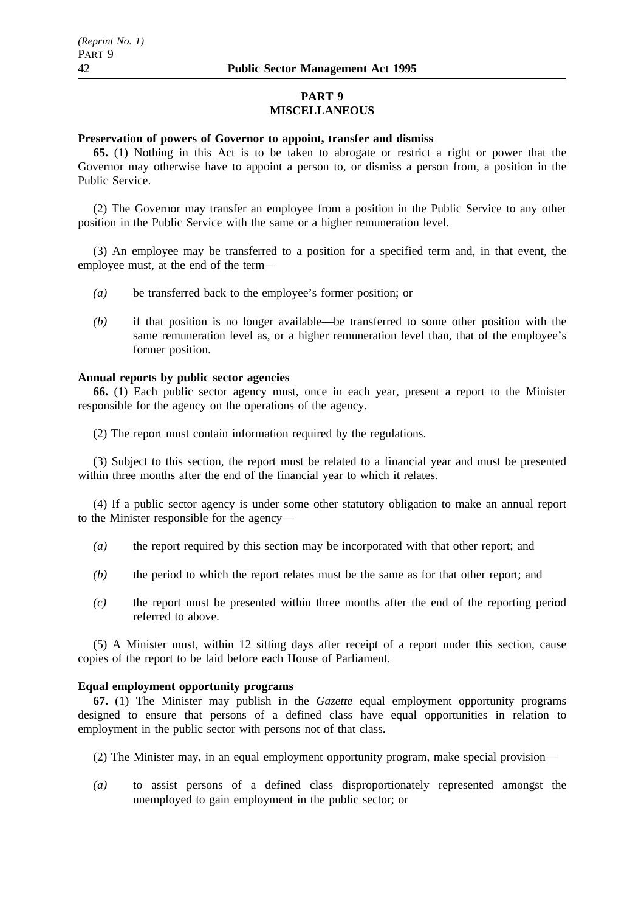## PART 9
## MISCELLANEOUS

**Preservation of powers of Governor to appoint, transfer and dismiss**

**65.** (1) Nothing in this Act is to be taken to abrogate or restrict a right or power that the Governor may otherwise have to appoint a person to, or dismiss a person from, a position in the Public Service.

(2) The Governor may transfer an employee from a position in the Public Service to any other position in the Public Service with the same or a higher remuneration level.

(3) An employee may be transferred to a position for a specified term and, in that event, the employee must, at the end of the term—

*(a)* be transferred back to the employee's former position; or

*(b)* if that position is no longer available—be transferred to some other position with the same remuneration level as, or a higher remuneration level than, that of the employee's former position.

**Annual reports by public sector agencies**

**66.** (1) Each public sector agency must, once in each year, present a report to the Minister responsible for the agency on the operations of the agency.

(2) The report must contain information required by the regulations.

(3) Subject to this section, the report must be related to a financial year and must be presented within three months after the end of the financial year to which it relates.

(4) If a public sector agency is under some other statutory obligation to make an annual report to the Minister responsible for the agency—

*(a)* the report required by this section may be incorporated with that other report; and

*(b)* the period to which the report relates must be the same as for that other report; and

*(c)* the report must be presented within three months after the end of the reporting period referred to above.

(5) A Minister must, within 12 sitting days after receipt of a report under this section, cause copies of the report to be laid before each House of Parliament.

**Equal employment opportunity programs**

**67.** (1) The Minister may publish in the *Gazette* equal employment opportunity programs designed to ensure that persons of a defined class have equal opportunities in relation to employment in the public sector with persons not of that class.

(2) The Minister may, in an equal employment opportunity program, make special provision—

*(a)* to assist persons of a defined class disproportionately represented amongst the unemployed to gain employment in the public sector; or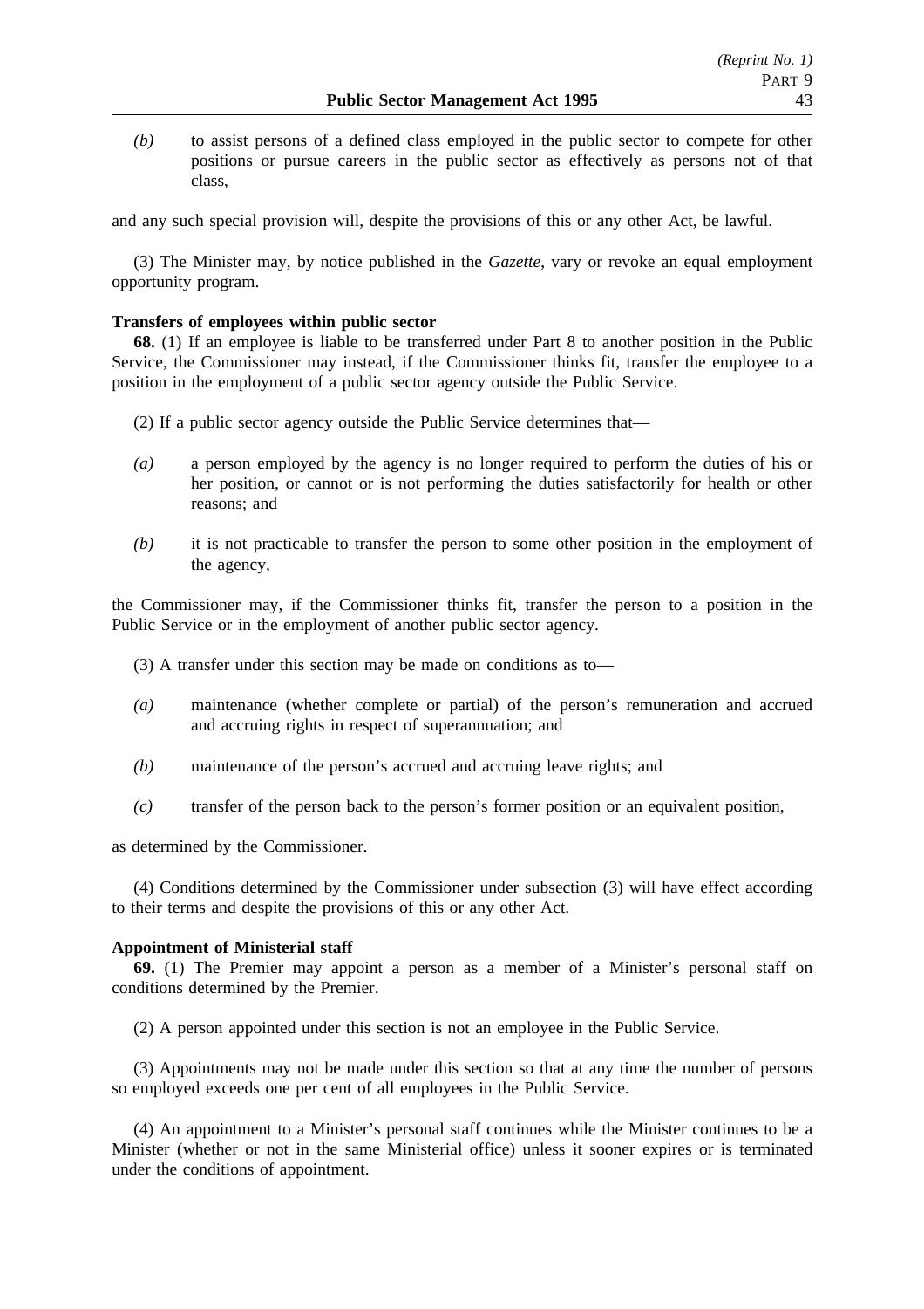*(b)* to assist persons of a defined class employed in the public sector to compete for other positions or pursue careers in the public sector as effectively as persons not of that class,

and any such special provision will, despite the provisions of this or any other Act, be lawful.

(3) The Minister may, by notice published in the *Gazette*, vary or revoke an equal employment opportunity program.

**Transfers of employees within public sector**

**68.** (1) If an employee is liable to be transferred under Part 8 to another position in the Public Service, the Commissioner may instead, if the Commissioner thinks fit, transfer the employee to a position in the employment of a public sector agency outside the Public Service.

(2) If a public sector agency outside the Public Service determines that—

*(a)* a person employed by the agency is no longer required to perform the duties of his or her position, or cannot or is not performing the duties satisfactorily for health or other reasons; and

*(b)* it is not practicable to transfer the person to some other position in the employment of the agency,

the Commissioner may, if the Commissioner thinks fit, transfer the person to a position in the Public Service or in the employment of another public sector agency.

(3) A transfer under this section may be made on conditions as to—

*(a)* maintenance (whether complete or partial) of the person's remuneration and accrued and accruing rights in respect of superannuation; and

*(b)* maintenance of the person's accrued and accruing leave rights; and

*(c)* transfer of the person back to the person's former position or an equivalent position,

as determined by the Commissioner.

(4) Conditions determined by the Commissioner under subsection (3) will have effect according to their terms and despite the provisions of this or any other Act.

**Appointment of Ministerial staff**

**69.** (1) The Premier may appoint a person as a member of a Minister's personal staff on conditions determined by the Premier.

(2) A person appointed under this section is not an employee in the Public Service.

(3) Appointments may not be made under this section so that at any time the number of persons so employed exceeds one per cent of all employees in the Public Service.

(4) An appointment to a Minister's personal staff continues while the Minister continues to be a Minister (whether or not in the same Ministerial office) unless it sooner expires or is terminated under the conditions of appointment.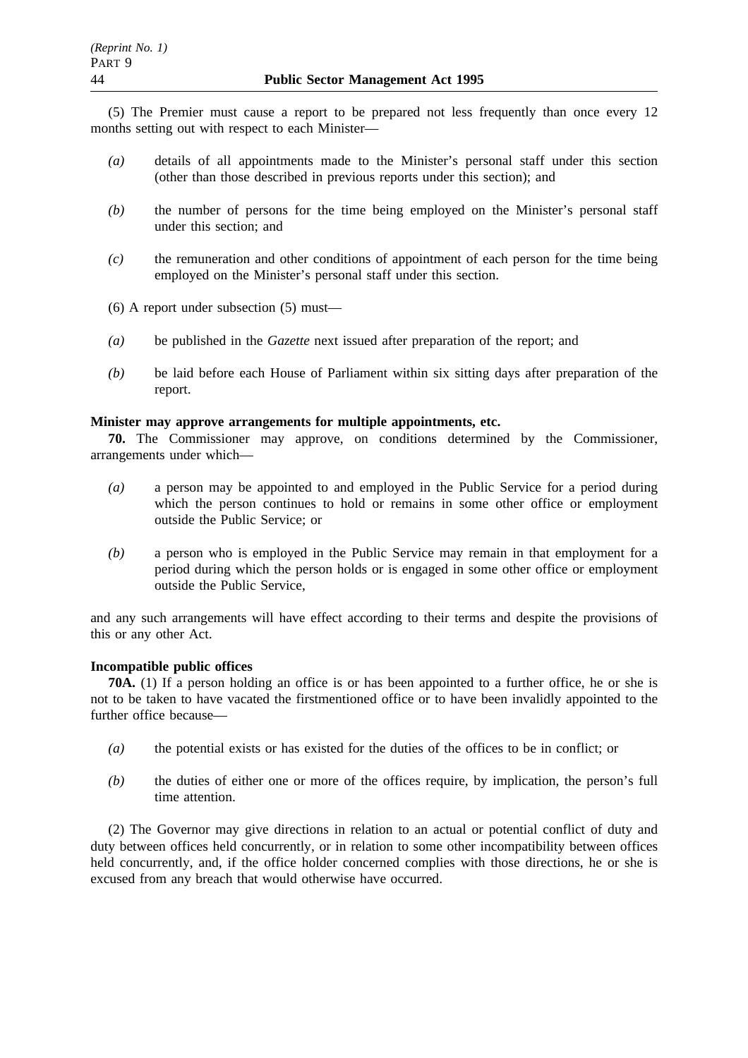(5) The Premier must cause a report to be prepared not less frequently than once every 12 months setting out with respect to each Minister—

*(a)* details of all appointments made to the Minister's personal staff under this section (other than those described in previous reports under this section); and

*(b)* the number of persons for the time being employed on the Minister's personal staff under this section; and

*(c)* the remuneration and other conditions of appointment of each person for the time being employed on the Minister's personal staff under this section.

(6) A report under subsection (5) must—

*(a)* be published in the *Gazette* next issued after preparation of the report; and

*(b)* be laid before each House of Parliament within six sitting days after preparation of the report.

**Minister may approve arrangements for multiple appointments, etc.**

**70.** The Commissioner may approve, on conditions determined by the Commissioner, arrangements under which—

*(a)* a person may be appointed to and employed in the Public Service for a period during which the person continues to hold or remains in some other office or employment outside the Public Service; or

*(b)* a person who is employed in the Public Service may remain in that employment for a period during which the person holds or is engaged in some other office or employment outside the Public Service,

and any such arrangements will have effect according to their terms and despite the provisions of this or any other Act.

**Incompatible public offices**

**70A.** (1) If a person holding an office is or has been appointed to a further office, he or she is not to be taken to have vacated the firstmentioned office or to have been invalidly appointed to the further office because—

*(a)* the potential exists or has existed for the duties of the offices to be in conflict; or

*(b)* the duties of either one or more of the offices require, by implication, the person's full time attention.

(2) The Governor may give directions in relation to an actual or potential conflict of duty and duty between offices held concurrently, or in relation to some other incompatibility between offices held concurrently, and, if the office holder concerned complies with those directions, he or she is excused from any breach that would otherwise have occurred.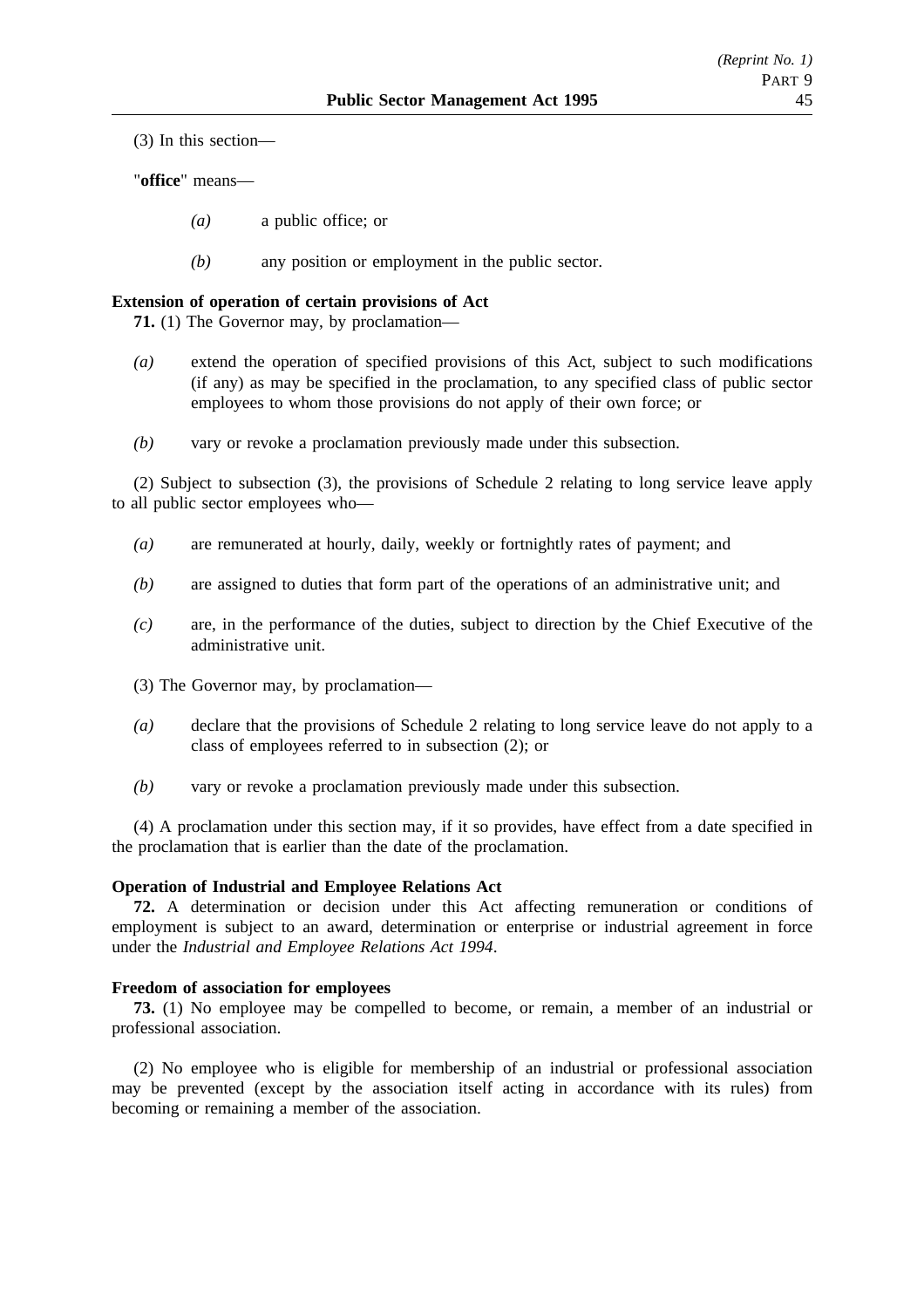(3) In this section—

"**office**" means—

*(a)* a public office; or

*(b)* any position or employment in the public sector.

**Extension of operation of certain provisions of Act**

**71.** (1) The Governor may, by proclamation—

*(a)* extend the operation of specified provisions of this Act, subject to such modifications (if any) as may be specified in the proclamation, to any specified class of public sector employees to whom those provisions do not apply of their own force; or

*(b)* vary or revoke a proclamation previously made under this subsection.

(2) Subject to subsection (3), the provisions of Schedule 2 relating to long service leave apply to all public sector employees who—

*(a)* are remunerated at hourly, daily, weekly or fortnightly rates of payment; and

*(b)* are assigned to duties that form part of the operations of an administrative unit; and

*(c)* are, in the performance of the duties, subject to direction by the Chief Executive of the administrative unit.

(3) The Governor may, by proclamation—

*(a)* declare that the provisions of Schedule 2 relating to long service leave do not apply to a class of employees referred to in subsection (2); or

*(b)* vary or revoke a proclamation previously made under this subsection.

(4) A proclamation under this section may, if it so provides, have effect from a date specified in the proclamation that is earlier than the date of the proclamation.

**Operation of Industrial and Employee Relations Act**

**72.** A determination or decision under this Act affecting remuneration or conditions of employment is subject to an award, determination or enterprise or industrial agreement in force under the *Industrial and Employee Relations Act 1994*.

**Freedom of association for employees**

**73.** (1) No employee may be compelled to become, or remain, a member of an industrial or professional association.

(2) No employee who is eligible for membership of an industrial or professional association may be prevented (except by the association itself acting in accordance with its rules) from becoming or remaining a member of the association.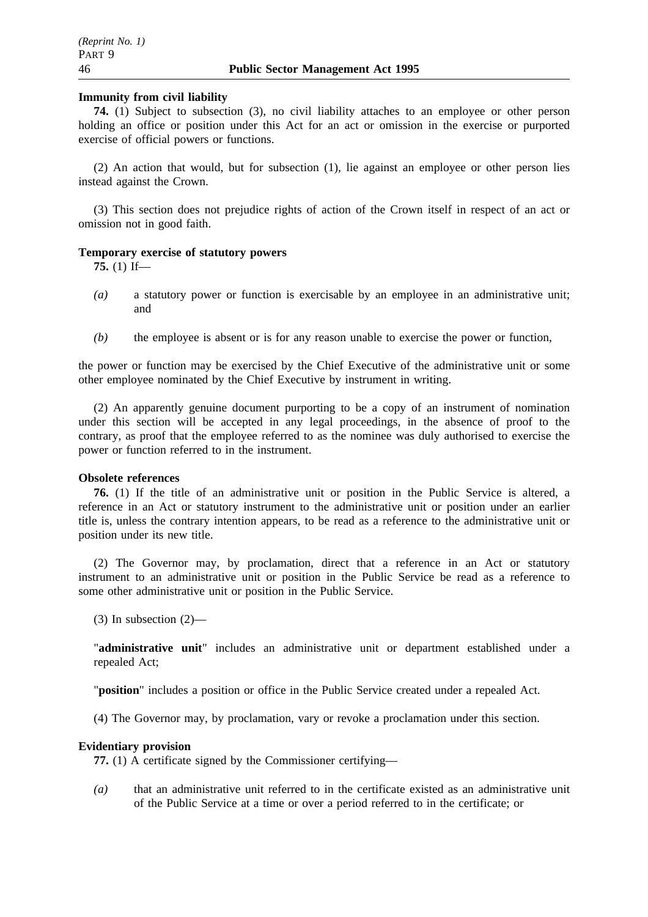**Immunity from civil liability**

**74.** (1) Subject to subsection (3), no civil liability attaches to an employee or other person holding an office or position under this Act for an act or omission in the exercise or purported exercise of official powers or functions.

(2) An action that would, but for subsection (1), lie against an employee or other person lies instead against the Crown.

(3) This section does not prejudice rights of action of the Crown itself in respect of an act or omission not in good faith.

**Temporary exercise of statutory powers**

**75.** (1) If—

*(a)* a statutory power or function is exercisable by an employee in an administrative unit; and

*(b)* the employee is absent or is for any reason unable to exercise the power or function,

the power or function may be exercised by the Chief Executive of the administrative unit or some other employee nominated by the Chief Executive by instrument in writing.

(2) An apparently genuine document purporting to be a copy of an instrument of nomination under this section will be accepted in any legal proceedings, in the absence of proof to the contrary, as proof that the employee referred to as the nominee was duly authorised to exercise the power or function referred to in the instrument.

**Obsolete references**

**76.** (1) If the title of an administrative unit or position in the Public Service is altered, a reference in an Act or statutory instrument to the administrative unit or position under an earlier title is, unless the contrary intention appears, to be read as a reference to the administrative unit or position under its new title.

(2) The Governor may, by proclamation, direct that a reference in an Act or statutory instrument to an administrative unit or position in the Public Service be read as a reference to some other administrative unit or position in the Public Service.

(3) In subsection (2)—

"**administrative unit**" includes an administrative unit or department established under a repealed Act;

"**position**" includes a position or office in the Public Service created under a repealed Act.

(4) The Governor may, by proclamation, vary or revoke a proclamation under this section.

**Evidentiary provision**

**77.** (1) A certificate signed by the Commissioner certifying—

*(a)* that an administrative unit referred to in the certificate existed as an administrative unit of the Public Service at a time or over a period referred to in the certificate; or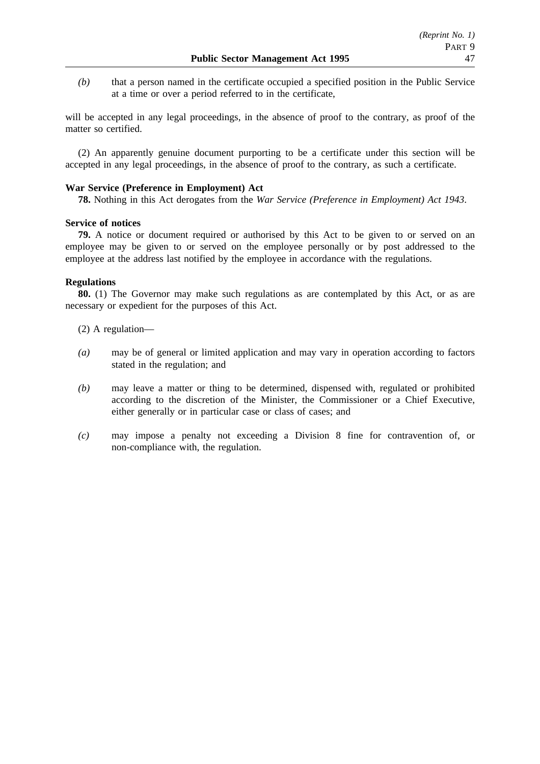*(b)* that a person named in the certificate occupied a specified position in the Public Service at a time or over a period referred to in the certificate,

will be accepted in any legal proceedings, in the absence of proof to the contrary, as proof of the matter so certified.

(2) An apparently genuine document purporting to be a certificate under this section will be accepted in any legal proceedings, in the absence of proof to the contrary, as such a certificate.

**War Service (Preference in Employment) Act**

**78.** Nothing in this Act derogates from the *War Service (Preference in Employment) Act 1943*.

**Service of notices**

**79.** A notice or document required or authorised by this Act to be given to or served on an employee may be given to or served on the employee personally or by post addressed to the employee at the address last notified by the employee in accordance with the regulations.

**Regulations**

**80.** (1) The Governor may make such regulations as are contemplated by this Act, or as are necessary or expedient for the purposes of this Act.

(2) A regulation—

*(a)* may be of general or limited application and may vary in operation according to factors stated in the regulation; and

*(b)* may leave a matter or thing to be determined, dispensed with, regulated or prohibited according to the discretion of the Minister, the Commissioner or a Chief Executive, either generally or in particular case or class of cases; and

*(c)* may impose a penalty not exceeding a Division 8 fine for contravention of, or non-compliance with, the regulation.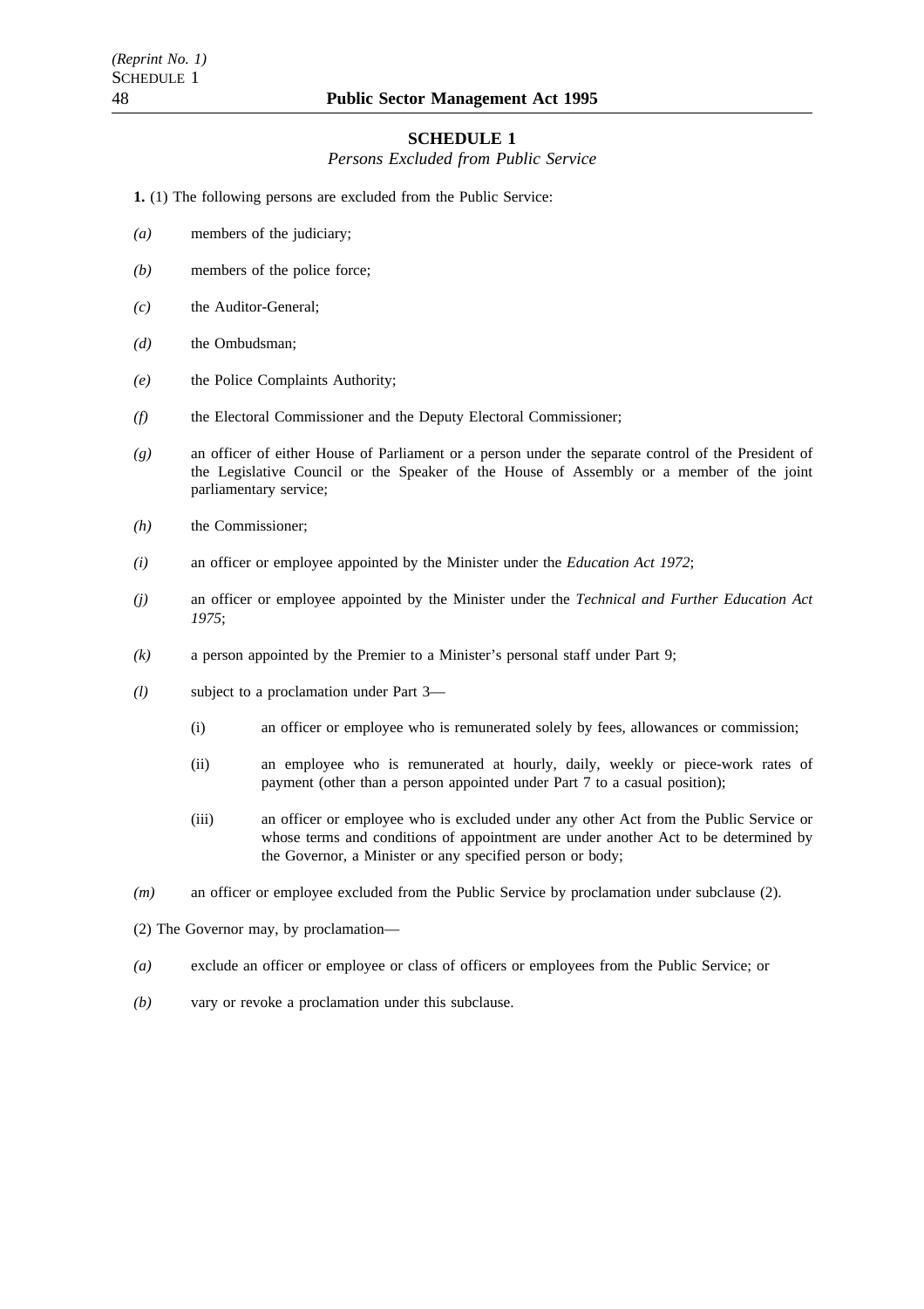## SCHEDULE 1

*Persons Excluded from Public Service*

**1.** (1) The following persons are excluded from the Public Service:

*(a)* members of the judiciary;

*(b)* members of the police force;

*(c)* the Auditor-General;

*(d)* the Ombudsman;

*(e)* the Police Complaints Authority;

*(f)* the Electoral Commissioner and the Deputy Electoral Commissioner;

*(g)* an officer of either House of Parliament or a person under the separate control of the President of the Legislative Council or the Speaker of the House of Assembly or a member of the joint parliamentary service;

*(h)* the Commissioner;

*(i)* an officer or employee appointed by the Minister under the *Education Act 1972*;

*(j)* an officer or employee appointed by the Minister under the *Technical and Further Education Act 1975*;

*(k)* a person appointed by the Premier to a Minister's personal staff under Part 9;

*(l)* subject to a proclamation under Part 3—

- (i) an officer or employee who is remunerated solely by fees, allowances or commission;
- (ii) an employee who is remunerated at hourly, daily, weekly or piece-work rates of payment (other than a person appointed under Part 7 to a casual position);
- (iii) an officer or employee who is excluded under any other Act from the Public Service or whose terms and conditions of appointment are under another Act to be determined by the Governor, a Minister or any specified person or body;

*(m)* an officer or employee excluded from the Public Service by proclamation under subclause (2).

(2) The Governor may, by proclamation—

*(a)* exclude an officer or employee or class of officers or employees from the Public Service; or

*(b)* vary or revoke a proclamation under this subclause.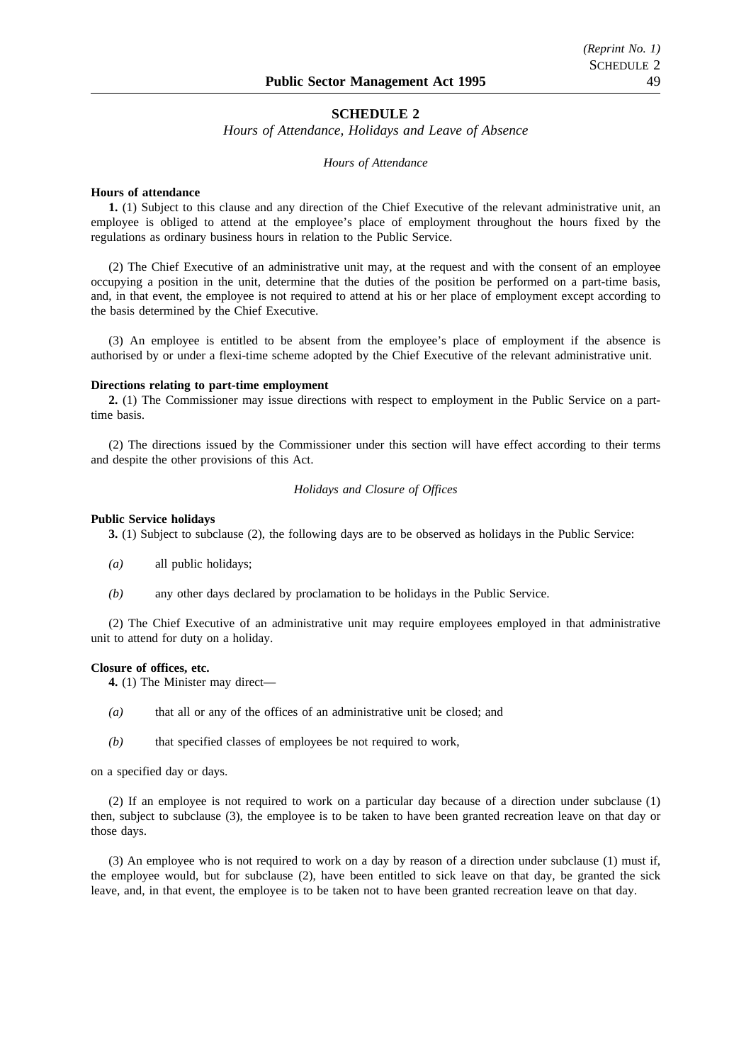## SCHEDULE 2

*Hours of Attendance, Holidays and Leave of Absence*

*Hours of Attendance*

**Hours of attendance**

**1.** (1) Subject to this clause and any direction of the Chief Executive of the relevant administrative unit, an employee is obliged to attend at the employee's place of employment throughout the hours fixed by the regulations as ordinary business hours in relation to the Public Service.

(2) The Chief Executive of an administrative unit may, at the request and with the consent of an employee occupying a position in the unit, determine that the duties of the position be performed on a part-time basis, and, in that event, the employee is not required to attend at his or her place of employment except according to the basis determined by the Chief Executive.

(3) An employee is entitled to be absent from the employee's place of employment if the absence is authorised by or under a flexi-time scheme adopted by the Chief Executive of the relevant administrative unit.

**Directions relating to part-time employment**

**2.** (1) The Commissioner may issue directions with respect to employment in the Public Service on a part-time basis.

(2) The directions issued by the Commissioner under this section will have effect according to their terms and despite the other provisions of this Act.

*Holidays and Closure of Offices*

**Public Service holidays**

**3.** (1) Subject to subclause (2), the following days are to be observed as holidays in the Public Service:

*(a)* all public holidays;

*(b)* any other days declared by proclamation to be holidays in the Public Service.

(2) The Chief Executive of an administrative unit may require employees employed in that administrative unit to attend for duty on a holiday.

**Closure of offices, etc.**

**4.** (1) The Minister may direct—

*(a)* that all or any of the offices of an administrative unit be closed; and

*(b)* that specified classes of employees be not required to work,

on a specified day or days.

(2) If an employee is not required to work on a particular day because of a direction under subclause (1) then, subject to subclause (3), the employee is to be taken to have been granted recreation leave on that day or those days.

(3) An employee who is not required to work on a day by reason of a direction under subclause (1) must if, the employee would, but for subclause (2), have been entitled to sick leave on that day, be granted the sick leave, and, in that event, the employee is to be taken not to have been granted recreation leave on that day.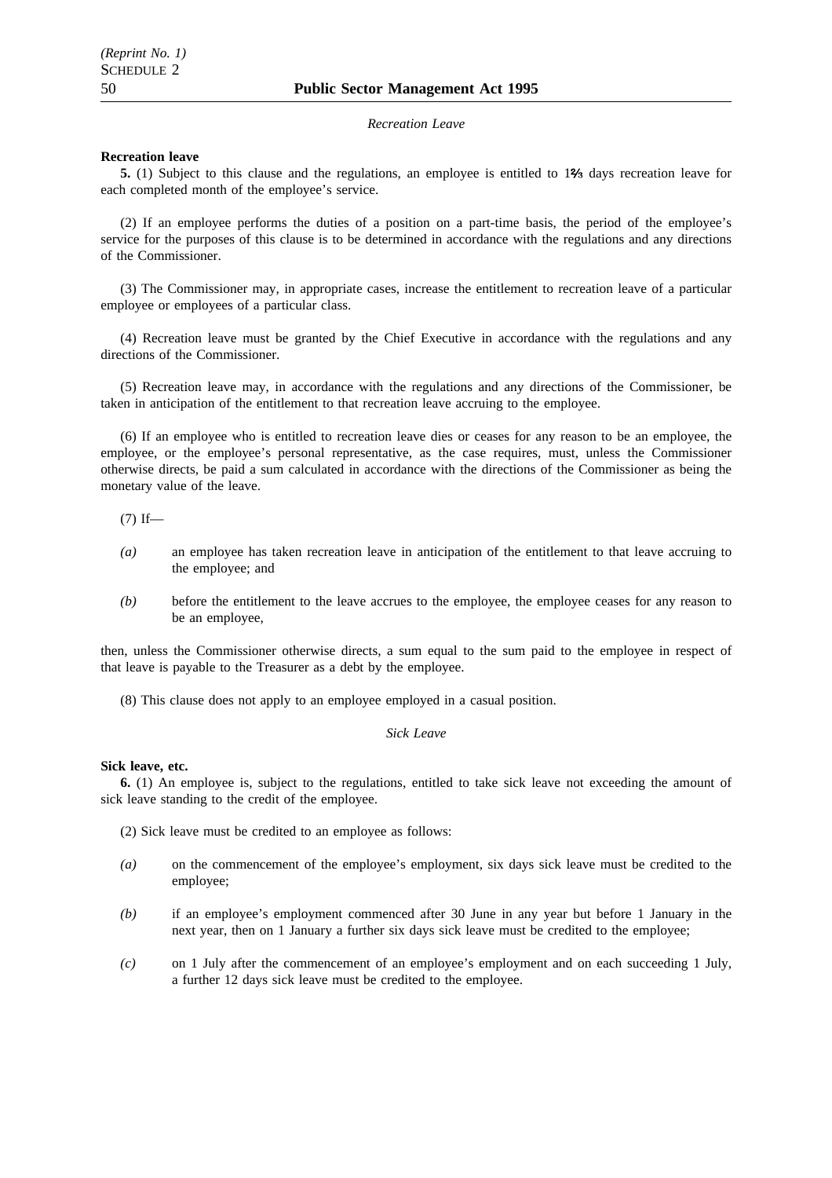*Recreation Leave*

**Recreation leave**

**5.** (1) Subject to this clause and the regulations, an employee is entitled to 1⅔ days recreation leave for each completed month of the employee's service.

(2) If an employee performs the duties of a position on a part-time basis, the period of the employee's service for the purposes of this clause is to be determined in accordance with the regulations and any directions of the Commissioner.

(3) The Commissioner may, in appropriate cases, increase the entitlement to recreation leave of a particular employee or employees of a particular class.

(4) Recreation leave must be granted by the Chief Executive in accordance with the regulations and any directions of the Commissioner.

(5) Recreation leave may, in accordance with the regulations and any directions of the Commissioner, be taken in anticipation of the entitlement to that recreation leave accruing to the employee.

(6) If an employee who is entitled to recreation leave dies or ceases for any reason to be an employee, the employee, or the employee's personal representative, as the case requires, must, unless the Commissioner otherwise directs, be paid a sum calculated in accordance with the directions of the Commissioner as being the monetary value of the leave.

(7) If—

*(a)* an employee has taken recreation leave in anticipation of the entitlement to that leave accruing to the employee; and

*(b)* before the entitlement to the leave accrues to the employee, the employee ceases for any reason to be an employee,

then, unless the Commissioner otherwise directs, a sum equal to the sum paid to the employee in respect of that leave is payable to the Treasurer as a debt by the employee.

(8) This clause does not apply to an employee employed in a casual position.

*Sick Leave*

**Sick leave, etc.**

**6.** (1) An employee is, subject to the regulations, entitled to take sick leave not exceeding the amount of sick leave standing to the credit of the employee.

(2) Sick leave must be credited to an employee as follows:

*(a)* on the commencement of the employee's employment, six days sick leave must be credited to the employee;

*(b)* if an employee's employment commenced after 30 June in any year but before 1 January in the next year, then on 1 January a further six days sick leave must be credited to the employee;

*(c)* on 1 July after the commencement of an employee's employment and on each succeeding 1 July, a further 12 days sick leave must be credited to the employee.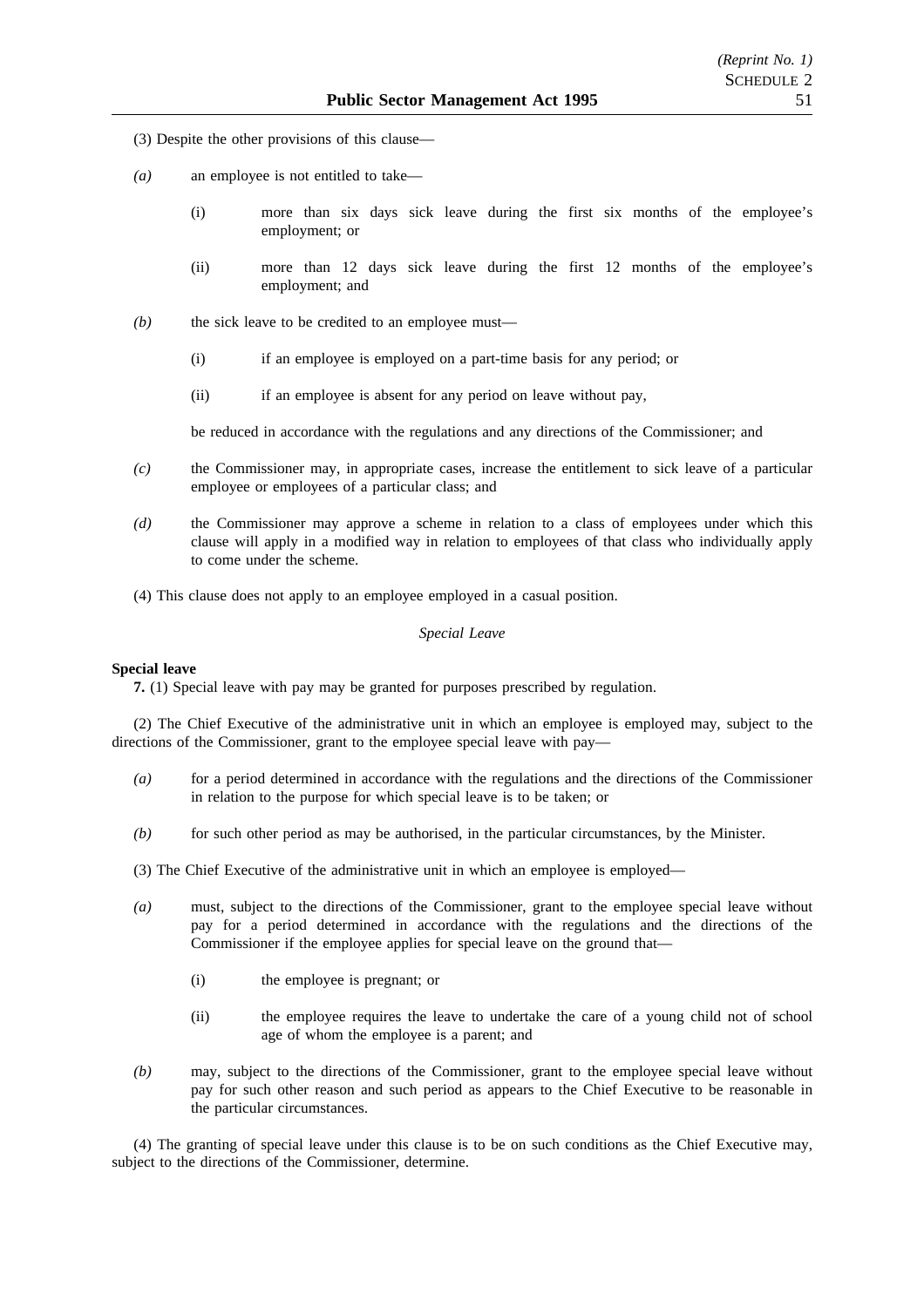(3) Despite the other provisions of this clause—

*(a)* an employee is not entitled to take—

(i) more than six days sick leave during the first six months of the employee's employment; or

(ii) more than 12 days sick leave during the first 12 months of the employee's employment; and

*(b)* the sick leave to be credited to an employee must—

(i) if an employee is employed on a part-time basis for any period; or

(ii) if an employee is absent for any period on leave without pay,

be reduced in accordance with the regulations and any directions of the Commissioner; and

*(c)* the Commissioner may, in appropriate cases, increase the entitlement to sick leave of a particular employee or employees of a particular class; and

*(d)* the Commissioner may approve a scheme in relation to a class of employees under which this clause will apply in a modified way in relation to employees of that class who individually apply to come under the scheme.

(4) This clause does not apply to an employee employed in a casual position.

*Special Leave*

**Special leave**

**7.** (1) Special leave with pay may be granted for purposes prescribed by regulation.

(2) The Chief Executive of the administrative unit in which an employee is employed may, subject to the directions of the Commissioner, grant to the employee special leave with pay—

*(a)* for a period determined in accordance with the regulations and the directions of the Commissioner in relation to the purpose for which special leave is to be taken; or

*(b)* for such other period as may be authorised, in the particular circumstances, by the Minister.

(3) The Chief Executive of the administrative unit in which an employee is employed—

*(a)* must, subject to the directions of the Commissioner, grant to the employee special leave without pay for a period determined in accordance with the regulations and the directions of the Commissioner if the employee applies for special leave on the ground that—

(i) the employee is pregnant; or

(ii) the employee requires the leave to undertake the care of a young child not of school age of whom the employee is a parent; and

*(b)* may, subject to the directions of the Commissioner, grant to the employee special leave without pay for such other reason and such period as appears to the Chief Executive to be reasonable in the particular circumstances.

(4) The granting of special leave under this clause is to be on such conditions as the Chief Executive may, subject to the directions of the Commissioner, determine.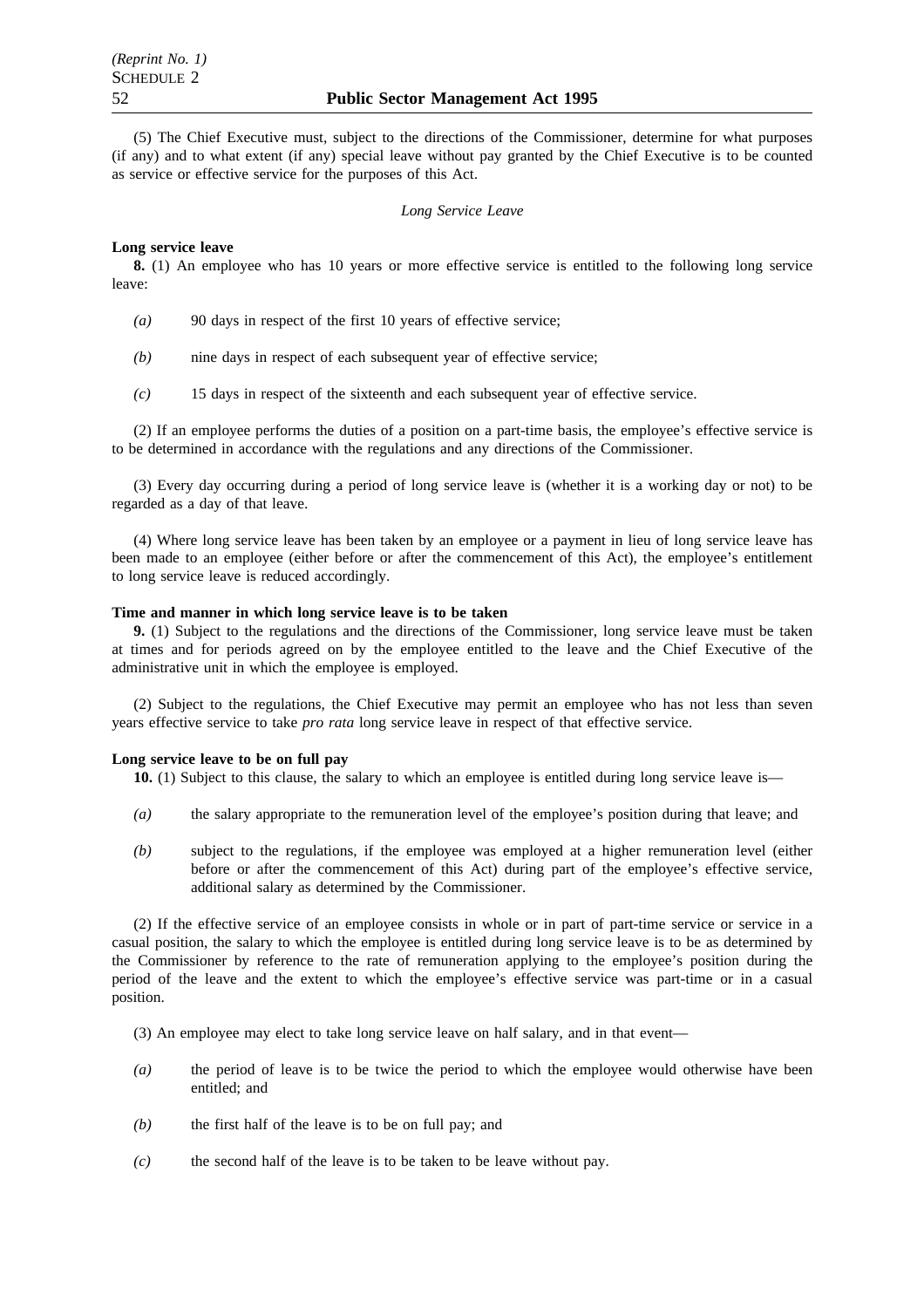(5) The Chief Executive must, subject to the directions of the Commissioner, determine for what purposes (if any) and to what extent (if any) special leave without pay granted by the Chief Executive is to be counted as service or effective service for the purposes of this Act.

*Long Service Leave*

**Long service leave**

**8.** (1) An employee who has 10 years or more effective service is entitled to the following long service leave:

*(a)* 90 days in respect of the first 10 years of effective service;

*(b)* nine days in respect of each subsequent year of effective service;

*(c)* 15 days in respect of the sixteenth and each subsequent year of effective service.

(2) If an employee performs the duties of a position on a part-time basis, the employee's effective service is to be determined in accordance with the regulations and any directions of the Commissioner.

(3) Every day occurring during a period of long service leave is (whether it is a working day or not) to be regarded as a day of that leave.

(4) Where long service leave has been taken by an employee or a payment in lieu of long service leave has been made to an employee (either before or after the commencement of this Act), the employee's entitlement to long service leave is reduced accordingly.

**Time and manner in which long service leave is to be taken**

**9.** (1) Subject to the regulations and the directions of the Commissioner, long service leave must be taken at times and for periods agreed on by the employee entitled to the leave and the Chief Executive of the administrative unit in which the employee is employed.

(2) Subject to the regulations, the Chief Executive may permit an employee who has not less than seven years effective service to take *pro rata* long service leave in respect of that effective service.

**Long service leave to be on full pay**

**10.** (1) Subject to this clause, the salary to which an employee is entitled during long service leave is—

*(a)* the salary appropriate to the remuneration level of the employee's position during that leave; and

*(b)* subject to the regulations, if the employee was employed at a higher remuneration level (either before or after the commencement of this Act) during part of the employee's effective service, additional salary as determined by the Commissioner.

(2) If the effective service of an employee consists in whole or in part of part-time service or service in a casual position, the salary to which the employee is entitled during long service leave is to be as determined by the Commissioner by reference to the rate of remuneration applying to the employee's position during the period of the leave and the extent to which the employee's effective service was part-time or in a casual position.

(3) An employee may elect to take long service leave on half salary, and in that event—

*(a)* the period of leave is to be twice the period to which the employee would otherwise have been entitled; and

*(b)* the first half of the leave is to be on full pay; and

*(c)* the second half of the leave is to be taken to be leave without pay.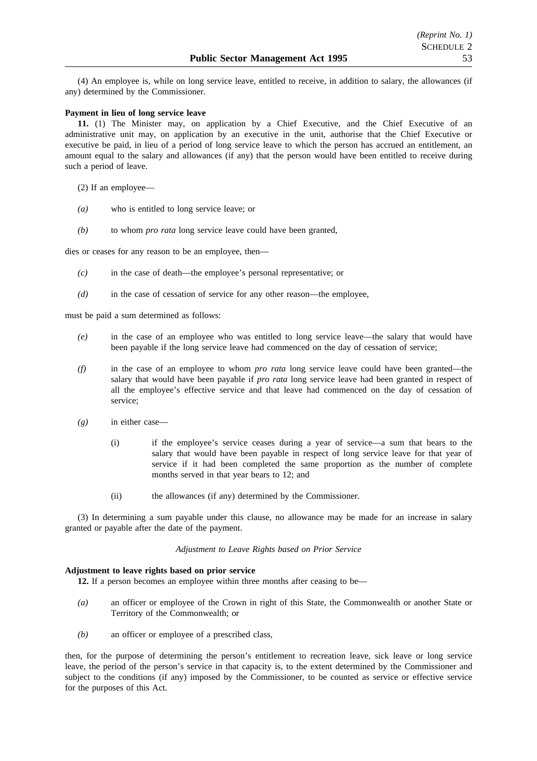(4) An employee is, while on long service leave, entitled to receive, in addition to salary, the allowances (if any) determined by the Commissioner.

**Payment in lieu of long service leave**

**11.** (1) The Minister may, on application by a Chief Executive, and the Chief Executive of an administrative unit may, on application by an executive in the unit, authorise that the Chief Executive or executive be paid, in lieu of a period of long service leave to which the person has accrued an entitlement, an amount equal to the salary and allowances (if any) that the person would have been entitled to receive during such a period of leave.

(2) If an employee—

*(a)* who is entitled to long service leave; or

*(b)* to whom *pro rata* long service leave could have been granted,

dies or ceases for any reason to be an employee, then—

*(c)* in the case of death—the employee's personal representative; or

*(d)* in the case of cessation of service for any other reason—the employee,

must be paid a sum determined as follows:

*(e)* in the case of an employee who was entitled to long service leave—the salary that would have been payable if the long service leave had commenced on the day of cessation of service;

*(f)* in the case of an employee to whom *pro rata* long service leave could have been granted—the salary that would have been payable if *pro rata* long service leave had been granted in respect of all the employee's effective service and that leave had commenced on the day of cessation of service;

*(g)* in either case—

(i) if the employee's service ceases during a year of service—a sum that bears to the salary that would have been payable in respect of long service leave for that year of service if it had been completed the same proportion as the number of complete months served in that year bears to 12; and

(ii) the allowances (if any) determined by the Commissioner.

(3) In determining a sum payable under this clause, no allowance may be made for an increase in salary granted or payable after the date of the payment.

*Adjustment to Leave Rights based on Prior Service*

**Adjustment to leave rights based on prior service**

**12.** If a person becomes an employee within three months after ceasing to be—

*(a)* an officer or employee of the Crown in right of this State, the Commonwealth or another State or Territory of the Commonwealth; or

*(b)* an officer or employee of a prescribed class,

then, for the purpose of determining the person's entitlement to recreation leave, sick leave or long service leave, the period of the person's service in that capacity is, to the extent determined by the Commissioner and subject to the conditions (if any) imposed by the Commissioner, to be counted as service or effective service for the purposes of this Act.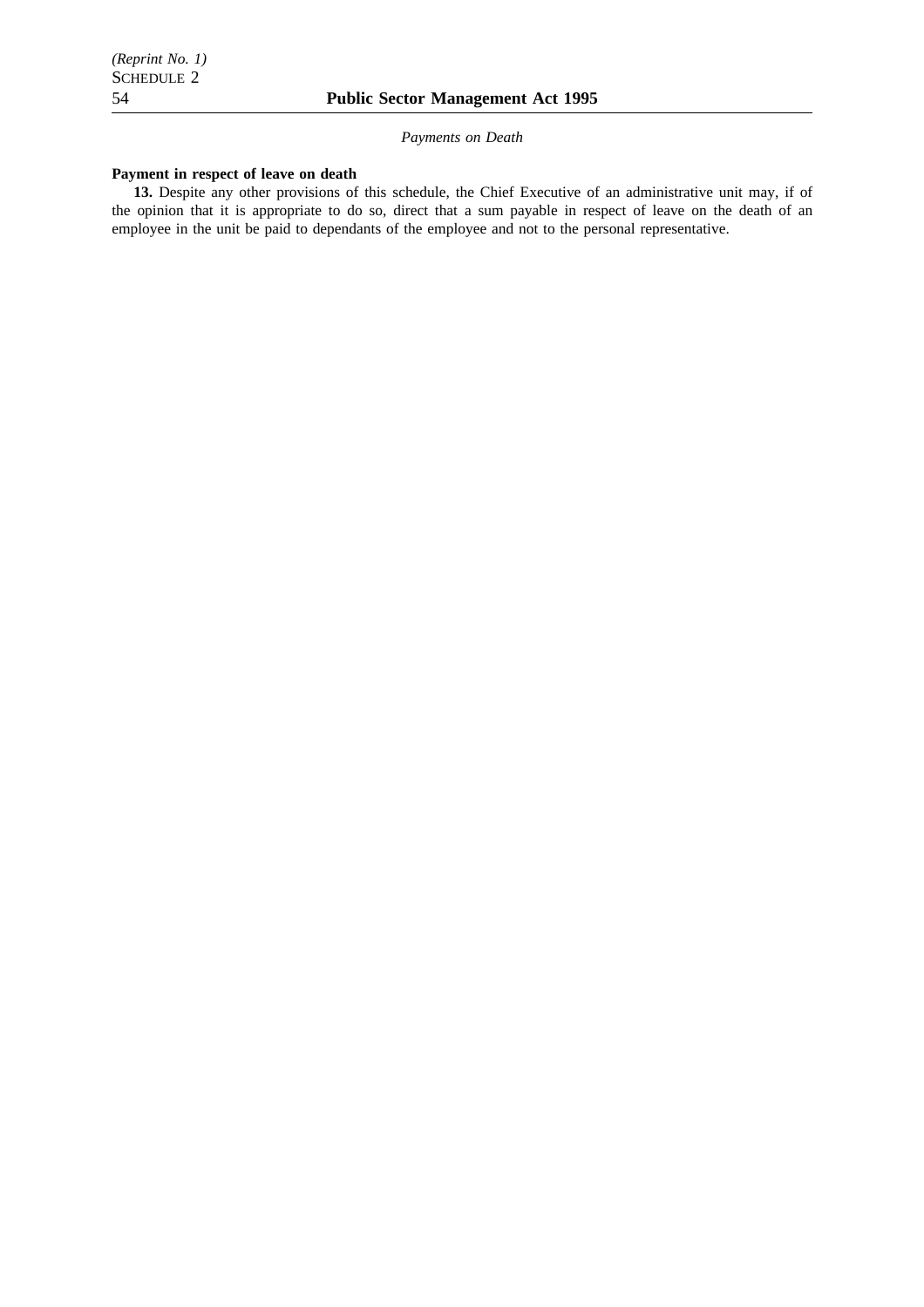*Payments on Death*

**Payment in respect of leave on death**

**13.** Despite any other provisions of this schedule, the Chief Executive of an administrative unit may, if of the opinion that it is appropriate to do so, direct that a sum payable in respect of leave on the death of an employee in the unit be paid to dependants of the employee and not to the personal representative.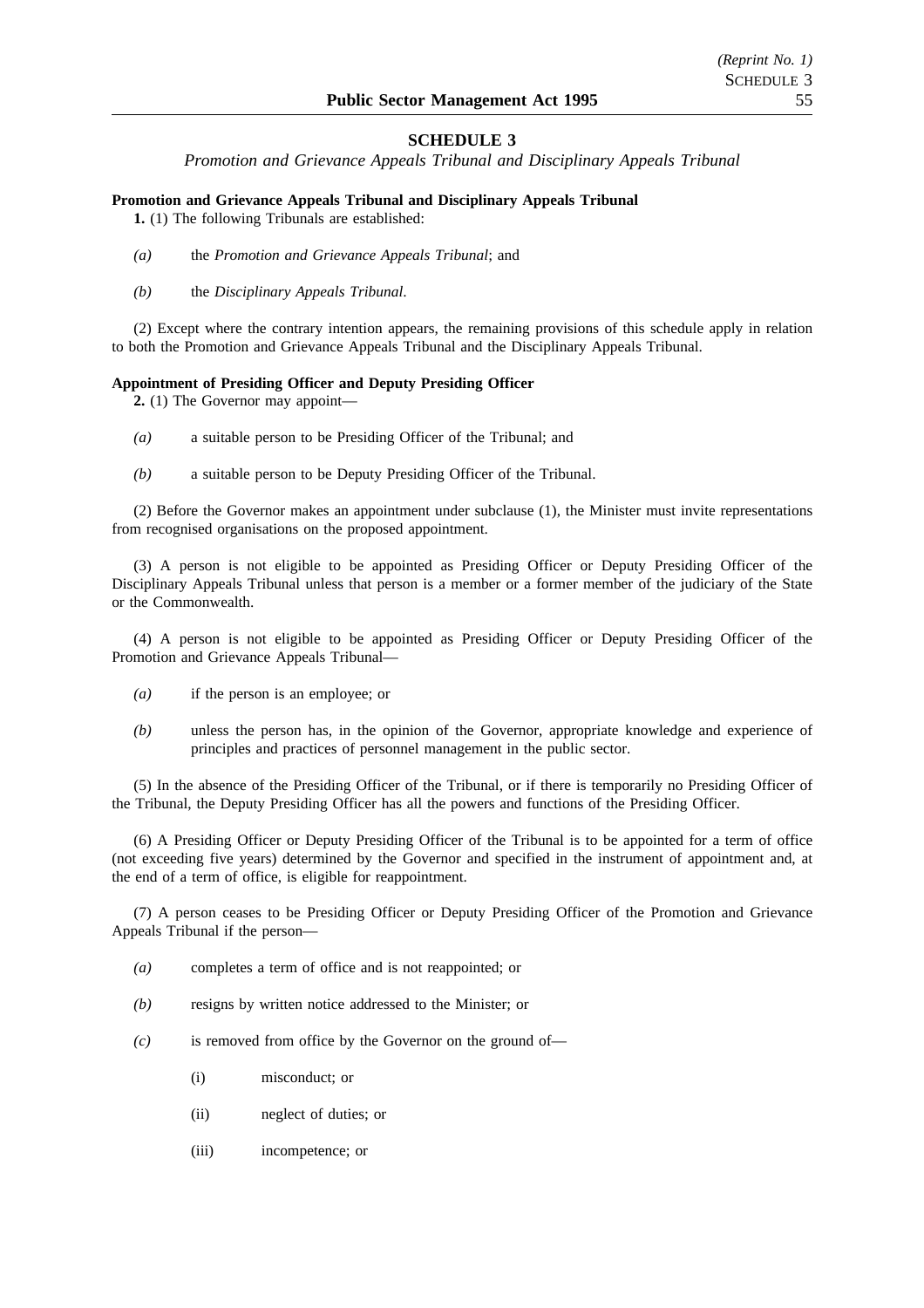## SCHEDULE 3

*Promotion and Grievance Appeals Tribunal and Disciplinary Appeals Tribunal*

**Promotion and Grievance Appeals Tribunal and Disciplinary Appeals Tribunal**

**1.** (1) The following Tribunals are established:

- *(a)* the *Promotion and Grievance Appeals Tribunal*; and
- *(b)* the *Disciplinary Appeals Tribunal*.

(2) Except where the contrary intention appears, the remaining provisions of this schedule apply in relation to both the Promotion and Grievance Appeals Tribunal and the Disciplinary Appeals Tribunal.

**Appointment of Presiding Officer and Deputy Presiding Officer**

**2.** (1) The Governor may appoint—

- *(a)* a suitable person to be Presiding Officer of the Tribunal; and
- *(b)* a suitable person to be Deputy Presiding Officer of the Tribunal.

(2) Before the Governor makes an appointment under subclause (1), the Minister must invite representations from recognised organisations on the proposed appointment.

(3) A person is not eligible to be appointed as Presiding Officer or Deputy Presiding Officer of the Disciplinary Appeals Tribunal unless that person is a member or a former member of the judiciary of the State or the Commonwealth.

(4) A person is not eligible to be appointed as Presiding Officer or Deputy Presiding Officer of the Promotion and Grievance Appeals Tribunal—

- *(a)* if the person is an employee; or
- *(b)* unless the person has, in the opinion of the Governor, appropriate knowledge and experience of principles and practices of personnel management in the public sector.

(5) In the absence of the Presiding Officer of the Tribunal, or if there is temporarily no Presiding Officer of the Tribunal, the Deputy Presiding Officer has all the powers and functions of the Presiding Officer.

(6) A Presiding Officer or Deputy Presiding Officer of the Tribunal is to be appointed for a term of office (not exceeding five years) determined by the Governor and specified in the instrument of appointment and, at the end of a term of office, is eligible for reappointment.

(7) A person ceases to be Presiding Officer or Deputy Presiding Officer of the Promotion and Grievance Appeals Tribunal if the person—

- *(a)* completes a term of office and is not reappointed; or
- *(b)* resigns by written notice addressed to the Minister; or
- *(c)* is removed from office by the Governor on the ground of—
  - (i) misconduct; or
  - (ii) neglect of duties; or
  - (iii) incompetence; or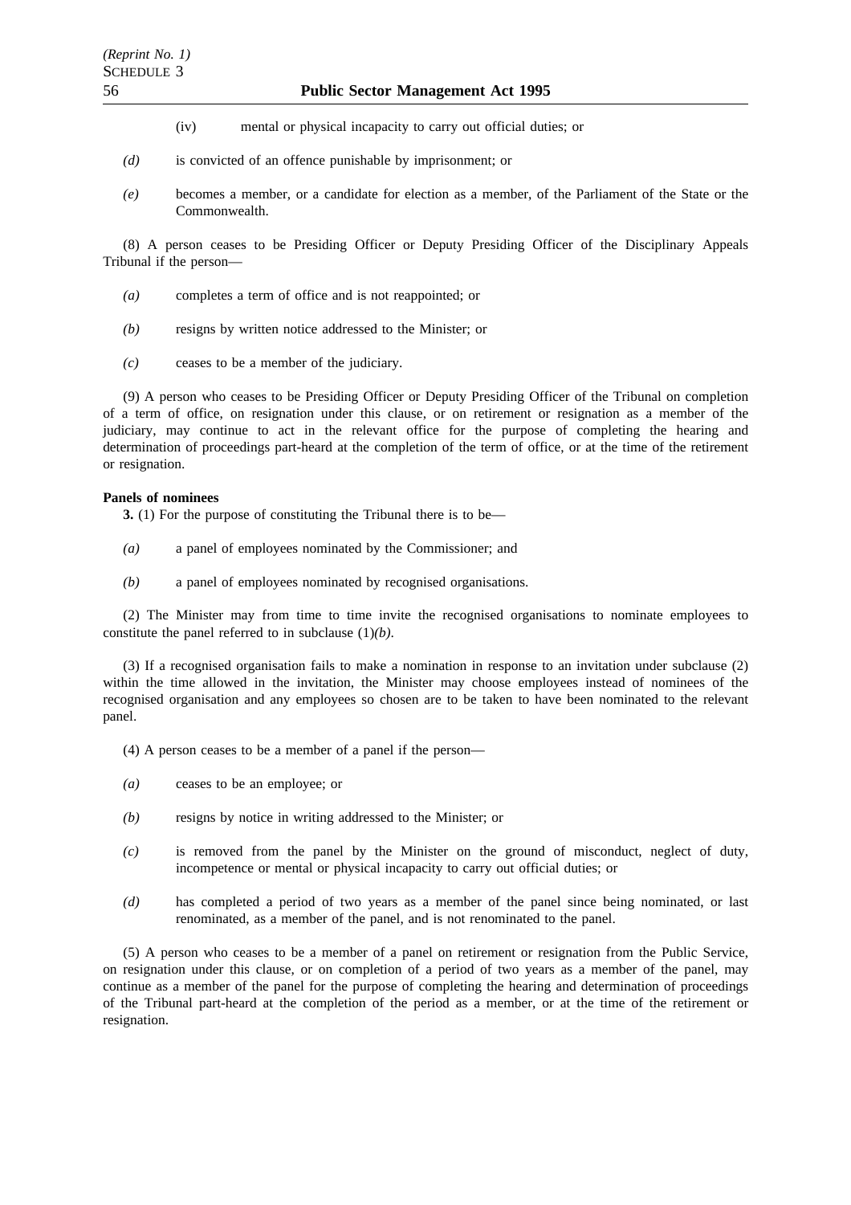(iv) mental or physical incapacity to carry out official duties; or

*(d)* is convicted of an offence punishable by imprisonment; or

*(e)* becomes a member, or a candidate for election as a member, of the Parliament of the State or the Commonwealth.

(8) A person ceases to be Presiding Officer or Deputy Presiding Officer of the Disciplinary Appeals Tribunal if the person—

*(a)* completes a term of office and is not reappointed; or

*(b)* resigns by written notice addressed to the Minister; or

*(c)* ceases to be a member of the judiciary.

(9) A person who ceases to be Presiding Officer or Deputy Presiding Officer of the Tribunal on completion of a term of office, on resignation under this clause, or on retirement or resignation as a member of the judiciary, may continue to act in the relevant office for the purpose of completing the hearing and determination of proceedings part-heard at the completion of the term of office, or at the time of the retirement or resignation.

**Panels of nominees**

**3.** (1) For the purpose of constituting the Tribunal there is to be—

*(a)* a panel of employees nominated by the Commissioner; and

*(b)* a panel of employees nominated by recognised organisations.

(2) The Minister may from time to time invite the recognised organisations to nominate employees to constitute the panel referred to in subclause (1)*(b)*.

(3) If a recognised organisation fails to make a nomination in response to an invitation under subclause (2) within the time allowed in the invitation, the Minister may choose employees instead of nominees of the recognised organisation and any employees so chosen are to be taken to have been nominated to the relevant panel.

(4) A person ceases to be a member of a panel if the person—

*(a)* ceases to be an employee; or

*(b)* resigns by notice in writing addressed to the Minister; or

*(c)* is removed from the panel by the Minister on the ground of misconduct, neglect of duty, incompetence or mental or physical incapacity to carry out official duties; or

*(d)* has completed a period of two years as a member of the panel since being nominated, or last renominated, as a member of the panel, and is not renominated to the panel.

(5) A person who ceases to be a member of a panel on retirement or resignation from the Public Service, on resignation under this clause, or on completion of a period of two years as a member of the panel, may continue as a member of the panel for the purpose of completing the hearing and determination of proceedings of the Tribunal part-heard at the completion of the period as a member, or at the time of the retirement or resignation.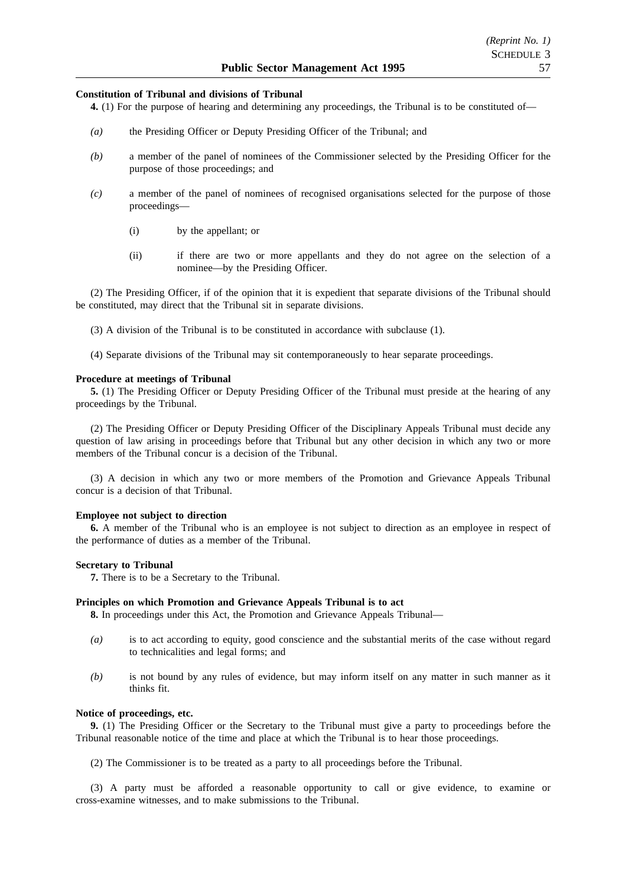**Constitution of Tribunal and divisions of Tribunal**

**4.** (1) For the purpose of hearing and determining any proceedings, the Tribunal is to be constituted of—

*(a)* the Presiding Officer or Deputy Presiding Officer of the Tribunal; and

*(b)* a member of the panel of nominees of the Commissioner selected by the Presiding Officer for the purpose of those proceedings; and

*(c)* a member of the panel of nominees of recognised organisations selected for the purpose of those proceedings—

(i) by the appellant; or

(ii) if there are two or more appellants and they do not agree on the selection of a nominee—by the Presiding Officer.

(2) The Presiding Officer, if of the opinion that it is expedient that separate divisions of the Tribunal should be constituted, may direct that the Tribunal sit in separate divisions.

(3) A division of the Tribunal is to be constituted in accordance with subclause (1).

(4) Separate divisions of the Tribunal may sit contemporaneously to hear separate proceedings.

**Procedure at meetings of Tribunal**

**5.** (1) The Presiding Officer or Deputy Presiding Officer of the Tribunal must preside at the hearing of any proceedings by the Tribunal.

(2) The Presiding Officer or Deputy Presiding Officer of the Disciplinary Appeals Tribunal must decide any question of law arising in proceedings before that Tribunal but any other decision in which any two or more members of the Tribunal concur is a decision of the Tribunal.

(3) A decision in which any two or more members of the Promotion and Grievance Appeals Tribunal concur is a decision of that Tribunal.

**Employee not subject to direction**

**6.** A member of the Tribunal who is an employee is not subject to direction as an employee in respect of the performance of duties as a member of the Tribunal.

**Secretary to Tribunal**

**7.** There is to be a Secretary to the Tribunal.

**Principles on which Promotion and Grievance Appeals Tribunal is to act**

**8.** In proceedings under this Act, the Promotion and Grievance Appeals Tribunal—

*(a)* is to act according to equity, good conscience and the substantial merits of the case without regard to technicalities and legal forms; and

*(b)* is not bound by any rules of evidence, but may inform itself on any matter in such manner as it thinks fit.

**Notice of proceedings, etc.**

**9.** (1) The Presiding Officer or the Secretary to the Tribunal must give a party to proceedings before the Tribunal reasonable notice of the time and place at which the Tribunal is to hear those proceedings.

(2) The Commissioner is to be treated as a party to all proceedings before the Tribunal.

(3) A party must be afforded a reasonable opportunity to call or give evidence, to examine or cross-examine witnesses, and to make submissions to the Tribunal.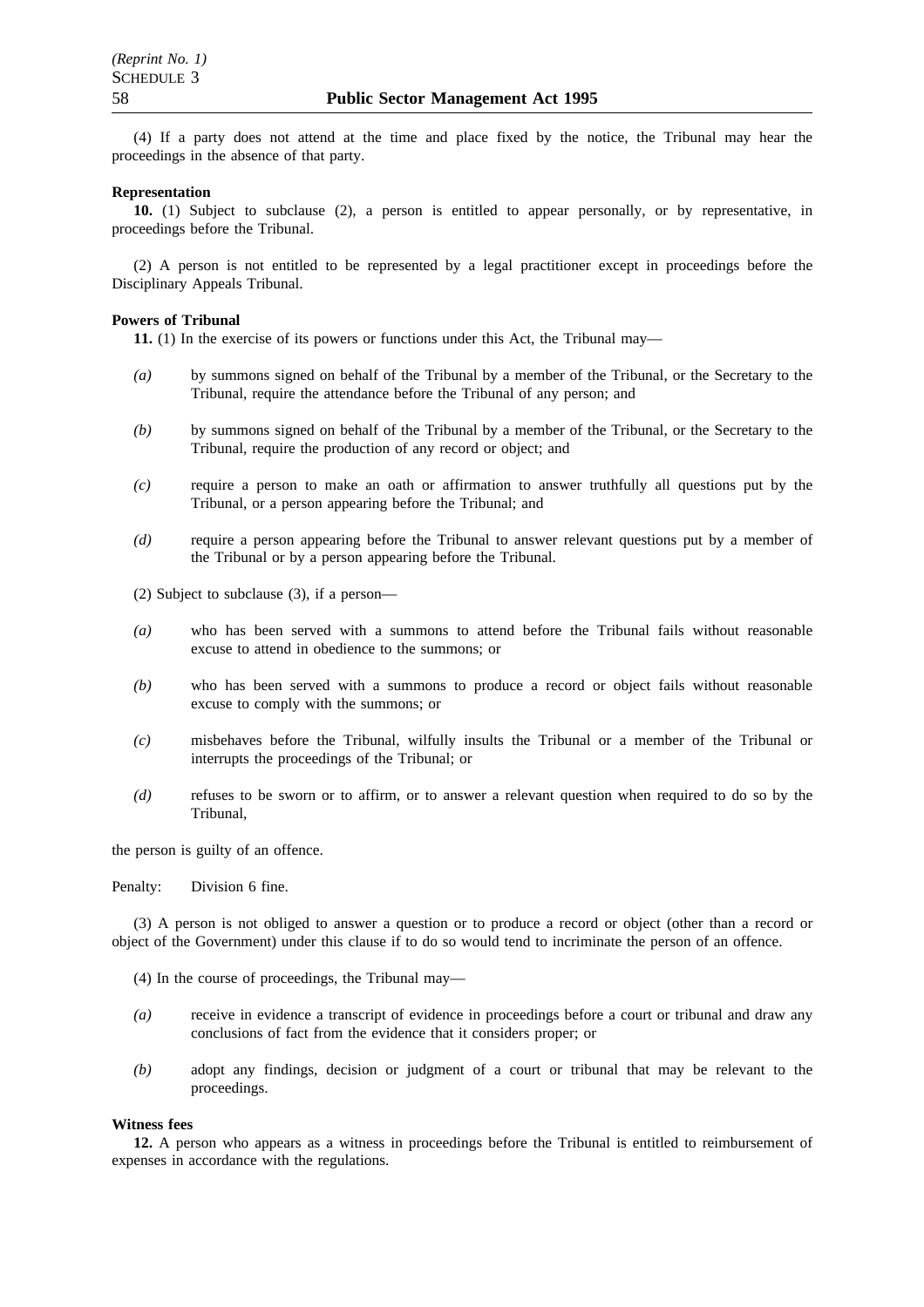(4) If a party does not attend at the time and place fixed by the notice, the Tribunal may hear the proceedings in the absence of that party.

**Representation**

**10.** (1) Subject to subclause (2), a person is entitled to appear personally, or by representative, in proceedings before the Tribunal.

(2) A person is not entitled to be represented by a legal practitioner except in proceedings before the Disciplinary Appeals Tribunal.

**Powers of Tribunal**

**11.** (1) In the exercise of its powers or functions under this Act, the Tribunal may—

*(a)* by summons signed on behalf of the Tribunal by a member of the Tribunal, or the Secretary to the Tribunal, require the attendance before the Tribunal of any person; and

*(b)* by summons signed on behalf of the Tribunal by a member of the Tribunal, or the Secretary to the Tribunal, require the production of any record or object; and

*(c)* require a person to make an oath or affirmation to answer truthfully all questions put by the Tribunal, or a person appearing before the Tribunal; and

*(d)* require a person appearing before the Tribunal to answer relevant questions put by a member of the Tribunal or by a person appearing before the Tribunal.

(2) Subject to subclause (3), if a person—

*(a)* who has been served with a summons to attend before the Tribunal fails without reasonable excuse to attend in obedience to the summons; or

*(b)* who has been served with a summons to produce a record or object fails without reasonable excuse to comply with the summons; or

*(c)* misbehaves before the Tribunal, wilfully insults the Tribunal or a member of the Tribunal or interrupts the proceedings of the Tribunal; or

*(d)* refuses to be sworn or to affirm, or to answer a relevant question when required to do so by the Tribunal,

the person is guilty of an offence.

Penalty: Division 6 fine.

(3) A person is not obliged to answer a question or to produce a record or object (other than a record or object of the Government) under this clause if to do so would tend to incriminate the person of an offence.

(4) In the course of proceedings, the Tribunal may—

*(a)* receive in evidence a transcript of evidence in proceedings before a court or tribunal and draw any conclusions of fact from the evidence that it considers proper; or

*(b)* adopt any findings, decision or judgment of a court or tribunal that may be relevant to the proceedings.

**Witness fees**

**12.** A person who appears as a witness in proceedings before the Tribunal is entitled to reimbursement of expenses in accordance with the regulations.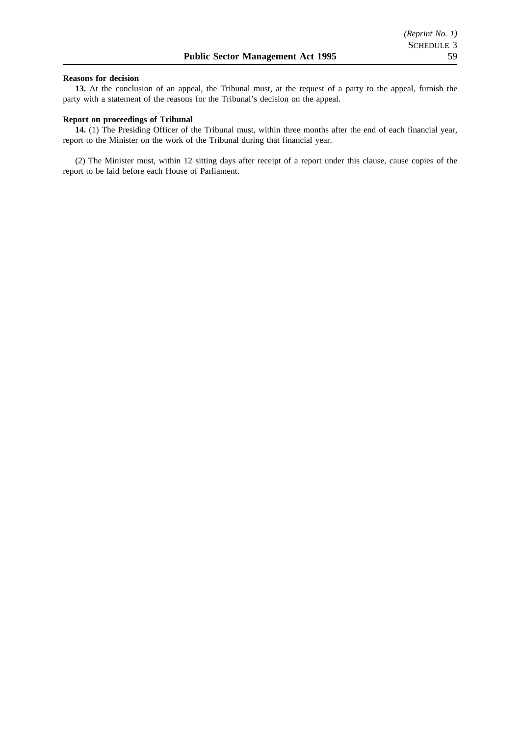**Reasons for decision**

**13.** At the conclusion of an appeal, the Tribunal must, at the request of a party to the appeal, furnish the party with a statement of the reasons for the Tribunal's decision on the appeal.

**Report on proceedings of Tribunal**

**14.** (1) The Presiding Officer of the Tribunal must, within three months after the end of each financial year, report to the Minister on the work of the Tribunal during that financial year.

(2) The Minister must, within 12 sitting days after receipt of a report under this clause, cause copies of the report to be laid before each House of Parliament.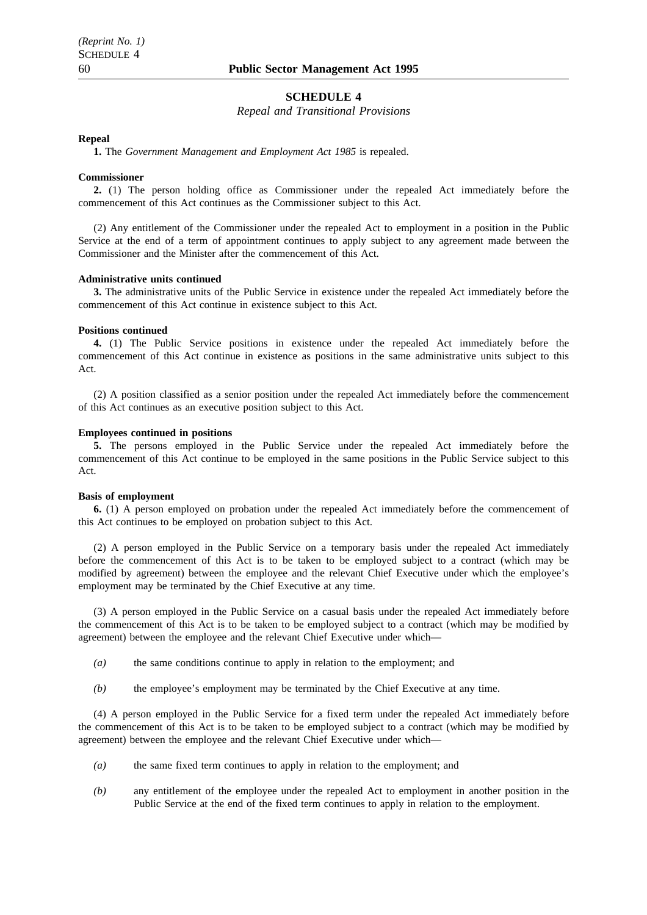## SCHEDULE 4

*Repeal and Transitional Provisions*

**Repeal**

**1.** The *Government Management and Employment Act 1985* is repealed.

**Commissioner**

**2.** (1) The person holding office as Commissioner under the repealed Act immediately before the commencement of this Act continues as the Commissioner subject to this Act.

(2) Any entitlement of the Commissioner under the repealed Act to employment in a position in the Public Service at the end of a term of appointment continues to apply subject to any agreement made between the Commissioner and the Minister after the commencement of this Act.

**Administrative units continued**

**3.** The administrative units of the Public Service in existence under the repealed Act immediately before the commencement of this Act continue in existence subject to this Act.

**Positions continued**

**4.** (1) The Public Service positions in existence under the repealed Act immediately before the commencement of this Act continue in existence as positions in the same administrative units subject to this Act.

(2) A position classified as a senior position under the repealed Act immediately before the commencement of this Act continues as an executive position subject to this Act.

**Employees continued in positions**

**5.** The persons employed in the Public Service under the repealed Act immediately before the commencement of this Act continue to be employed in the same positions in the Public Service subject to this Act.

**Basis of employment**

**6.** (1) A person employed on probation under the repealed Act immediately before the commencement of this Act continues to be employed on probation subject to this Act.

(2) A person employed in the Public Service on a temporary basis under the repealed Act immediately before the commencement of this Act is to be taken to be employed subject to a contract (which may be modified by agreement) between the employee and the relevant Chief Executive under which the employee's employment may be terminated by the Chief Executive at any time.

(3) A person employed in the Public Service on a casual basis under the repealed Act immediately before the commencement of this Act is to be taken to be employed subject to a contract (which may be modified by agreement) between the employee and the relevant Chief Executive under which—

*(a)* the same conditions continue to apply in relation to the employment; and

*(b)* the employee's employment may be terminated by the Chief Executive at any time.

(4) A person employed in the Public Service for a fixed term under the repealed Act immediately before the commencement of this Act is to be taken to be employed subject to a contract (which may be modified by agreement) between the employee and the relevant Chief Executive under which—

*(a)* the same fixed term continues to apply in relation to the employment; and

*(b)* any entitlement of the employee under the repealed Act to employment in another position in the Public Service at the end of the fixed term continues to apply in relation to the employment.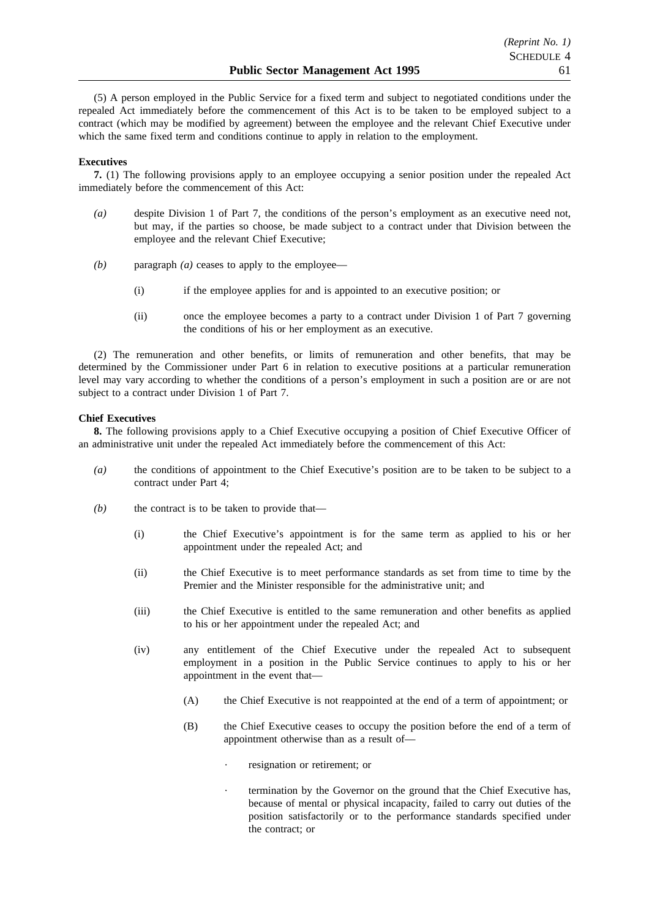(5) A person employed in the Public Service for a fixed term and subject to negotiated conditions under the repealed Act immediately before the commencement of this Act is to be taken to be employed subject to a contract (which may be modified by agreement) between the employee and the relevant Chief Executive under which the same fixed term and conditions continue to apply in relation to the employment.

**Executives**

**7.** (1) The following provisions apply to an employee occupying a senior position under the repealed Act immediately before the commencement of this Act:

*(a)* despite Division 1 of Part 7, the conditions of the person's employment as an executive need not, but may, if the parties so choose, be made subject to a contract under that Division between the employee and the relevant Chief Executive;

*(b)* paragraph *(a)* ceases to apply to the employee—

(i) if the employee applies for and is appointed to an executive position; or

(ii) once the employee becomes a party to a contract under Division 1 of Part 7 governing the conditions of his or her employment as an executive.

(2) The remuneration and other benefits, or limits of remuneration and other benefits, that may be determined by the Commissioner under Part 6 in relation to executive positions at a particular remuneration level may vary according to whether the conditions of a person's employment in such a position are or are not subject to a contract under Division 1 of Part 7.

**Chief Executives**

**8.** The following provisions apply to a Chief Executive occupying a position of Chief Executive Officer of an administrative unit under the repealed Act immediately before the commencement of this Act:

*(a)* the conditions of appointment to the Chief Executive's position are to be taken to be subject to a contract under Part 4;

*(b)* the contract is to be taken to provide that—

(i) the Chief Executive's appointment is for the same term as applied to his or her appointment under the repealed Act; and

(ii) the Chief Executive is to meet performance standards as set from time to time by the Premier and the Minister responsible for the administrative unit; and

(iii) the Chief Executive is entitled to the same remuneration and other benefits as applied to his or her appointment under the repealed Act; and

(iv) any entitlement of the Chief Executive under the repealed Act to subsequent employment in a position in the Public Service continues to apply to his or her appointment in the event that—

(A) the Chief Executive is not reappointed at the end of a term of appointment; or

(B) the Chief Executive ceases to occupy the position before the end of a term of appointment otherwise than as a result of—

· resignation or retirement; or

· termination by the Governor on the ground that the Chief Executive has, because of mental or physical incapacity, failed to carry out duties of the position satisfactorily or to the performance standards specified under the contract; or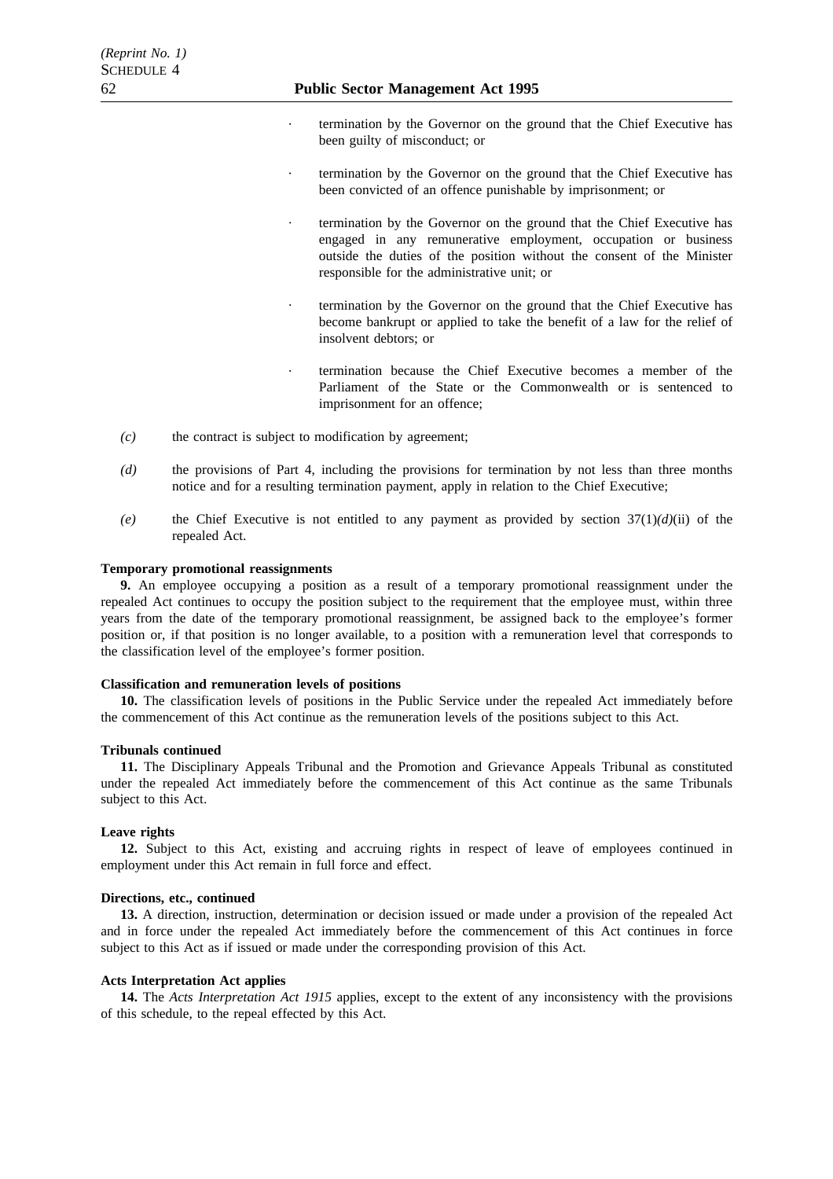- termination by the Governor on the ground that the Chief Executive has been guilty of misconduct; or

- termination by the Governor on the ground that the Chief Executive has been convicted of an offence punishable by imprisonment; or

- termination by the Governor on the ground that the Chief Executive has engaged in any remunerative employment, occupation or business outside the duties of the position without the consent of the Minister responsible for the administrative unit; or

- termination by the Governor on the ground that the Chief Executive has become bankrupt or applied to take the benefit of a law for the relief of insolvent debtors; or

- termination because the Chief Executive becomes a member of the Parliament of the State or the Commonwealth or is sentenced to imprisonment for an offence;

*(c)* the contract is subject to modification by agreement;

*(d)* the provisions of Part 4, including the provisions for termination by not less than three months notice and for a resulting termination payment, apply in relation to the Chief Executive;

*(e)* the Chief Executive is not entitled to any payment as provided by section 37(1)*(d)*(ii) of the repealed Act.

**Temporary promotional reassignments**

**9.** An employee occupying a position as a result of a temporary promotional reassignment under the repealed Act continues to occupy the position subject to the requirement that the employee must, within three years from the date of the temporary promotional reassignment, be assigned back to the employee's former position or, if that position is no longer available, to a position with a remuneration level that corresponds to the classification level of the employee's former position.

**Classification and remuneration levels of positions**

**10.** The classification levels of positions in the Public Service under the repealed Act immediately before the commencement of this Act continue as the remuneration levels of the positions subject to this Act.

**Tribunals continued**

**11.** The Disciplinary Appeals Tribunal and the Promotion and Grievance Appeals Tribunal as constituted under the repealed Act immediately before the commencement of this Act continue as the same Tribunals subject to this Act.

**Leave rights**

**12.** Subject to this Act, existing and accruing rights in respect of leave of employees continued in employment under this Act remain in full force and effect.

**Directions, etc., continued**

**13.** A direction, instruction, determination or decision issued or made under a provision of the repealed Act and in force under the repealed Act immediately before the commencement of this Act continues in force subject to this Act as if issued or made under the corresponding provision of this Act.

**Acts Interpretation Act applies**

**14.** The *Acts Interpretation Act 1915* applies, except to the extent of any inconsistency with the provisions of this schedule, to the repeal effected by this Act.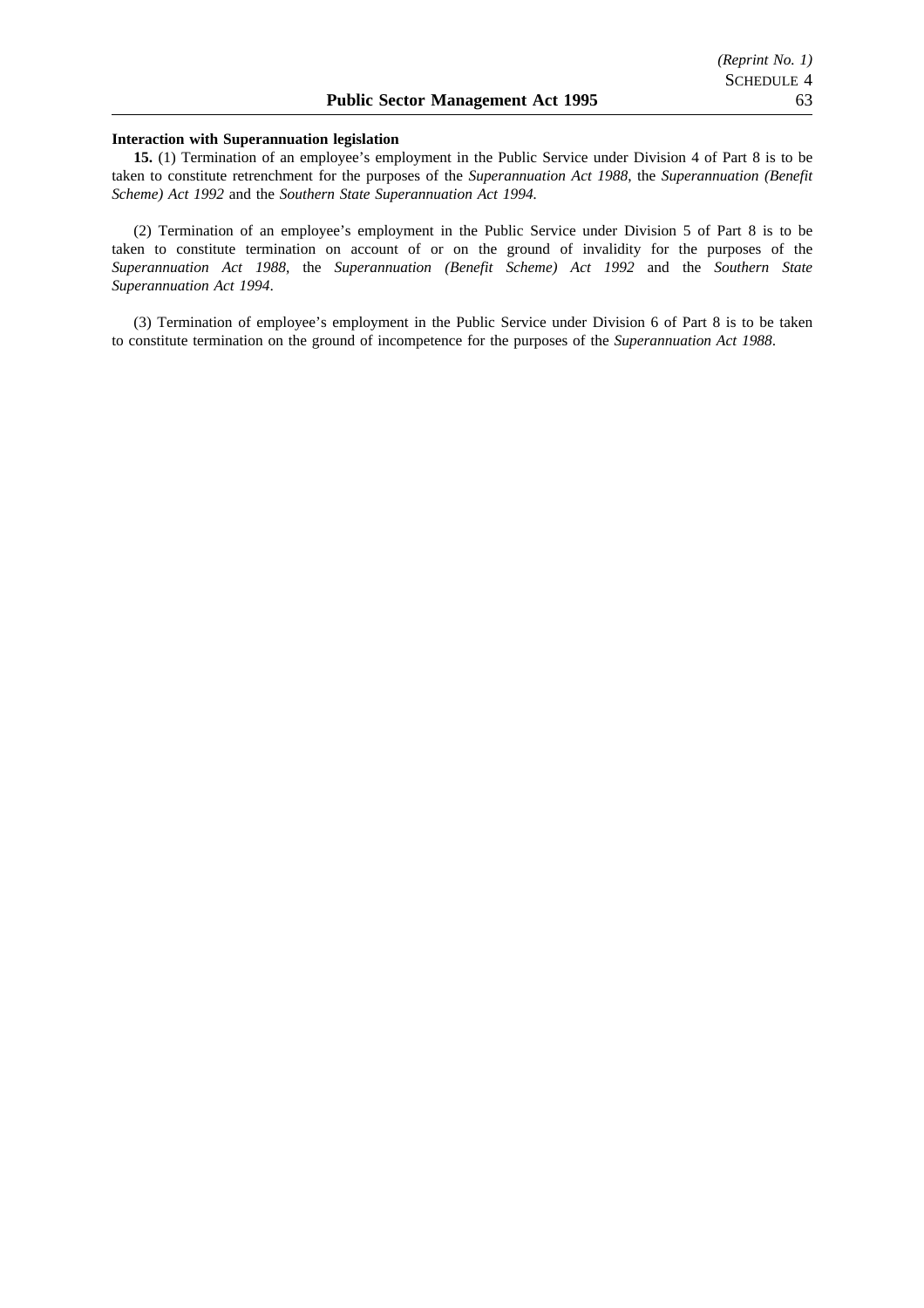**Interaction with Superannuation legislation**

**15.** (1) Termination of an employee's employment in the Public Service under Division 4 of Part 8 is to be taken to constitute retrenchment for the purposes of the *Superannuation Act 1988*, the *Superannuation (Benefit Scheme) Act 1992* and the *Southern State Superannuation Act 1994*.

(2) Termination of an employee's employment in the Public Service under Division 5 of Part 8 is to be taken to constitute termination on account of or on the ground of invalidity for the purposes of the *Superannuation Act 1988*, the *Superannuation (Benefit Scheme) Act 1992* and the *Southern State Superannuation Act 1994*.

(3) Termination of employee's employment in the Public Service under Division 6 of Part 8 is to be taken to constitute termination on the ground of incompetence for the purposes of the *Superannuation Act 1988*.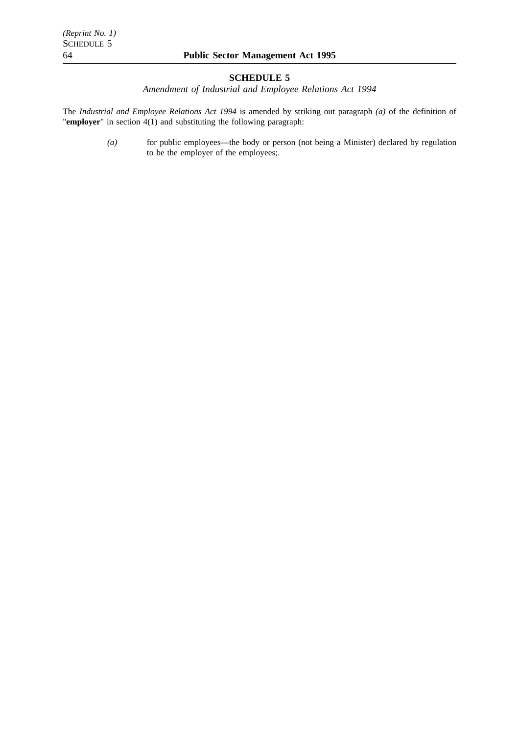## SCHEDULE 5

*Amendment of Industrial and Employee Relations Act 1994*

The *Industrial and Employee Relations Act 1994* is amended by striking out paragraph *(a)* of the definition of "**employer**" in section 4(1) and substituting the following paragraph:

> *(a)* for public employees—the body or person (not being a Minister) declared by regulation to be the employer of the employees;.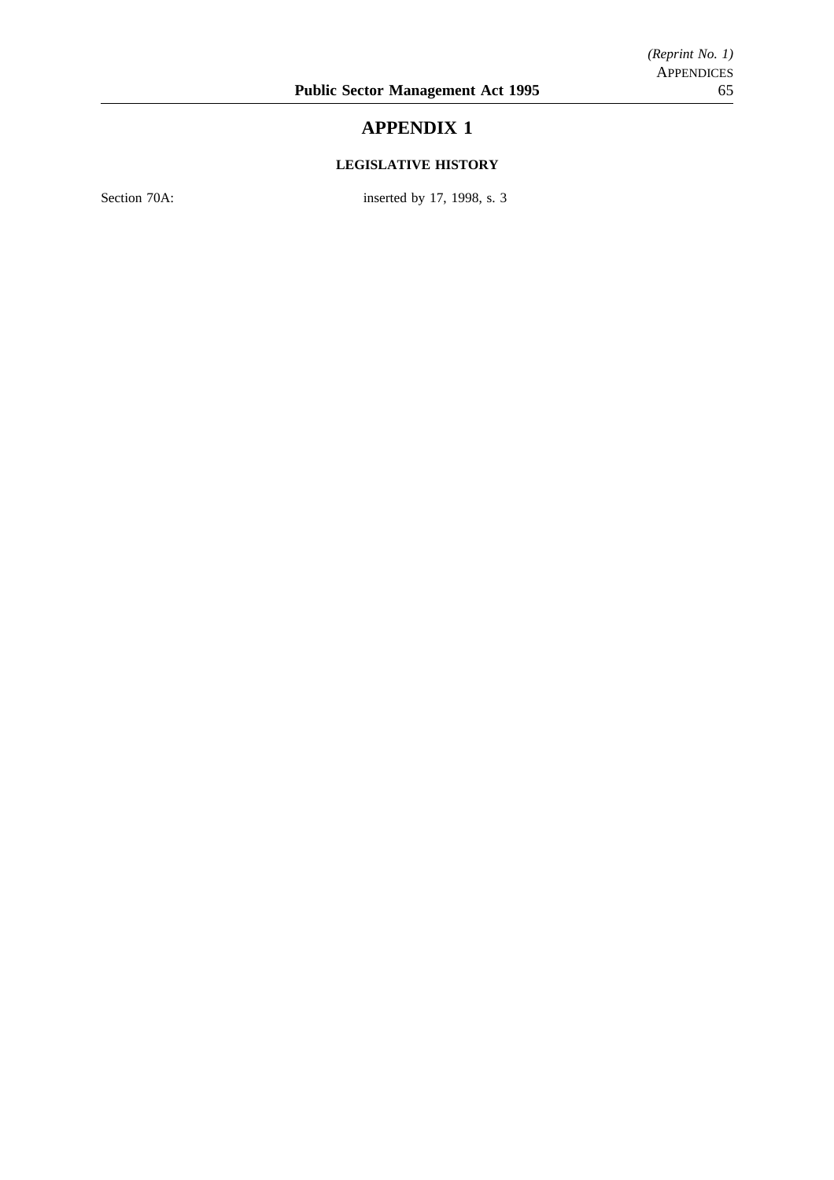# APPENDIX 1

## LEGISLATIVE HISTORY

Section 70A: inserted by 17, 1998, s. 3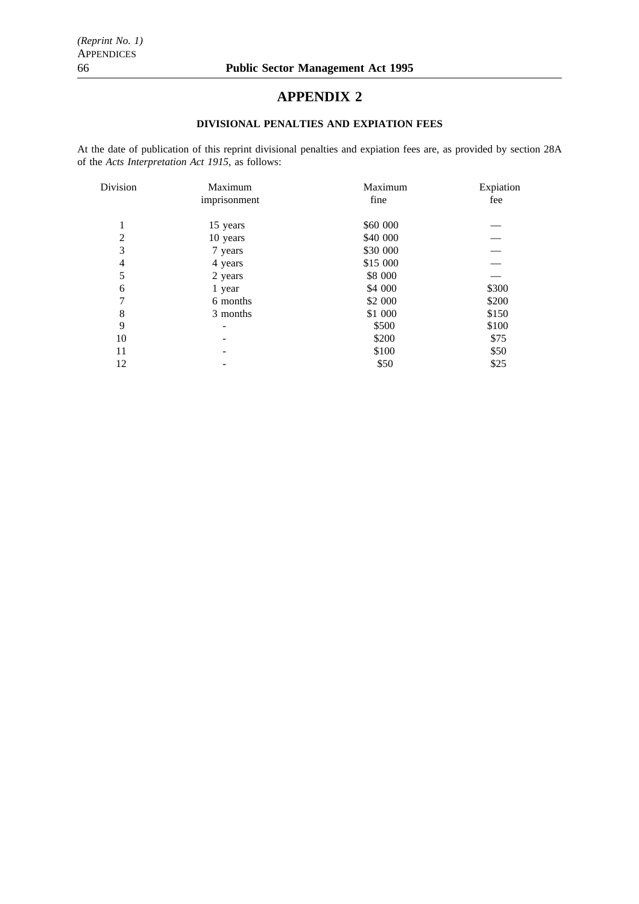# APPENDIX 2

## DIVISIONAL PENALTIES AND EXPIATION FEES

At the date of publication of this reprint divisional penalties and expiation fees are, as provided by section 28A of the *Acts Interpretation Act 1915*, as follows:

| Division | Maximum imprisonment | Maximum fine | Expiation fee |
|---|---|---|---|
| 1 | 15 years | $60 000 | — |
| 2 | 10 years | $40 000 | — |
| 3 | 7 years | $30 000 | — |
| 4 | 4 years | $15 000 | — |
| 5 | 2 years | $8 000 | — |
| 6 | 1 year | $4 000 | $300 |
| 7 | 6 months | $2 000 | $200 |
| 8 | 3 months | $1 000 | $150 |
| 9 | - | $500 | $100 |
| 10 | - | $200 | $75 |
| 11 | - | $100 | $50 |
| 12 | - | $50 | $25 |